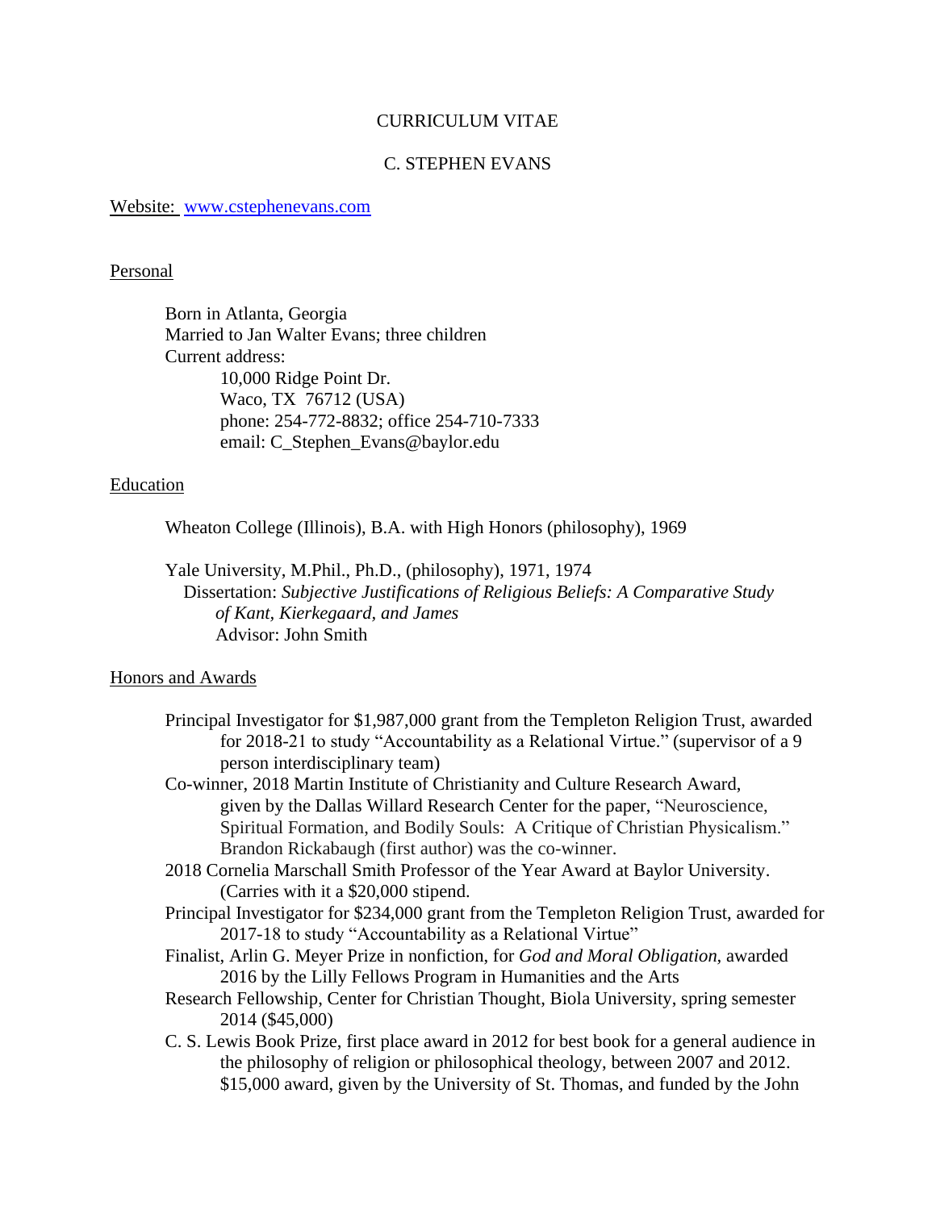# CURRICULUM VITAE

## C. STEPHEN EVANS

Website: [www.cstephenevans.com](http://www.cstephenevans.com)

### Personal

Born in Atlanta, Georgia
Married to Jan Walter Evans; three children
Current address:
10,000 Ridge Point Dr.
Waco, TX 76712 (USA)
phone: 254-772-8832; office 254-710-7333
email: C_Stephen_Evans@baylor.edu

### Education

Wheaton College (Illinois), B.A. with High Honors (philosophy), 1969

Yale University, M.Phil., Ph.D., (philosophy), 1971, 1974
Dissertation: *Subjective Justifications of Religious Beliefs: A Comparative Study of Kant, Kierkegaard, and James*
Advisor: John Smith

### Honors and Awards

Principal Investigator for $1,987,000 grant from the Templeton Religion Trust, awarded for 2018-21 to study "Accountability as a Relational Virtue." (supervisor of a 9 person interdisciplinary team)

Co-winner, 2018 Martin Institute of Christianity and Culture Research Award, given by the Dallas Willard Research Center for the paper, "Neuroscience, Spiritual Formation, and Bodily Souls: A Critique of Christian Physicalism." Brandon Rickabaugh (first author) was the co-winner.

2018 Cornelia Marschall Smith Professor of the Year Award at Baylor University. (Carries with it a $20,000 stipend.

Principal Investigator for $234,000 grant from the Templeton Religion Trust, awarded for 2017-18 to study "Accountability as a Relational Virtue"

Finalist, Arlin G. Meyer Prize in nonfiction, for *God and Moral Obligation*, awarded 2016 by the Lilly Fellows Program in Humanities and the Arts

Research Fellowship, Center for Christian Thought, Biola University, spring semester 2014 ($45,000)

C. S. Lewis Book Prize, first place award in 2012 for best book for a general audience in the philosophy of religion or philosophical theology, between 2007 and 2012. $15,000 award, given by the University of St. Thomas, and funded by the John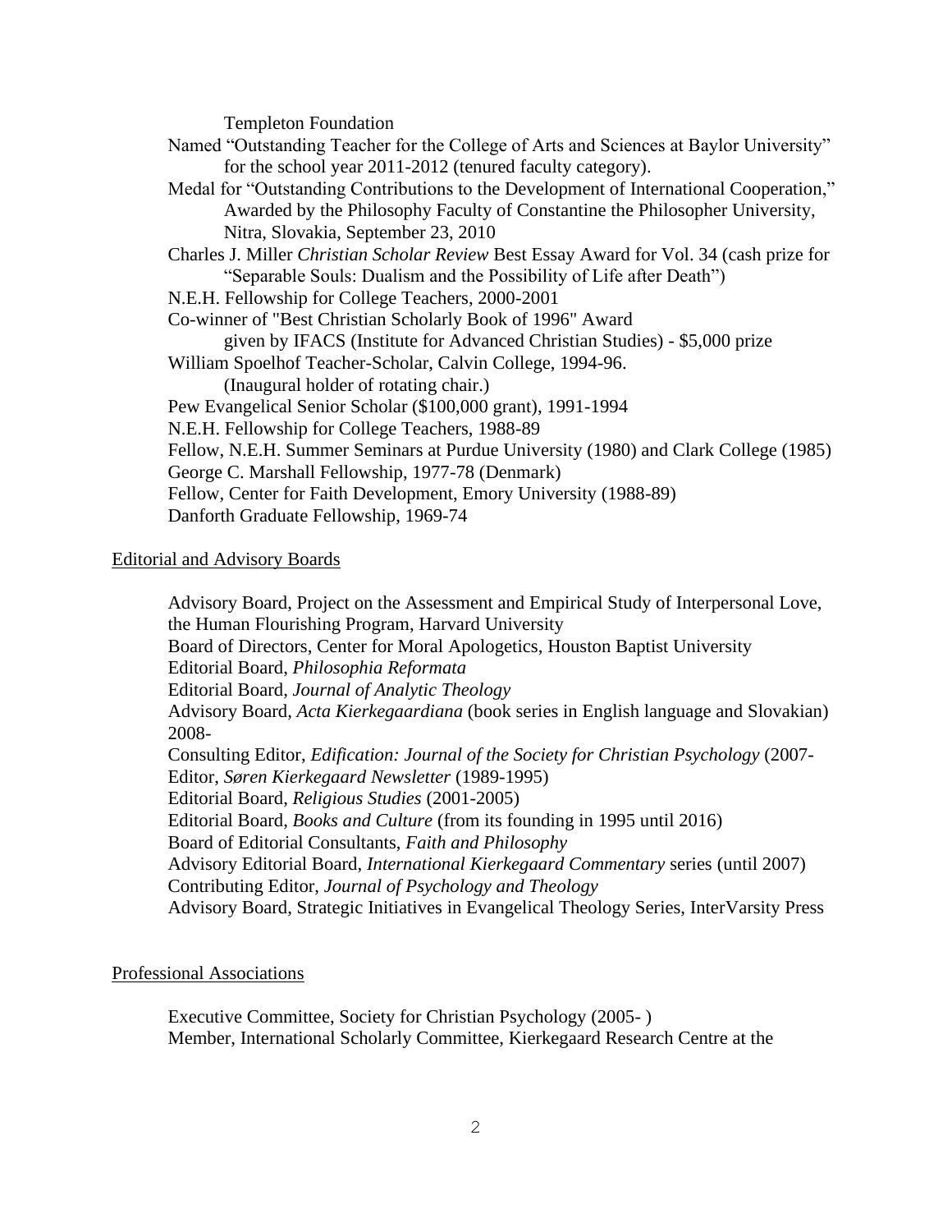Templeton Foundation

Named "Outstanding Teacher for the College of Arts and Sciences at Baylor University" for the school year 2011-2012 (tenured faculty category).

Medal for "Outstanding Contributions to the Development of International Cooperation," Awarded by the Philosophy Faculty of Constantine the Philosopher University, Nitra, Slovakia, September 23, 2010

Charles J. Miller *Christian Scholar Review* Best Essay Award for Vol. 34 (cash prize for "Separable Souls: Dualism and the Possibility of Life after Death")

N.E.H. Fellowship for College Teachers, 2000-2001

Co-winner of "Best Christian Scholarly Book of 1996" Award given by IFACS (Institute for Advanced Christian Studies) - $5,000 prize

William Spoelhof Teacher-Scholar, Calvin College, 1994-96. (Inaugural holder of rotating chair.)

Pew Evangelical Senior Scholar ($100,000 grant), 1991-1994

N.E.H. Fellowship for College Teachers, 1988-89

Fellow, N.E.H. Summer Seminars at Purdue University (1980) and Clark College (1985)

George C. Marshall Fellowship, 1977-78 (Denmark)

Fellow, Center for Faith Development, Emory University (1988-89)

Danforth Graduate Fellowship, 1969-74

## Editorial and Advisory Boards

Advisory Board, Project on the Assessment and Empirical Study of Interpersonal Love, the Human Flourishing Program, Harvard University

Board of Directors, Center for Moral Apologetics, Houston Baptist University

Editorial Board, *Philosophia Reformata*

Editorial Board, *Journal of Analytic Theology*

Advisory Board, *Acta Kierkegaardiana* (book series in English language and Slovakian) 2008-

Consulting Editor, *Edification: Journal of the Society for Christian Psychology* (2007-

Editor, *Søren Kierkegaard Newsletter* (1989-1995)

Editorial Board, *Religious Studies* (2001-2005)

Editorial Board, *Books and Culture* (from its founding in 1995 until 2016)

Board of Editorial Consultants, *Faith and Philosophy*

Advisory Editorial Board, *International Kierkegaard Commentary* series (until 2007)

Contributing Editor, *Journal of Psychology and Theology*

Advisory Board, Strategic Initiatives in Evangelical Theology Series, InterVarsity Press

## Professional Associations

Executive Committee, Society for Christian Psychology (2005- )

Member, International Scholarly Committee, Kierkegaard Research Centre at the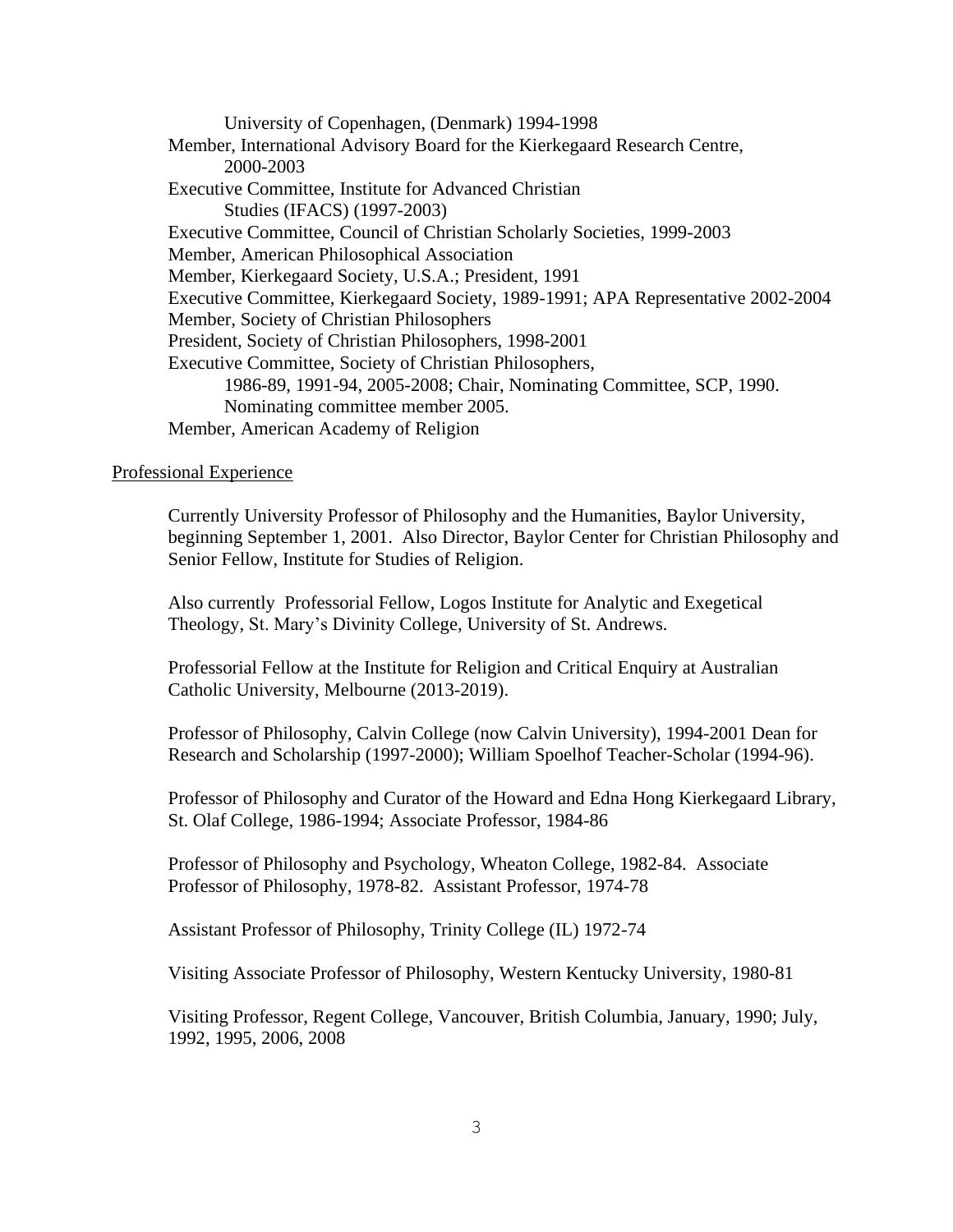University of Copenhagen, (Denmark) 1994-1998

Member, International Advisory Board for the Kierkegaard Research Centre, 2000-2003

Executive Committee, Institute for Advanced Christian Studies (IFACS) (1997-2003)

Executive Committee, Council of Christian Scholarly Societies, 1999-2003

Member, American Philosophical Association

Member, Kierkegaard Society, U.S.A.; President, 1991

Executive Committee, Kierkegaard Society, 1989-1991; APA Representative 2002-2004

Member, Society of Christian Philosophers

President, Society of Christian Philosophers, 1998-2001

Executive Committee, Society of Christian Philosophers, 1986-89, 1991-94, 2005-2008; Chair, Nominating Committee, SCP, 1990. Nominating committee member 2005.

Member, American Academy of Religion

## Professional Experience

Currently University Professor of Philosophy and the Humanities, Baylor University, beginning September 1, 2001. Also Director, Baylor Center for Christian Philosophy and Senior Fellow, Institute for Studies of Religion.

Also currently Professorial Fellow, Logos Institute for Analytic and Exegetical Theology, St. Mary's Divinity College, University of St. Andrews.

Professorial Fellow at the Institute for Religion and Critical Enquiry at Australian Catholic University, Melbourne (2013-2019).

Professor of Philosophy, Calvin College (now Calvin University), 1994-2001 Dean for Research and Scholarship (1997-2000); William Spoelhof Teacher-Scholar (1994-96).

Professor of Philosophy and Curator of the Howard and Edna Hong Kierkegaard Library, St. Olaf College, 1986-1994; Associate Professor, 1984-86

Professor of Philosophy and Psychology, Wheaton College, 1982-84. Associate Professor of Philosophy, 1978-82. Assistant Professor, 1974-78

Assistant Professor of Philosophy, Trinity College (IL) 1972-74

Visiting Associate Professor of Philosophy, Western Kentucky University, 1980-81

Visiting Professor, Regent College, Vancouver, British Columbia, January, 1990; July, 1992, 1995, 2006, 2008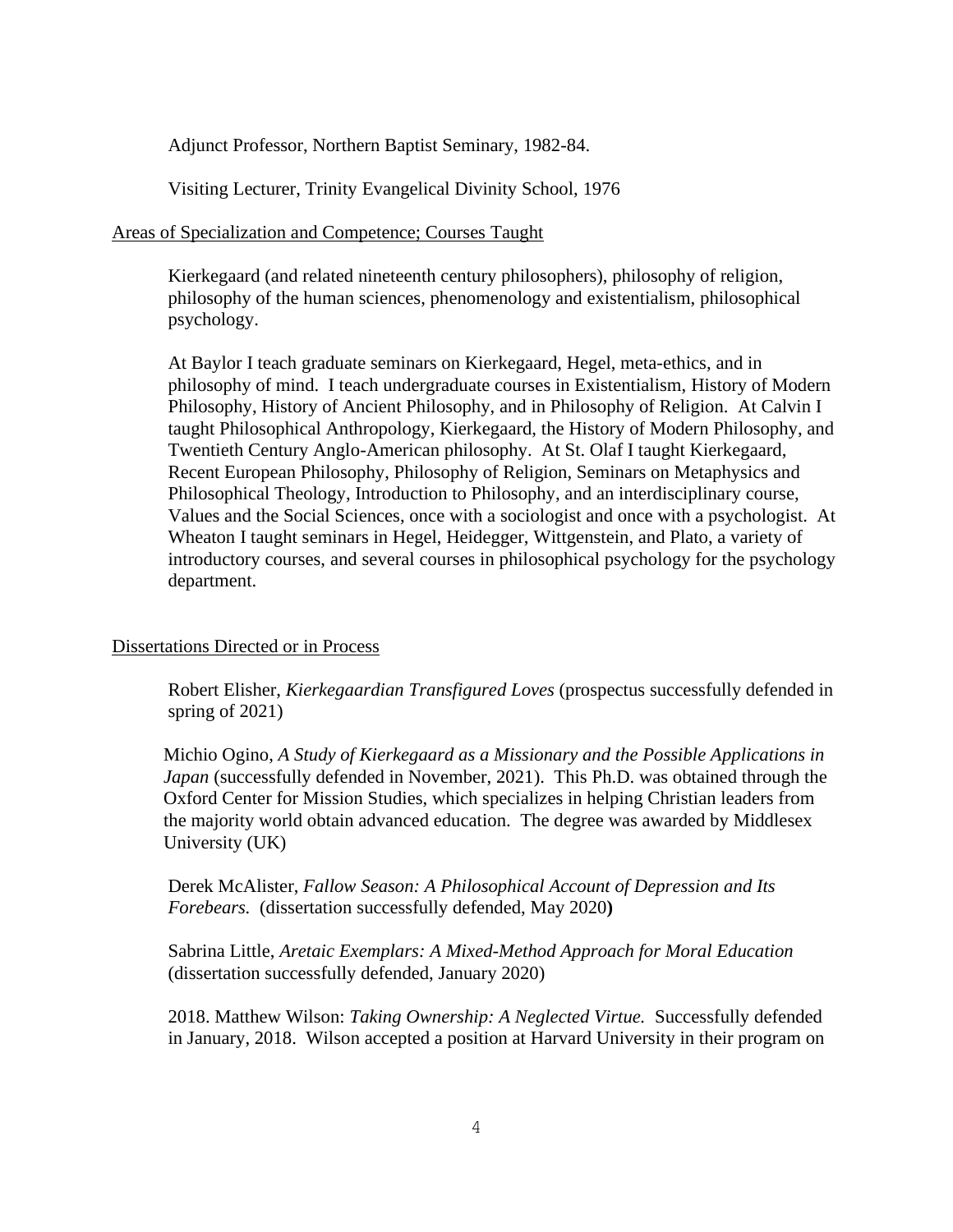Adjunct Professor, Northern Baptist Seminary, 1982-84.

Visiting Lecturer, Trinity Evangelical Divinity School, 1976

Areas of Specialization and Competence; Courses Taught

Kierkegaard (and related nineteenth century philosophers), philosophy of religion, philosophy of the human sciences, phenomenology and existentialism, philosophical psychology.

At Baylor I teach graduate seminars on Kierkegaard, Hegel, meta-ethics, and in philosophy of mind. I teach undergraduate courses in Existentialism, History of Modern Philosophy, History of Ancient Philosophy, and in Philosophy of Religion. At Calvin I taught Philosophical Anthropology, Kierkegaard, the History of Modern Philosophy, and Twentieth Century Anglo-American philosophy. At St. Olaf I taught Kierkegaard, Recent European Philosophy, Philosophy of Religion, Seminars on Metaphysics and Philosophical Theology, Introduction to Philosophy, and an interdisciplinary course, Values and the Social Sciences, once with a sociologist and once with a psychologist. At Wheaton I taught seminars in Hegel, Heidegger, Wittgenstein, and Plato, a variety of introductory courses, and several courses in philosophical psychology for the psychology department.

Dissertations Directed or in Process

Robert Elisher, *Kierkegaardian Transfigured Loves* (prospectus successfully defended in spring of 2021)

Michio Ogino, *A Study of Kierkegaard as a Missionary and the Possible Applications in Japan* (successfully defended in November, 2021). This Ph.D. was obtained through the Oxford Center for Mission Studies, which specializes in helping Christian leaders from the majority world obtain advanced education. The degree was awarded by Middlesex University (UK)

Derek McAlister, *Fallow Season: A Philosophical Account of Depression and Its Forebears.* (dissertation successfully defended, May 2020**)**

Sabrina Little, *Aretaic Exemplars: A Mixed-Method Approach for Moral Education* (dissertation successfully defended, January 2020)

2018. Matthew Wilson: *Taking Ownership: A Neglected Virtue.* Successfully defended in January, 2018. Wilson accepted a position at Harvard University in their program on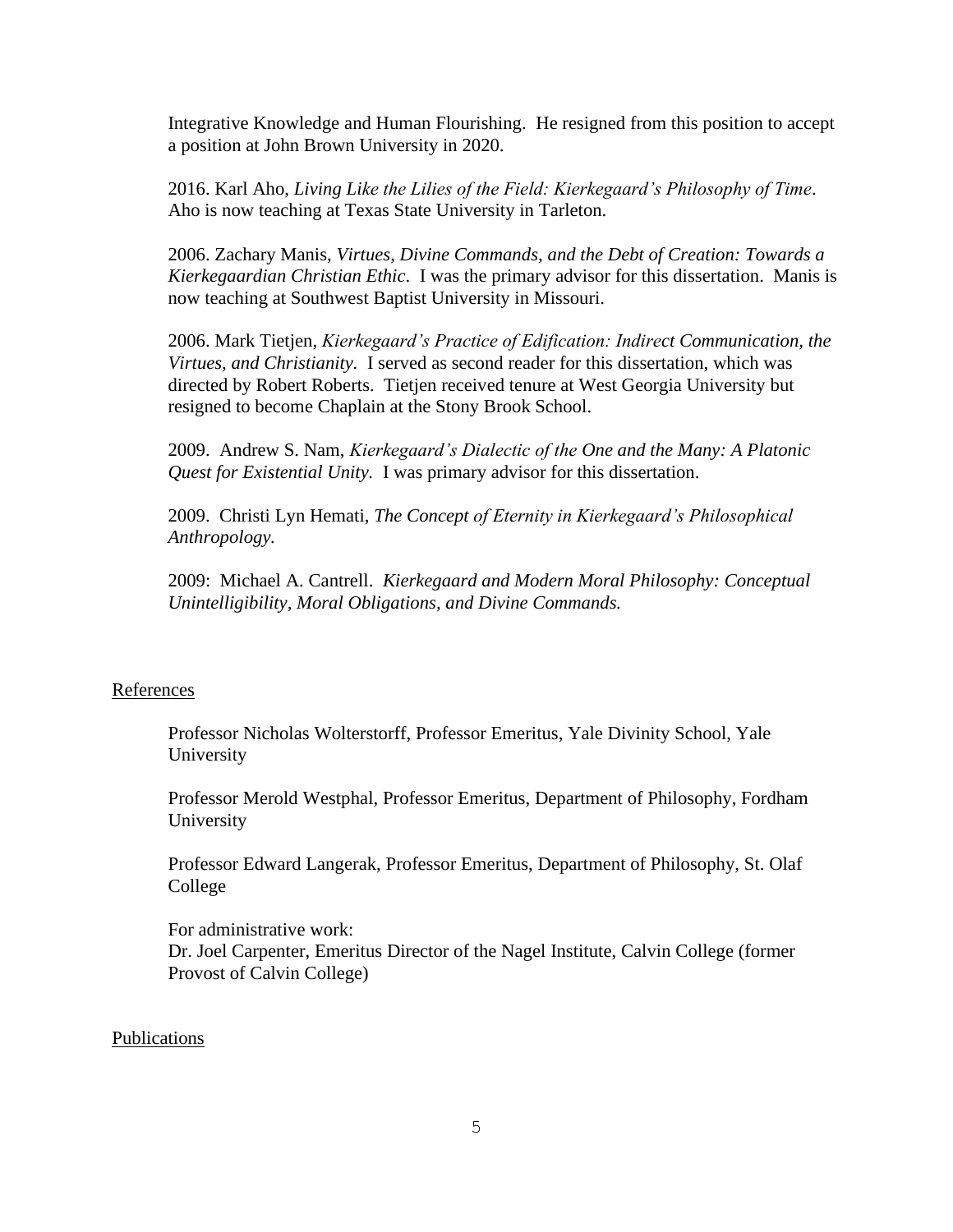Integrative Knowledge and Human Flourishing. He resigned from this position to accept a position at John Brown University in 2020.

2016. Karl Aho, *Living Like the Lilies of the Field: Kierkegaard's Philosophy of Time*. Aho is now teaching at Texas State University in Tarleton.

2006. Zachary Manis, *Virtues, Divine Commands, and the Debt of Creation: Towards a Kierkegaardian Christian Ethic*. I was the primary advisor for this dissertation. Manis is now teaching at Southwest Baptist University in Missouri.

2006. Mark Tietjen, *Kierkegaard's Practice of Edification: Indirect Communication, the Virtues, and Christianity*. I served as second reader for this dissertation, which was directed by Robert Roberts. Tietjen received tenure at West Georgia University but resigned to become Chaplain at the Stony Brook School.

2009. Andrew S. Nam, *Kierkegaard's Dialectic of the One and the Many: A Platonic Quest for Existential Unity.* I was primary advisor for this dissertation.

2009. Christi Lyn Hemati, *The Concept of Eternity in Kierkegaard's Philosophical Anthropology.*

2009: Michael A. Cantrell. *Kierkegaard and Modern Moral Philosophy: Conceptual Unintelligibility, Moral Obligations, and Divine Commands.*

References

Professor Nicholas Wolterstorff, Professor Emeritus, Yale Divinity School, Yale University

Professor Merold Westphal, Professor Emeritus, Department of Philosophy, Fordham University

Professor Edward Langerak, Professor Emeritus, Department of Philosophy, St. Olaf College

For administrative work:
Dr. Joel Carpenter, Emeritus Director of the Nagel Institute, Calvin College (former Provost of Calvin College)

Publications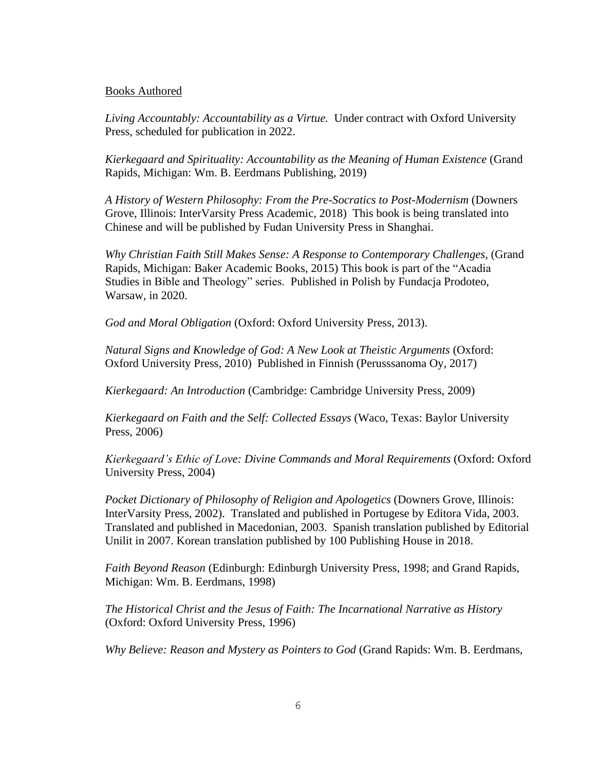Books Authored

*Living Accountably: Accountability as a Virtue.* Under contract with Oxford University Press, scheduled for publication in 2022.

*Kierkegaard and Spirituality: Accountability as the Meaning of Human Existence* (Grand Rapids, Michigan: Wm. B. Eerdmans Publishing, 2019)

*A History of Western Philosophy: From the Pre-Socratics to Post-Modernism* (Downers Grove, Illinois: InterVarsity Press Academic, 2018) This book is being translated into Chinese and will be published by Fudan University Press in Shanghai.

*Why Christian Faith Still Makes Sense: A Response to Contemporary Challenges*, (Grand Rapids, Michigan: Baker Academic Books, 2015) This book is part of the "Acadia Studies in Bible and Theology" series. Published in Polish by Fundacja Prodoteo, Warsaw, in 2020.

*God and Moral Obligation* (Oxford: Oxford University Press, 2013).

*Natural Signs and Knowledge of God: A New Look at Theistic Arguments* (Oxford: Oxford University Press, 2010) Published in Finnish (Perusssanoma Oy, 2017)

*Kierkegaard: An Introduction* (Cambridge: Cambridge University Press, 2009)

*Kierkegaard on Faith and the Self: Collected Essays* (Waco, Texas: Baylor University Press, 2006)

*Kierkegaard's Ethic of Love: Divine Commands and Moral Requirements* (Oxford: Oxford University Press, 2004)

*Pocket Dictionary of Philosophy of Religion and Apologetics* (Downers Grove, Illinois: InterVarsity Press, 2002). Translated and published in Portugese by Editora Vida, 2003. Translated and published in Macedonian, 2003. Spanish translation published by Editorial Unilit in 2007. Korean translation published by 100 Publishing House in 2018.

*Faith Beyond Reason* (Edinburgh: Edinburgh University Press, 1998; and Grand Rapids, Michigan: Wm. B. Eerdmans, 1998)

*The Historical Christ and the Jesus of Faith: The Incarnational Narrative as History* (Oxford: Oxford University Press, 1996)

*Why Believe: Reason and Mystery as Pointers to God* (Grand Rapids: Wm. B. Eerdmans,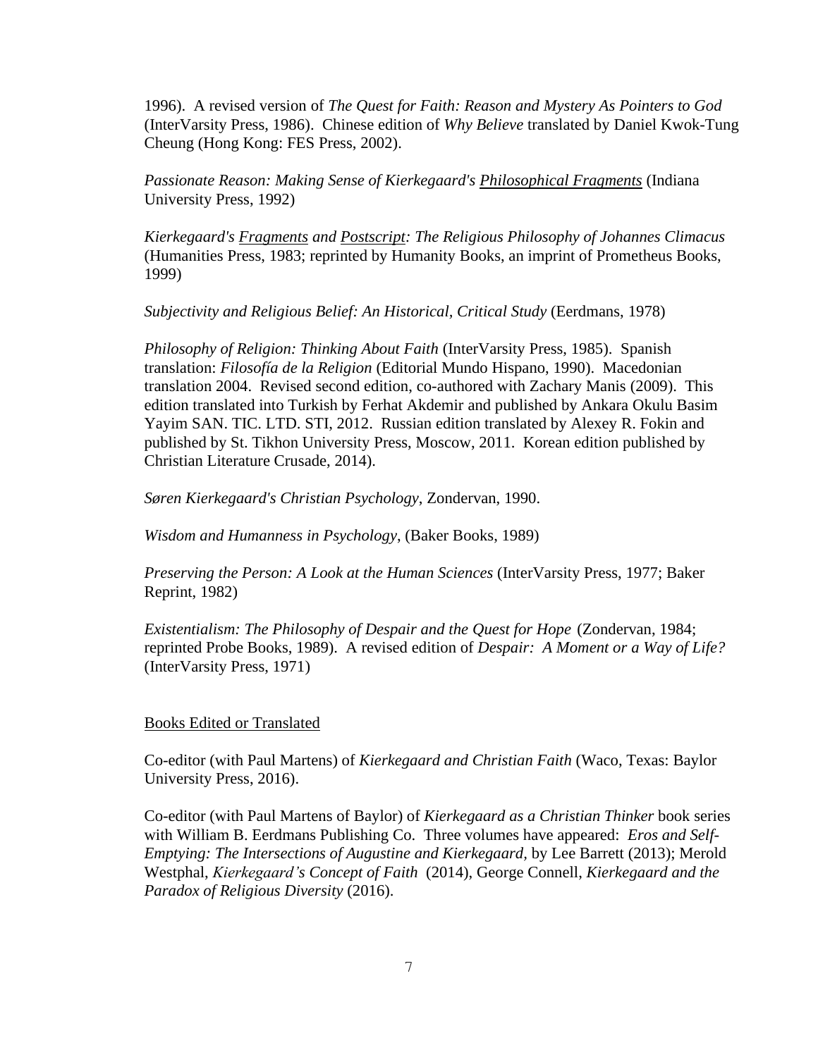1996). A revised version of *The Quest for Faith: Reason and Mystery As Pointers to God* (InterVarsity Press, 1986). Chinese edition of *Why Believe* translated by Daniel Kwok-Tung Cheung (Hong Kong: FES Press, 2002).

*Passionate Reason: Making Sense of Kierkegaard's Philosophical Fragments* (Indiana University Press, 1992)

*Kierkegaard's Fragments and Postscript: The Religious Philosophy of Johannes Climacus* (Humanities Press, 1983; reprinted by Humanity Books, an imprint of Prometheus Books, 1999)

*Subjectivity and Religious Belief: An Historical, Critical Study* (Eerdmans, 1978)

*Philosophy of Religion: Thinking About Faith* (InterVarsity Press, 1985). Spanish translation: *Filosofía de la Religion* (Editorial Mundo Hispano, 1990). Macedonian translation 2004. Revised second edition, co-authored with Zachary Manis (2009). This edition translated into Turkish by Ferhat Akdemir and published by Ankara Okulu Basim Yayim SAN. TIC. LTD. STI, 2012. Russian edition translated by Alexey R. Fokin and published by St. Tikhon University Press, Moscow, 2011. Korean edition published by Christian Literature Crusade, 2014).

*Søren Kierkegaard's Christian Psychology*, Zondervan, 1990.

*Wisdom and Humanness in Psychology*, (Baker Books, 1989)

*Preserving the Person: A Look at the Human Sciences* (InterVarsity Press, 1977; Baker Reprint, 1982)

*Existentialism: The Philosophy of Despair and the Quest for Hope* (Zondervan, 1984; reprinted Probe Books, 1989). A revised edition of *Despair: A Moment or a Way of Life?* (InterVarsity Press, 1971)

## Books Edited or Translated

Co-editor (with Paul Martens) of *Kierkegaard and Christian Faith* (Waco, Texas: Baylor University Press, 2016).

Co-editor (with Paul Martens of Baylor) of *Kierkegaard as a Christian Thinker* book series with William B. Eerdmans Publishing Co. Three volumes have appeared: *Eros and Self-Emptying: The Intersections of Augustine and Kierkegaard,* by Lee Barrett (2013); Merold Westphal, *Kierkegaard's Concept of Faith* (2014), George Connell, *Kierkegaard and the Paradox of Religious Diversity* (2016).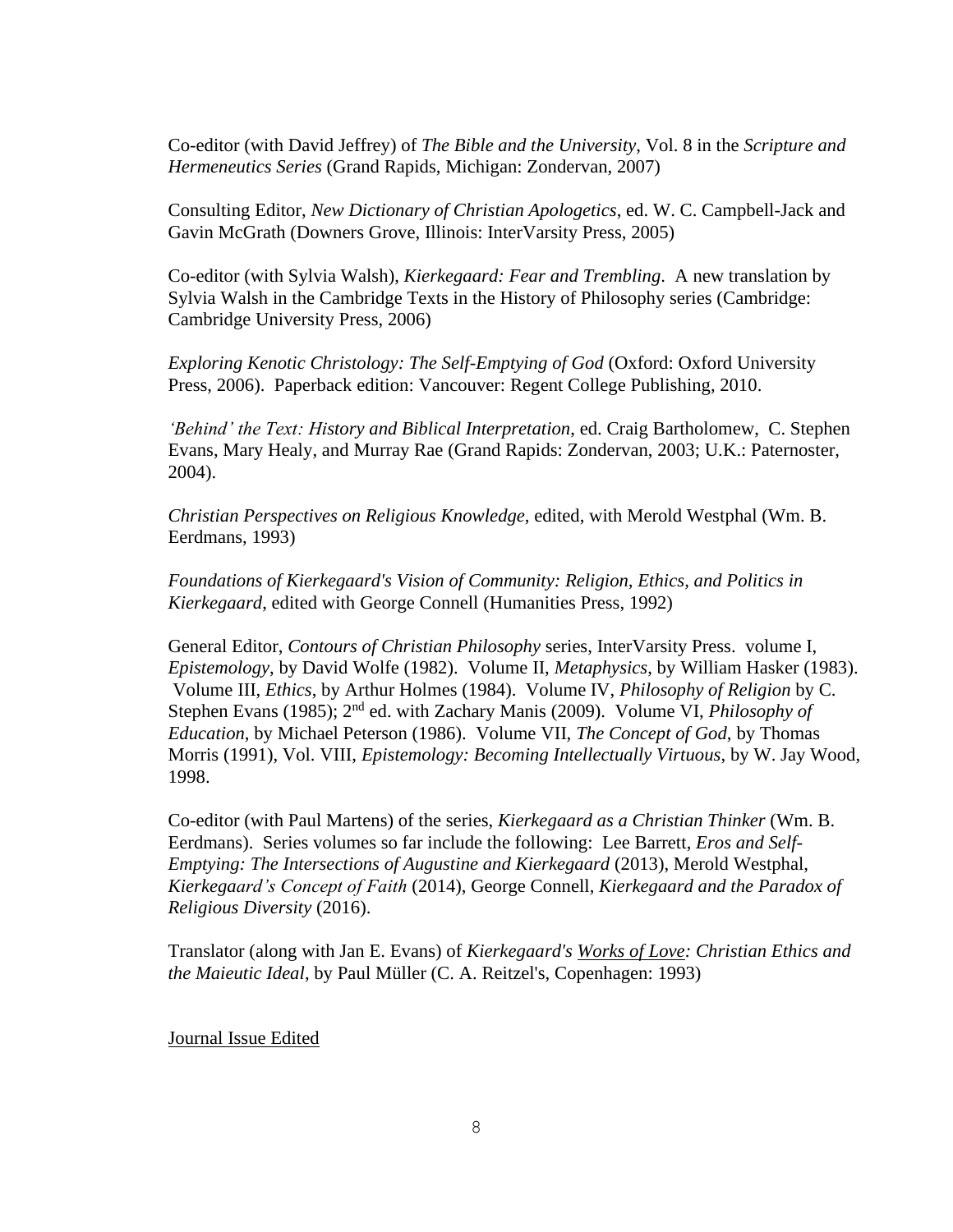Co-editor (with David Jeffrey) of *The Bible and the University*, Vol. 8 in the *Scripture and Hermeneutics Series* (Grand Rapids, Michigan: Zondervan, 2007)

Consulting Editor, *New Dictionary of Christian Apologetics*, ed. W. C. Campbell-Jack and Gavin McGrath (Downers Grove, Illinois: InterVarsity Press, 2005)

Co-editor (with Sylvia Walsh), *Kierkegaard: Fear and Trembling*. A new translation by Sylvia Walsh in the Cambridge Texts in the History of Philosophy series (Cambridge: Cambridge University Press, 2006)

*Exploring Kenotic Christology: The Self-Emptying of God* (Oxford: Oxford University Press, 2006). Paperback edition: Vancouver: Regent College Publishing, 2010.

*'Behind' the Text: History and Biblical Interpretation*, ed. Craig Bartholomew, C. Stephen Evans, Mary Healy, and Murray Rae (Grand Rapids: Zondervan, 2003; U.K.: Paternoster, 2004).

*Christian Perspectives on Religious Knowledge*, edited, with Merold Westphal (Wm. B. Eerdmans, 1993)

*Foundations of Kierkegaard's Vision of Community: Religion, Ethics, and Politics in Kierkegaard*, edited with George Connell (Humanities Press, 1992)

General Editor, *Contours of Christian Philosophy* series, InterVarsity Press. volume I, *Epistemology*, by David Wolfe (1982). Volume II, *Metaphysics*, by William Hasker (1983). Volume III, *Ethics*, by Arthur Holmes (1984). Volume IV, *Philosophy of Religion* by C. Stephen Evans (1985); 2nd ed. with Zachary Manis (2009). Volume VI, *Philosophy of Education*, by Michael Peterson (1986). Volume VII, *The Concept of God*, by Thomas Morris (1991), Vol. VIII, *Epistemology: Becoming Intellectually Virtuous*, by W. Jay Wood, 1998.

Co-editor (with Paul Martens) of the series, *Kierkegaard as a Christian Thinker* (Wm. B. Eerdmans). Series volumes so far include the following: Lee Barrett, *Eros and Self-Emptying: The Intersections of Augustine and Kierkegaard* (2013), Merold Westphal, *Kierkegaard's Concept of Faith* (2014), George Connell, *Kierkegaard and the Paradox of Religious Diversity* (2016).

Translator (along with Jan E. Evans) of *Kierkegaard's Works of Love: Christian Ethics and the Maieutic Ideal*, by Paul Müller (C. A. Reitzel's, Copenhagen: 1993)

Journal Issue Edited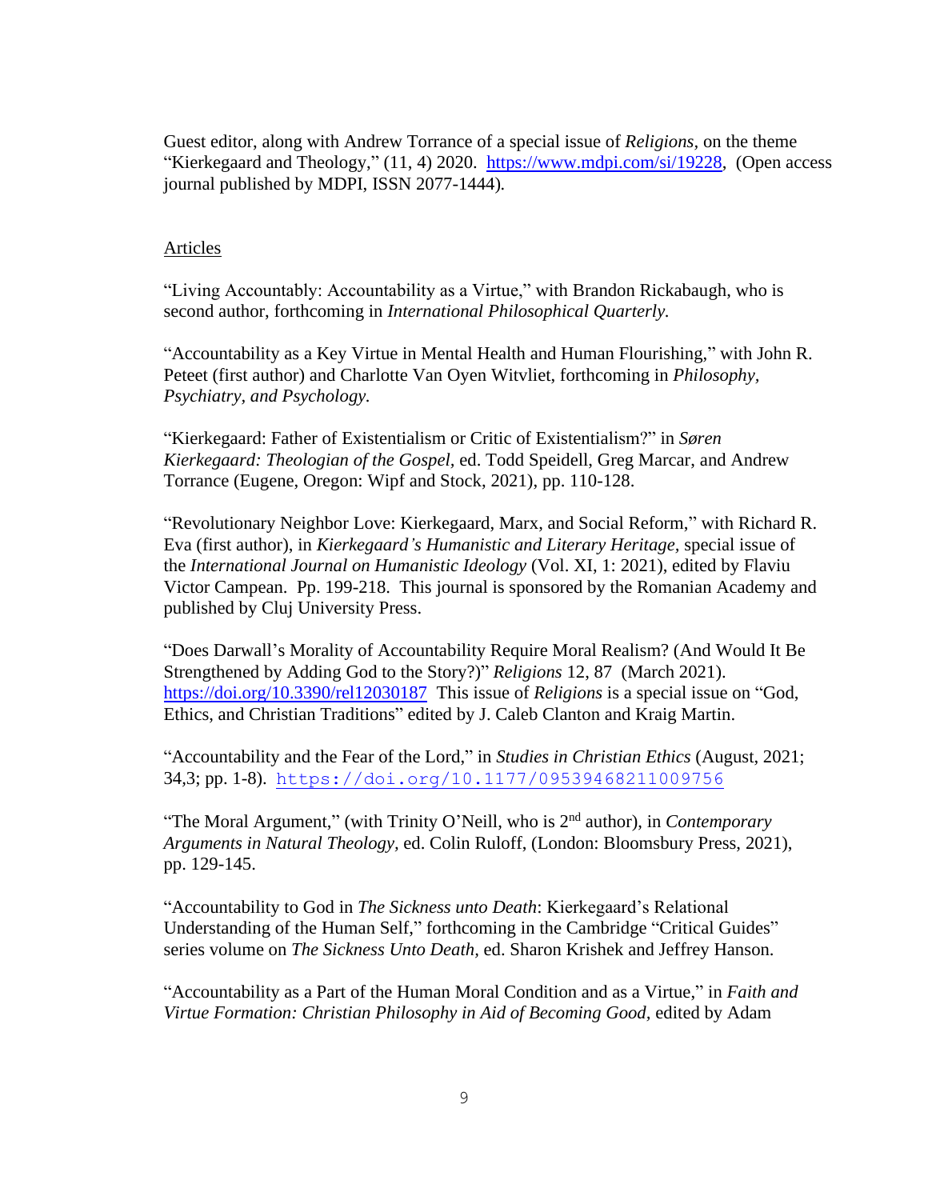Guest editor, along with Andrew Torrance of a special issue of *Religions,* on the theme "Kierkegaard and Theology," (11, 4) 2020. https://www.mdpi.com/si/19228, (Open access journal published by MDPI, ISSN 2077-1444).

## Articles

"Living Accountably: Accountability as a Virtue," with Brandon Rickabaugh, who is second author, forthcoming in *International Philosophical Quarterly.*

"Accountability as a Key Virtue in Mental Health and Human Flourishing," with John R. Peteet (first author) and Charlotte Van Oyen Witvliet, forthcoming in *Philosophy, Psychiatry, and Psychology.*

"Kierkegaard: Father of Existentialism or Critic of Existentialism?" in *Søren Kierkegaard: Theologian of the Gospel*, ed. Todd Speidell, Greg Marcar, and Andrew Torrance (Eugene, Oregon: Wipf and Stock, 2021), pp. 110-128.

"Revolutionary Neighbor Love: Kierkegaard, Marx, and Social Reform," with Richard R. Eva (first author), in *Kierkegaard's Humanistic and Literary Heritage,* special issue of the *International Journal on Humanistic Ideology* (Vol. XI, 1: 2021), edited by Flaviu Victor Campean. Pp. 199-218. This journal is sponsored by the Romanian Academy and published by Cluj University Press.

"Does Darwall's Morality of Accountability Require Moral Realism? (And Would It Be Strengthened by Adding God to the Story?)" *Religions* 12, 87 (March 2021). https://doi.org/10.3390/rel12030187 This issue of *Religions* is a special issue on "God, Ethics, and Christian Traditions" edited by J. Caleb Clanton and Kraig Martin.

"Accountability and the Fear of the Lord," in *Studies in Christian Ethics* (August, 2021; 34,3; pp. 1-8). https://doi.org/10.1177/09539468211009756

"The Moral Argument," (with Trinity O'Neill, who is 2nd author), in *Contemporary Arguments in Natural Theology,* ed. Colin Ruloff, (London: Bloomsbury Press, 2021), pp. 129-145.

"Accountability to God in *The Sickness unto Death*: Kierkegaard's Relational Understanding of the Human Self," forthcoming in the Cambridge "Critical Guides" series volume on *The Sickness Unto Death,* ed. Sharon Krishek and Jeffrey Hanson.

"Accountability as a Part of the Human Moral Condition and as a Virtue," in *Faith and Virtue Formation: Christian Philosophy in Aid of Becoming Good*, edited by Adam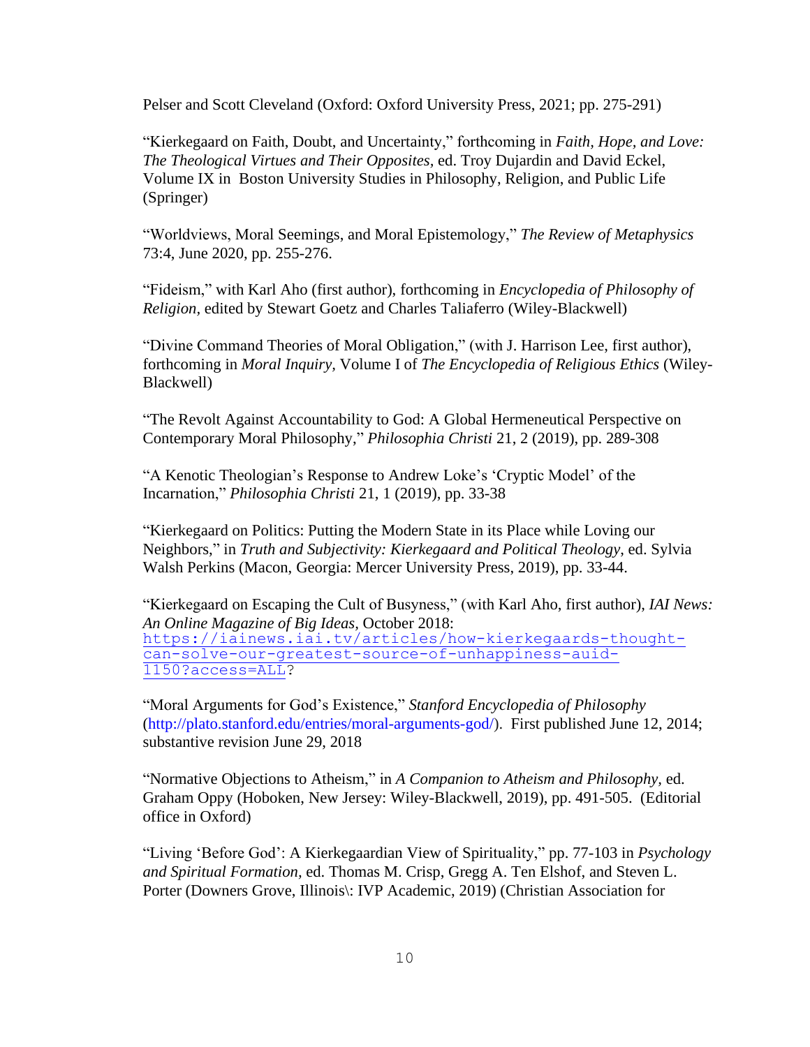Pelser and Scott Cleveland (Oxford: Oxford University Press, 2021; pp. 275-291)

"Kierkegaard on Faith, Doubt, and Uncertainty," forthcoming in *Faith, Hope, and Love: The Theological Virtues and Their Opposites*, ed. Troy Dujardin and David Eckel, Volume IX in Boston University Studies in Philosophy, Religion, and Public Life (Springer)

"Worldviews, Moral Seemings, and Moral Epistemology," *The Review of Metaphysics* 73:4, June 2020, pp. 255-276.

"Fideism," with Karl Aho (first author), forthcoming in *Encyclopedia of Philosophy of Religion,* edited by Stewart Goetz and Charles Taliaferro (Wiley-Blackwell)

"Divine Command Theories of Moral Obligation," (with J. Harrison Lee, first author), forthcoming in *Moral Inquiry*, Volume I of *The Encyclopedia of Religious Ethics* (Wiley-Blackwell)

"The Revolt Against Accountability to God: A Global Hermeneutical Perspective on Contemporary Moral Philosophy," *Philosophia Christi* 21, 2 (2019), pp. 289-308

"A Kenotic Theologian's Response to Andrew Loke's 'Cryptic Model' of the Incarnation," *Philosophia Christi* 21, 1 (2019), pp. 33-38

"Kierkegaard on Politics: Putting the Modern State in its Place while Loving our Neighbors," in *Truth and Subjectivity: Kierkegaard and Political Theology*, ed. Sylvia Walsh Perkins (Macon, Georgia: Mercer University Press, 2019), pp. 33-44.

"Kierkegaard on Escaping the Cult of Busyness," (with Karl Aho, first author), *IAI News: An Online Magazine of Big Ideas,* October 2018: https://iainews.iai.tv/articles/how-kierkegaards-thought-can-solve-our-greatest-source-of-unhappiness-auid-1150?access=ALL?

"Moral Arguments for God's Existence," *Stanford Encyclopedia of Philosophy* (http://plato.stanford.edu/entries/moral-arguments-god/). First published June 12, 2014; substantive revision June 29, 2018

"Normative Objections to Atheism," in *A Companion to Atheism and Philosophy,* ed. Graham Oppy (Hoboken, New Jersey: Wiley-Blackwell, 2019), pp. 491-505. (Editorial office in Oxford)

"Living 'Before God': A Kierkegaardian View of Spirituality," pp. 77-103 in *Psychology and Spiritual Formation,* ed. Thomas M. Crisp, Gregg A. Ten Elshof, and Steven L. Porter (Downers Grove, Illinois\: IVP Academic, 2019) (Christian Association for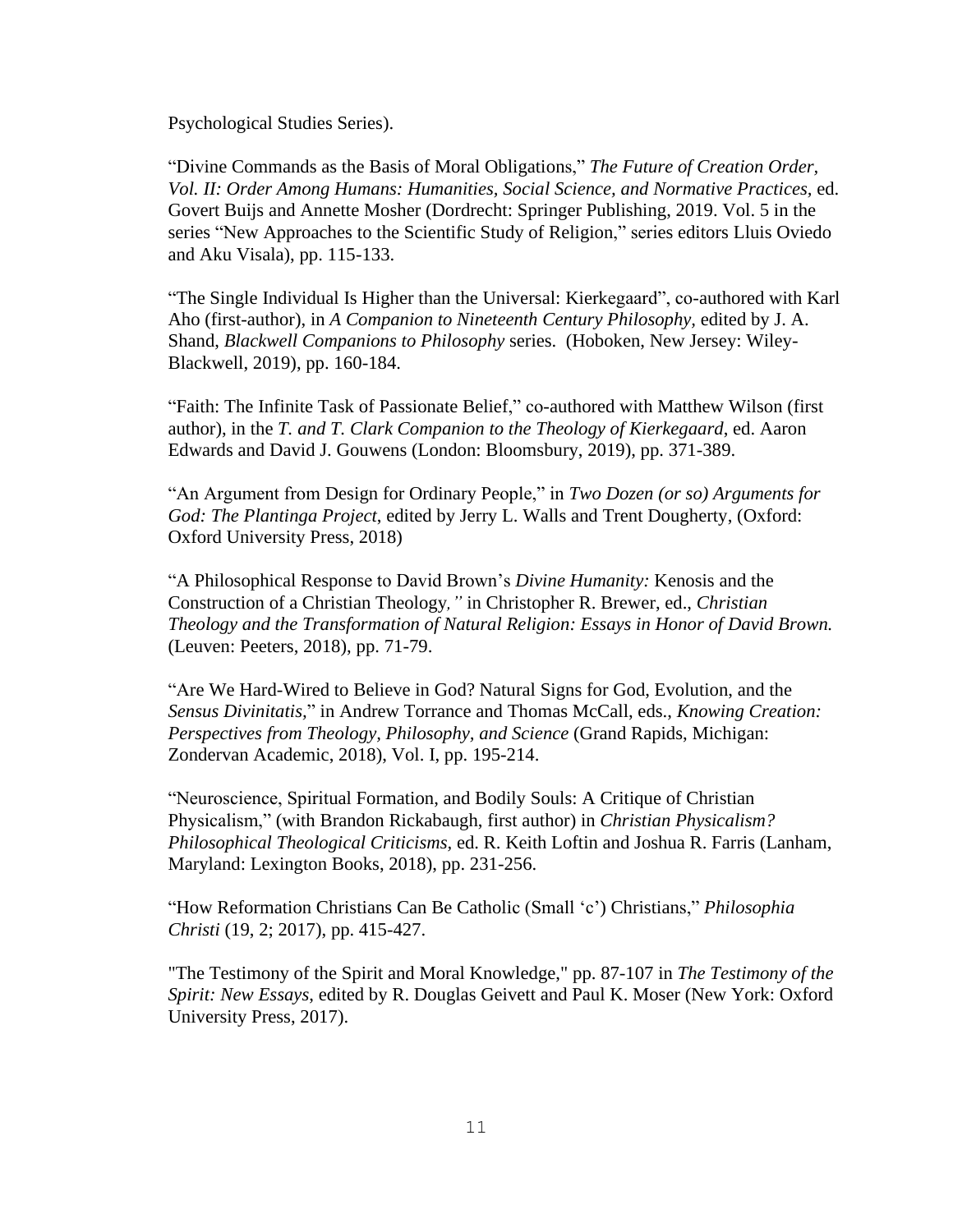Psychological Studies Series).

"Divine Commands as the Basis of Moral Obligations," *The Future of Creation Order, Vol. II: Order Among Humans: Humanities, Social Science, and Normative Practices*, ed. Govert Buijs and Annette Mosher (Dordrecht: Springer Publishing, 2019. Vol. 5 in the series "New Approaches to the Scientific Study of Religion," series editors Lluis Oviedo and Aku Visala), pp. 115-133.

"The Single Individual Is Higher than the Universal: Kierkegaard", co-authored with Karl Aho (first-author), in *A Companion to Nineteenth Century Philosophy*, edited by J. A. Shand, *Blackwell Companions to Philosophy* series. (Hoboken, New Jersey: Wiley-Blackwell, 2019), pp. 160-184.

"Faith: The Infinite Task of Passionate Belief," co-authored with Matthew Wilson (first author), in the *T. and T. Clark Companion to the Theology of Kierkegaard*, ed. Aaron Edwards and David J. Gouwens (London: Bloomsbury, 2019), pp. 371-389.

"An Argument from Design for Ordinary People," in *Two Dozen (or so) Arguments for God: The Plantinga Project*, edited by Jerry L. Walls and Trent Dougherty, (Oxford: Oxford University Press, 2018)

"A Philosophical Response to David Brown's *Divine Humanity:* Kenosis and the Construction of a Christian Theology*,"* in Christopher R. Brewer, ed., *Christian Theology and the Transformation of Natural Religion: Essays in Honor of David Brown.* (Leuven: Peeters, 2018), pp. 71-79.

"Are We Hard-Wired to Believe in God? Natural Signs for God, Evolution, and the *Sensus Divinitatis*," in Andrew Torrance and Thomas McCall, eds., *Knowing Creation: Perspectives from Theology, Philosophy, and Science* (Grand Rapids, Michigan: Zondervan Academic, 2018), Vol. I, pp. 195-214.

"Neuroscience, Spiritual Formation, and Bodily Souls: A Critique of Christian Physicalism," (with Brandon Rickabaugh, first author) in *Christian Physicalism? Philosophical Theological Criticisms,* ed. R. Keith Loftin and Joshua R. Farris (Lanham, Maryland: Lexington Books, 2018), pp. 231-256.

"How Reformation Christians Can Be Catholic (Small 'c') Christians," *Philosophia Christi* (19, 2; 2017), pp. 415-427.

"The Testimony of the Spirit and Moral Knowledge," pp. 87-107 in *The Testimony of the Spirit: New Essays*, edited by R. Douglas Geivett and Paul K. Moser (New York: Oxford University Press, 2017).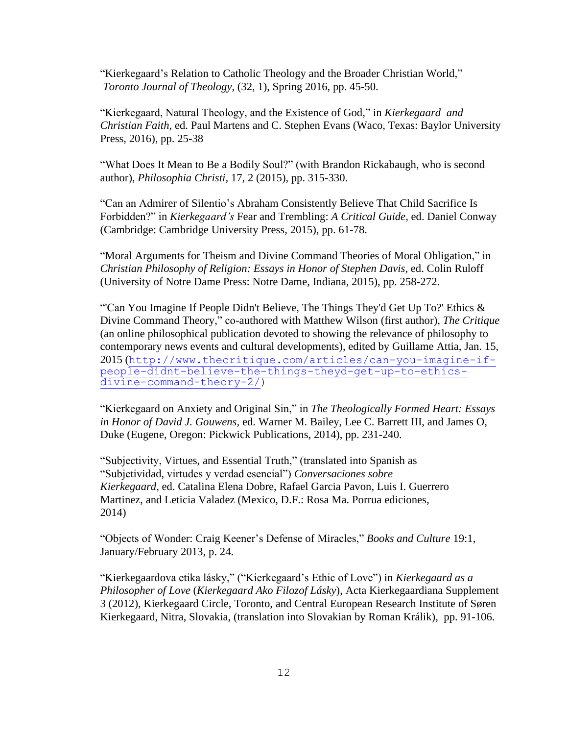"Kierkegaard's Relation to Catholic Theology and the Broader Christian World," *Toronto Journal of Theology*, (32, 1), Spring 2016, pp. 45-50.

"Kierkegaard, Natural Theology, and the Existence of God," in *Kierkegaard and Christian Faith*, ed. Paul Martens and C. Stephen Evans (Waco, Texas: Baylor University Press, 2016), pp. 25-38

"What Does It Mean to Be a Bodily Soul?" (with Brandon Rickabaugh, who is second author), *Philosophia Christi*, 17, 2 (2015), pp. 315-330.

"Can an Admirer of Silentio's Abraham Consistently Believe That Child Sacrifice Is Forbidden?" in *Kierkegaard's* Fear and Trembling: *A Critical Guide*, ed. Daniel Conway (Cambridge: Cambridge University Press, 2015), pp. 61-78.

"Moral Arguments for Theism and Divine Command Theories of Moral Obligation," in *Christian Philosophy of Religion: Essays in Honor of Stephen Davis*, ed. Colin Ruloff (University of Notre Dame Press: Notre Dame, Indiana, 2015), pp. 258-272.

"'Can You Imagine If People Didn't Believe, The Things They'd Get Up To?' Ethics & Divine Command Theory," co-authored with Matthew Wilson (first author), *The Critique* (an online philosophical publication devoted to showing the relevance of philosophy to contemporary news events and cultural developments), edited by Guillame Attia, Jan. 15, 2015 (http://www.thecritique.com/articles/can-you-imagine-if-people-didnt-believe-the-things-theyd-get-up-to-ethics-divine-command-theory-2/)

"Kierkegaard on Anxiety and Original Sin," in *The Theologically Formed Heart: Essays in Honor of David J. Gouwens*, ed. Warner M. Bailey, Lee C. Barrett III, and James O, Duke (Eugene, Oregon: Pickwick Publications, 2014), pp. 231-240.

"Subjectivity, Virtues, and Essential Truth," (translated into Spanish as "Subjetividad, virtudes y verdad esencial") *Conversaciones sobre Kierkegaard*, ed. Catalina Elena Dobre, Rafael Garcia Pavon, Luis I. Guerrero Martinez, and Leticia Valadez (Mexico, D.F.: Rosa Ma. Porrua ediciones, 2014)

"Objects of Wonder: Craig Keener's Defense of Miracles," *Books and Culture* 19:1, January/February 2013, p. 24.

"Kierkegaardova etika lásky," ("Kierkegaard's Ethic of Love") in *Kierkegaard as a Philosopher of Love* (*Kierkegaard Ako Filozof Lásky*), Acta Kierkegaardiana Supplement 3 (2012), Kierkegaard Circle, Toronto, and Central European Research Institute of Søren Kierkegaard, Nitra, Slovakia, (translation into Slovakian by Roman Králik), pp. 91-106.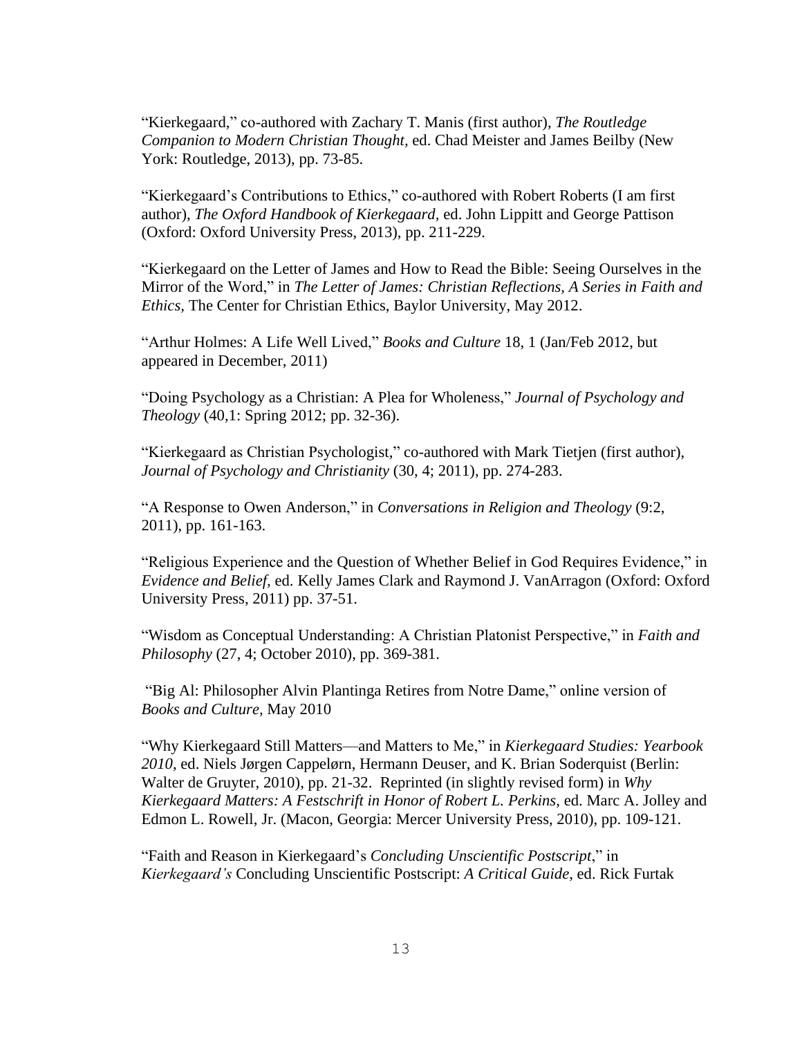"Kierkegaard," co-authored with Zachary T. Manis (first author), *The Routledge Companion to Modern Christian Thought*, ed. Chad Meister and James Beilby (New York: Routledge, 2013), pp. 73-85.

"Kierkegaard's Contributions to Ethics," co-authored with Robert Roberts (I am first author), *The Oxford Handbook of Kierkegaard*, ed. John Lippitt and George Pattison (Oxford: Oxford University Press, 2013), pp. 211-229.

"Kierkegaard on the Letter of James and How to Read the Bible: Seeing Ourselves in the Mirror of the Word," in *The Letter of James: Christian Reflections, A Series in Faith and Ethics*, The Center for Christian Ethics, Baylor University, May 2012.

"Arthur Holmes: A Life Well Lived," *Books and Culture* 18, 1 (Jan/Feb 2012, but appeared in December, 2011)

"Doing Psychology as a Christian: A Plea for Wholeness," *Journal of Psychology and Theology* (40,1: Spring 2012; pp. 32-36).

"Kierkegaard as Christian Psychologist," co-authored with Mark Tietjen (first author), *Journal of Psychology and Christianity* (30, 4; 2011), pp. 274-283.

"A Response to Owen Anderson," in *Conversations in Religion and Theology* (9:2, 2011), pp. 161-163.

"Religious Experience and the Question of Whether Belief in God Requires Evidence," in *Evidence and Belief*, ed. Kelly James Clark and Raymond J. VanArragon (Oxford: Oxford University Press, 2011) pp. 37-51.

"Wisdom as Conceptual Understanding: A Christian Platonist Perspective," in *Faith and Philosophy* (27, 4; October 2010), pp. 369-381.

"Big Al: Philosopher Alvin Plantinga Retires from Notre Dame," online version of *Books and Culture*, May 2010

"Why Kierkegaard Still Matters—and Matters to Me," in *Kierkegaard Studies: Yearbook 2010*, ed. Niels Jørgen Cappelørn, Hermann Deuser, and K. Brian Soderquist (Berlin: Walter de Gruyter, 2010), pp. 21-32. Reprinted (in slightly revised form) in *Why Kierkegaard Matters: A Festschrift in Honor of Robert L. Perkins*, ed. Marc A. Jolley and Edmon L. Rowell, Jr. (Macon, Georgia: Mercer University Press, 2010), pp. 109-121.

"Faith and Reason in Kierkegaard's *Concluding Unscientific Postscript*," in *Kierkegaard's* Concluding Unscientific Postscript: *A Critical Guide*, ed. Rick Furtak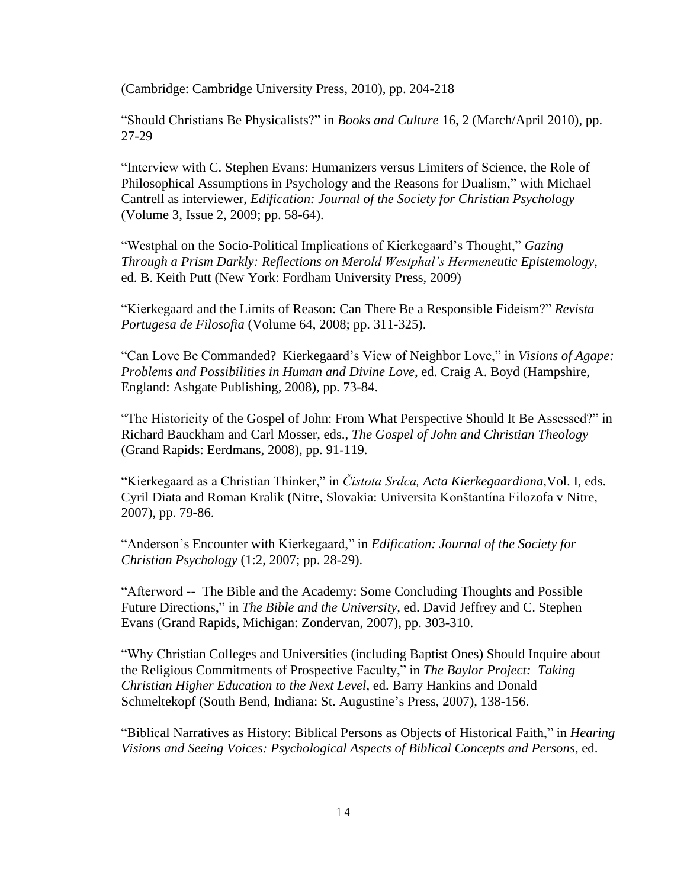(Cambridge: Cambridge University Press, 2010), pp. 204-218

"Should Christians Be Physicalists?" in *Books and Culture* 16, 2 (March/April 2010), pp. 27-29

"Interview with C. Stephen Evans: Humanizers versus Limiters of Science, the Role of Philosophical Assumptions in Psychology and the Reasons for Dualism," with Michael Cantrell as interviewer, *Edification: Journal of the Society for Christian Psychology* (Volume 3, Issue 2, 2009; pp. 58-64).

"Westphal on the Socio-Political Implications of Kierkegaard's Thought," *Gazing Through a Prism Darkly: Reflections on Merold Westphal's Hermeneutic Epistemology*, ed. B. Keith Putt (New York: Fordham University Press, 2009)

"Kierkegaard and the Limits of Reason: Can There Be a Responsible Fideism?" *Revista Portugesa de Filosofia* (Volume 64, 2008; pp. 311-325).

"Can Love Be Commanded? Kierkegaard's View of Neighbor Love," in *Visions of Agape: Problems and Possibilities in Human and Divine Love*, ed. Craig A. Boyd (Hampshire, England: Ashgate Publishing, 2008), pp. 73-84.

"The Historicity of the Gospel of John: From What Perspective Should It Be Assessed?" in Richard Bauckham and Carl Mosser, eds., *The Gospel of John and Christian Theology* (Grand Rapids: Eerdmans, 2008), pp. 91-119.

"Kierkegaard as a Christian Thinker," in *Čistota Srdca, Acta Kierkegaardiana,*Vol. I, eds. Cyril Diata and Roman Kralik (Nitre, Slovakia: Universita Konštantína Filozofa v Nitre, 2007), pp. 79-86.

"Anderson's Encounter with Kierkegaard," in *Edification: Journal of the Society for Christian Psychology* (1:2, 2007; pp. 28-29).

"Afterword -- The Bible and the Academy: Some Concluding Thoughts and Possible Future Directions," in *The Bible and the University*, ed. David Jeffrey and C. Stephen Evans (Grand Rapids, Michigan: Zondervan, 2007), pp. 303-310.

"Why Christian Colleges and Universities (including Baptist Ones) Should Inquire about the Religious Commitments of Prospective Faculty," in *The Baylor Project: Taking Christian Higher Education to the Next Level*, ed. Barry Hankins and Donald Schmeltekopf (South Bend, Indiana: St. Augustine's Press, 2007), 138-156.

"Biblical Narratives as History: Biblical Persons as Objects of Historical Faith," in *Hearing Visions and Seeing Voices: Psychological Aspects of Biblical Concepts and Persons*, ed.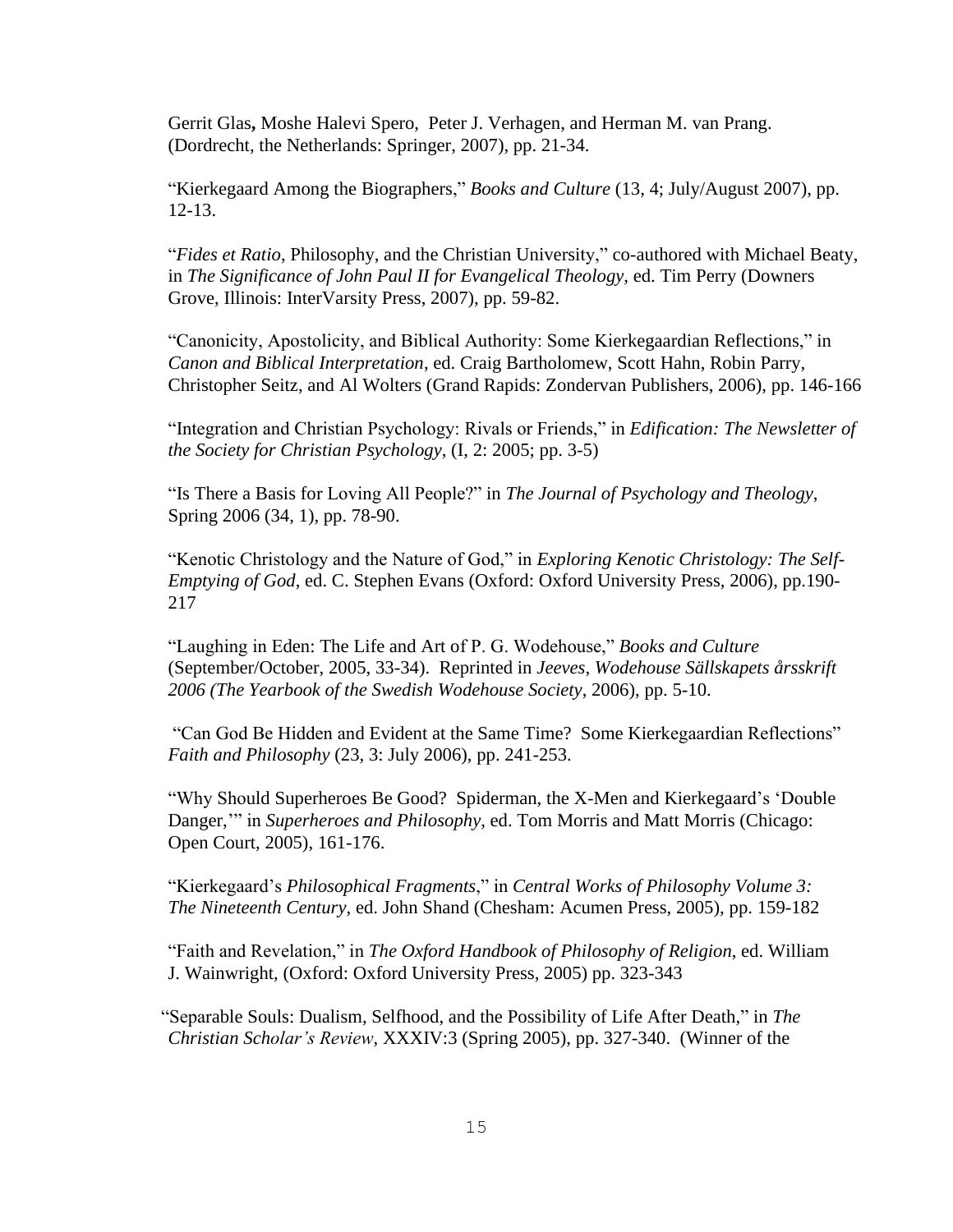Gerrit Glas**,** Moshe Halevi Spero, Peter J. Verhagen, and Herman M. van Prang. (Dordrecht, the Netherlands: Springer, 2007), pp. 21-34.

"Kierkegaard Among the Biographers," *Books and Culture* (13, 4; July/August 2007), pp. 12-13.

"*Fides et Ratio*, Philosophy, and the Christian University," co-authored with Michael Beaty, in *The Significance of John Paul II for Evangelical Theology*, ed. Tim Perry (Downers Grove, Illinois: InterVarsity Press, 2007), pp. 59-82.

"Canonicity, Apostolicity, and Biblical Authority: Some Kierkegaardian Reflections," in *Canon and Biblical Interpretation*, ed. Craig Bartholomew, Scott Hahn, Robin Parry, Christopher Seitz, and Al Wolters (Grand Rapids: Zondervan Publishers, 2006), pp. 146-166

"Integration and Christian Psychology: Rivals or Friends," in *Edification: The Newsletter of the Society for Christian Psychology*, (I, 2: 2005; pp. 3-5)

"Is There a Basis for Loving All People?" in *The Journal of Psychology and Theology*, Spring 2006 (34, 1), pp. 78-90.

"Kenotic Christology and the Nature of God," in *Exploring Kenotic Christology: The Self-Emptying of God*, ed. C. Stephen Evans (Oxford: Oxford University Press, 2006), pp.190-217

"Laughing in Eden: The Life and Art of P. G. Wodehouse," *Books and Culture* (September/October, 2005, 33-34). Reprinted in *Jeeves*, *Wodehouse Sällskapets årsskrift 2006 (The Yearbook of the Swedish Wodehouse Society*, 2006), pp. 5-10.

"Can God Be Hidden and Evident at the Same Time? Some Kierkegaardian Reflections" *Faith and Philosophy* (23, 3: July 2006), pp. 241-253.

"Why Should Superheroes Be Good? Spiderman, the X-Men and Kierkegaard's 'Double Danger,'" in *Superheroes and Philosophy*, ed. Tom Morris and Matt Morris (Chicago: Open Court, 2005), 161-176.

"Kierkegaard's *Philosophical Fragments*," in *Central Works of Philosophy Volume 3: The Nineteenth Century*, ed. John Shand (Chesham: Acumen Press, 2005), pp. 159-182

"Faith and Revelation," in *The Oxford Handbook of Philosophy of Religion*, ed. William J. Wainwright, (Oxford: Oxford University Press, 2005) pp. 323-343

"Separable Souls: Dualism, Selfhood, and the Possibility of Life After Death," in *The Christian Scholar's Review*, XXXIV:3 (Spring 2005), pp. 327-340. (Winner of the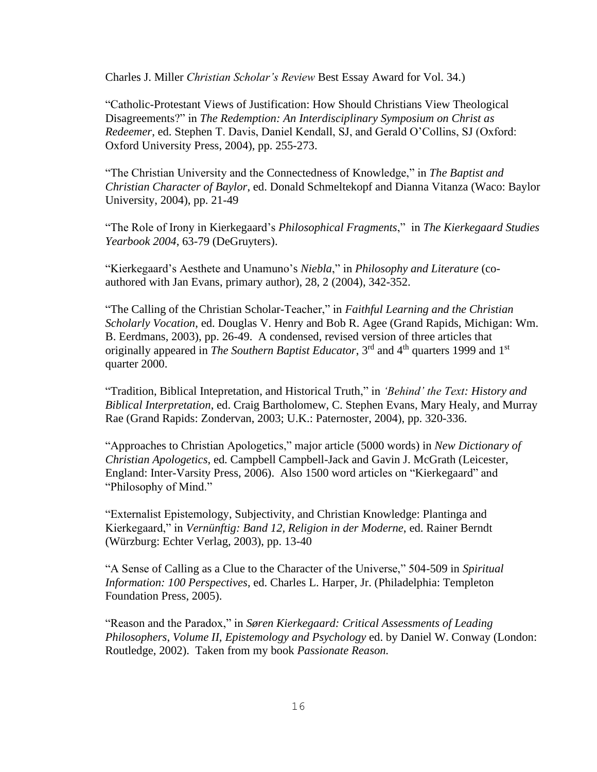Charles J. Miller *Christian Scholar's Review* Best Essay Award for Vol. 34.)

"Catholic-Protestant Views of Justification: How Should Christians View Theological Disagreements?" in *The Redemption: An Interdisciplinary Symposium on Christ as Redeemer*, ed. Stephen T. Davis, Daniel Kendall, SJ, and Gerald O'Collins, SJ (Oxford: Oxford University Press, 2004), pp. 255-273.

"The Christian University and the Connectedness of Knowledge," in *The Baptist and Christian Character of Baylor*, ed. Donald Schmeltekopf and Dianna Vitanza (Waco: Baylor University, 2004), pp. 21-49

"The Role of Irony in Kierkegaard's *Philosophical Fragments*," in *The Kierkegaard Studies Yearbook 2004,* 63-79 (DeGruyters).

"Kierkegaard's Aesthete and Unamuno's *Niebla*," in *Philosophy and Literature* (co-authored with Jan Evans, primary author), 28, 2 (2004), 342-352.

"The Calling of the Christian Scholar-Teacher," in *Faithful Learning and the Christian Scholarly Vocation*, ed. Douglas V. Henry and Bob R. Agee (Grand Rapids, Michigan: Wm. B. Eerdmans, 2003), pp. 26-49. A condensed, revised version of three articles that originally appeared in *The Southern Baptist Educator*, 3rd and 4th quarters 1999 and 1st quarter 2000.

"Tradition, Biblical Intepretation, and Historical Truth," in *'Behind' the Text: History and Biblical Interpretation*, ed. Craig Bartholomew, C. Stephen Evans, Mary Healy, and Murray Rae (Grand Rapids: Zondervan, 2003; U.K.: Paternoster, 2004), pp. 320-336.

"Approaches to Christian Apologetics," major article (5000 words) in *New Dictionary of Christian Apologetics*, ed. Campbell Campbell-Jack and Gavin J. McGrath (Leicester, England: Inter-Varsity Press, 2006). Also 1500 word articles on "Kierkegaard" and "Philosophy of Mind."

"Externalist Epistemology, Subjectivity, and Christian Knowledge: Plantinga and Kierkegaard," in *Vernünftig: Band 12, Religion in der Moderne*, ed. Rainer Berndt (Würzburg: Echter Verlag, 2003), pp. 13-40

"A Sense of Calling as a Clue to the Character of the Universe," 504-509 in *Spiritual Information: 100 Perspectives*, ed. Charles L. Harper, Jr. (Philadelphia: Templeton Foundation Press, 2005).

"Reason and the Paradox," in *Søren Kierkegaard: Critical Assessments of Leading Philosophers*, *Volume II, Epistemology and Psychology* ed. by Daniel W. Conway (London: Routledge, 2002). Taken from my book *Passionate Reason.*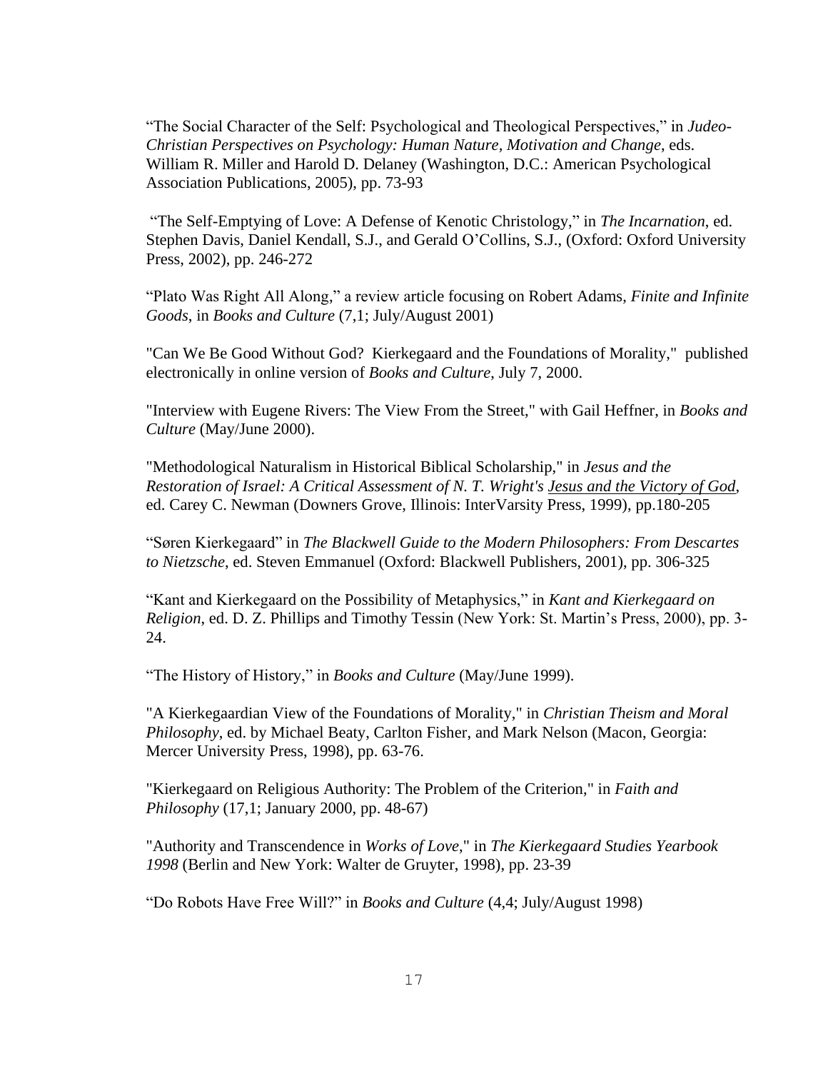"The Social Character of the Self: Psychological and Theological Perspectives," in *Judeo-Christian Perspectives on Psychology: Human Nature, Motivation and Change*, eds. William R. Miller and Harold D. Delaney (Washington, D.C.: American Psychological Association Publications, 2005), pp. 73-93

"The Self-Emptying of Love: A Defense of Kenotic Christology," in *The Incarnation*, ed. Stephen Davis, Daniel Kendall, S.J., and Gerald O'Collins, S.J., (Oxford: Oxford University Press, 2002), pp. 246-272

"Plato Was Right All Along," a review article focusing on Robert Adams, *Finite and Infinite Goods*, in *Books and Culture* (7,1; July/August 2001)

"Can We Be Good Without God? Kierkegaard and the Foundations of Morality," published electronically in online version of *Books and Culture*, July 7, 2000.

"Interview with Eugene Rivers: The View From the Street," with Gail Heffner, in *Books and Culture* (May/June 2000).

"Methodological Naturalism in Historical Biblical Scholarship," in *Jesus and the Restoration of Israel: A Critical Assessment of N. T. Wright's <u>Jesus and the Victory of God</u>*, ed. Carey C. Newman (Downers Grove, Illinois: InterVarsity Press, 1999), pp.180-205

"Søren Kierkegaard" in *The Blackwell Guide to the Modern Philosophers: From Descartes to Nietzsche*, ed. Steven Emmanuel (Oxford: Blackwell Publishers, 2001), pp. 306-325

"Kant and Kierkegaard on the Possibility of Metaphysics," in *Kant and Kierkegaard on Religion*, ed. D. Z. Phillips and Timothy Tessin (New York: St. Martin's Press, 2000), pp. 3-24.

"The History of History," in *Books and Culture* (May/June 1999).

"A Kierkegaardian View of the Foundations of Morality," in *Christian Theism and Moral Philosophy*, ed. by Michael Beaty, Carlton Fisher, and Mark Nelson (Macon, Georgia: Mercer University Press, 1998), pp. 63-76.

"Kierkegaard on Religious Authority: The Problem of the Criterion," in *Faith and Philosophy* (17,1; January 2000, pp. 48-67)

"Authority and Transcendence in *Works of Love*," in *The Kierkegaard Studies Yearbook 1998* (Berlin and New York: Walter de Gruyter, 1998), pp. 23-39

"Do Robots Have Free Will?" in *Books and Culture* (4,4; July/August 1998)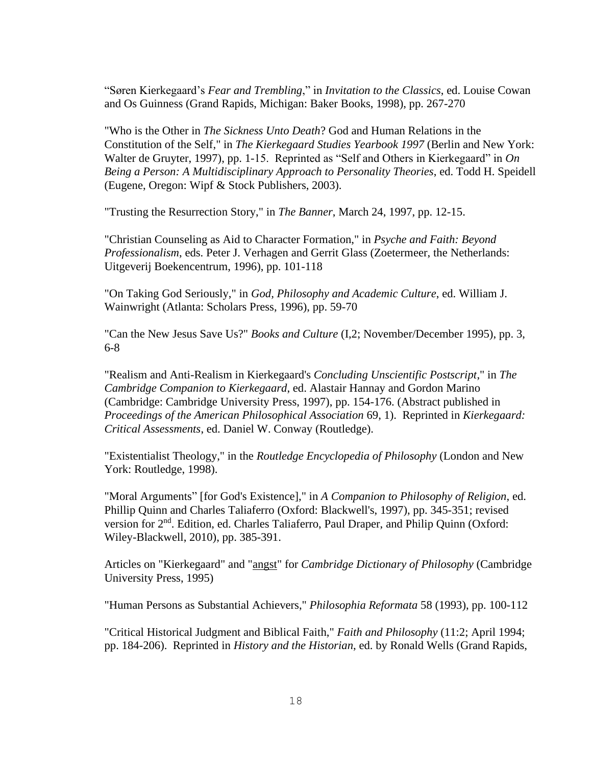"Søren Kierkegaard's *Fear and Trembling*," in *Invitation to the Classics*, ed. Louise Cowan and Os Guinness (Grand Rapids, Michigan: Baker Books, 1998), pp. 267-270

"Who is the Other in *The Sickness Unto Death*? God and Human Relations in the Constitution of the Self," in *The Kierkegaard Studies Yearbook 1997* (Berlin and New York: Walter de Gruyter, 1997), pp. 1-15. Reprinted as "Self and Others in Kierkegaard" in *On Being a Person: A Multidisciplinary Approach to Personality Theories*, ed. Todd H. Speidell (Eugene, Oregon: Wipf & Stock Publishers, 2003).

"Trusting the Resurrection Story," in *The Banner*, March 24, 1997, pp. 12-15.

"Christian Counseling as Aid to Character Formation," in *Psyche and Faith: Beyond Professionalism*, eds. Peter J. Verhagen and Gerrit Glass (Zoetermeer, the Netherlands: Uitgeverij Boekencentrum, 1996), pp. 101-118

"On Taking God Seriously," in *God, Philosophy and Academic Culture*, ed. William J. Wainwright (Atlanta: Scholars Press, 1996), pp. 59-70

"Can the New Jesus Save Us?" *Books and Culture* (I,2; November/December 1995), pp. 3, 6-8

"Realism and Anti-Realism in Kierkegaard's *Concluding Unscientific Postscript*," in *The Cambridge Companion to Kierkegaard*, ed. Alastair Hannay and Gordon Marino (Cambridge: Cambridge University Press, 1997), pp. 154-176. (Abstract published in *Proceedings of the American Philosophical Association* 69, 1). Reprinted in *Kierkegaard: Critical Assessments*, ed. Daniel W. Conway (Routledge).

"Existentialist Theology," in the *Routledge Encyclopedia of Philosophy* (London and New York: Routledge, 1998).

"Moral Arguments" [for God's Existence]," in *A Companion to Philosophy of Religion*, ed. Phillip Quinn and Charles Taliaferro (Oxford: Blackwell's, 1997), pp. 345-351; revised version for 2nd. Edition, ed. Charles Taliaferro, Paul Draper, and Philip Quinn (Oxford: Wiley-Blackwell, 2010), pp. 385-391.

Articles on "Kierkegaard" and "angst" for *Cambridge Dictionary of Philosophy* (Cambridge University Press, 1995)

"Human Persons as Substantial Achievers," *Philosophia Reformata* 58 (1993), pp. 100-112

"Critical Historical Judgment and Biblical Faith," *Faith and Philosophy* (11:2; April 1994; pp. 184-206). Reprinted in *History and the Historian*, ed. by Ronald Wells (Grand Rapids,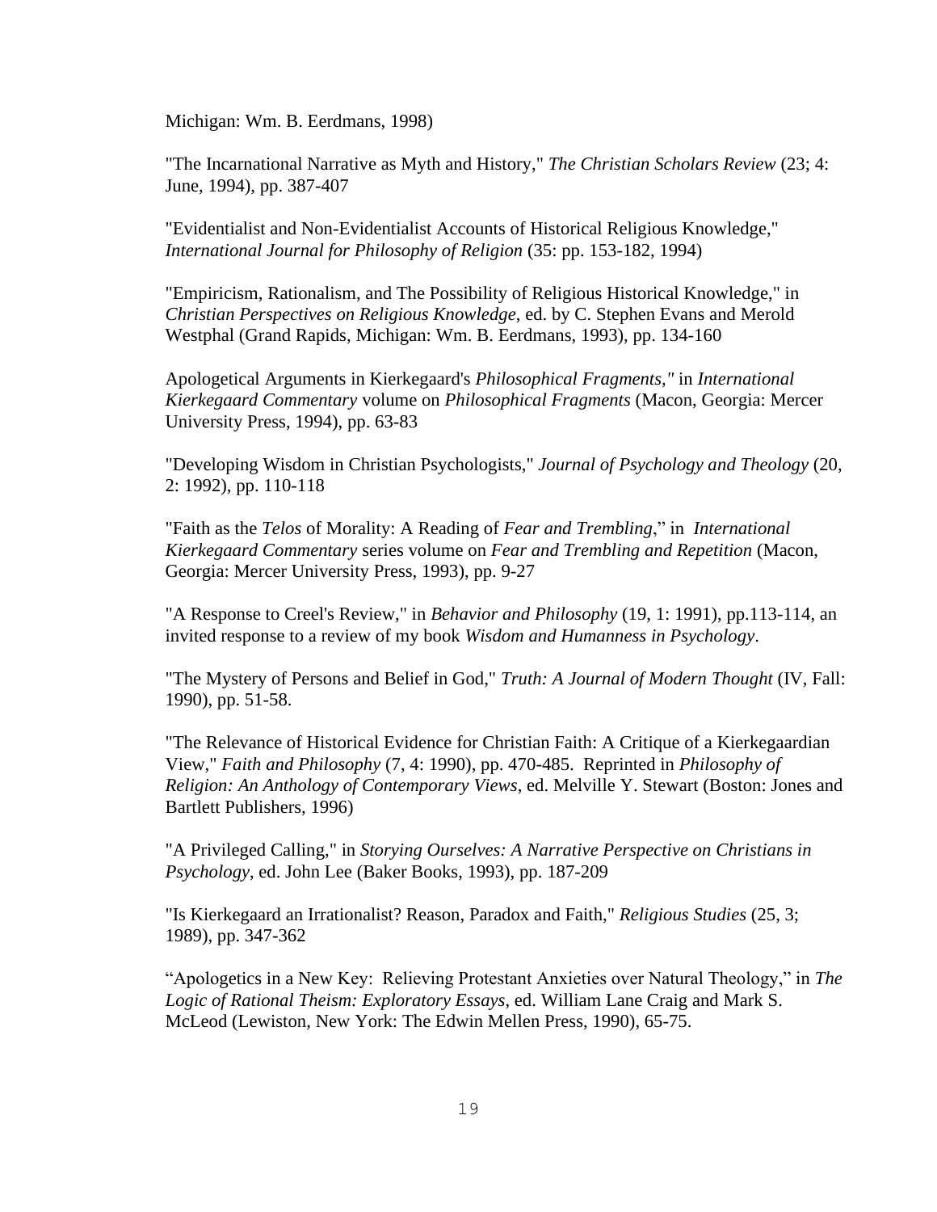Michigan: Wm. B. Eerdmans, 1998)

"The Incarnational Narrative as Myth and History," *The Christian Scholars Review* (23; 4: June, 1994), pp. 387-407

"Evidentialist and Non-Evidentialist Accounts of Historical Religious Knowledge," *International Journal for Philosophy of Religion* (35: pp. 153-182, 1994)

"Empiricism, Rationalism, and The Possibility of Religious Historical Knowledge," in *Christian Perspectives on Religious Knowledge*, ed. by C. Stephen Evans and Merold Westphal (Grand Rapids, Michigan: Wm. B. Eerdmans, 1993), pp. 134-160

Apologetical Arguments in Kierkegaard's *Philosophical Fragments,"* in *International Kierkegaard Commentary* volume on *Philosophical Fragments* (Macon, Georgia: Mercer University Press, 1994), pp. 63-83

"Developing Wisdom in Christian Psychologists," *Journal of Psychology and Theology* (20, 2: 1992), pp. 110-118

"Faith as the *Telos* of Morality: A Reading of *Fear and Trembling*," in *International Kierkegaard Commentary* series volume on *Fear and Trembling and Repetition* (Macon, Georgia: Mercer University Press, 1993), pp. 9-27

"A Response to Creel's Review," in *Behavior and Philosophy* (19, 1: 1991), pp.113-114, an invited response to a review of my book *Wisdom and Humanness in Psychology*.

"The Mystery of Persons and Belief in God," *Truth: A Journal of Modern Thought* (IV, Fall: 1990), pp. 51-58.

"The Relevance of Historical Evidence for Christian Faith: A Critique of a Kierkegaardian View," *Faith and Philosophy* (7, 4: 1990), pp. 470-485. Reprinted in *Philosophy of Religion: An Anthology of Contemporary Views*, ed. Melville Y. Stewart (Boston: Jones and Bartlett Publishers, 1996)

"A Privileged Calling," in *Storying Ourselves: A Narrative Perspective on Christians in Psychology*, ed. John Lee (Baker Books, 1993), pp. 187-209

"Is Kierkegaard an Irrationalist? Reason, Paradox and Faith," *Religious Studies* (25, 3; 1989), pp. 347-362

"Apologetics in a New Key: Relieving Protestant Anxieties over Natural Theology," in *The Logic of Rational Theism: Exploratory Essays*, ed. William Lane Craig and Mark S. McLeod (Lewiston, New York: The Edwin Mellen Press, 1990), 65-75.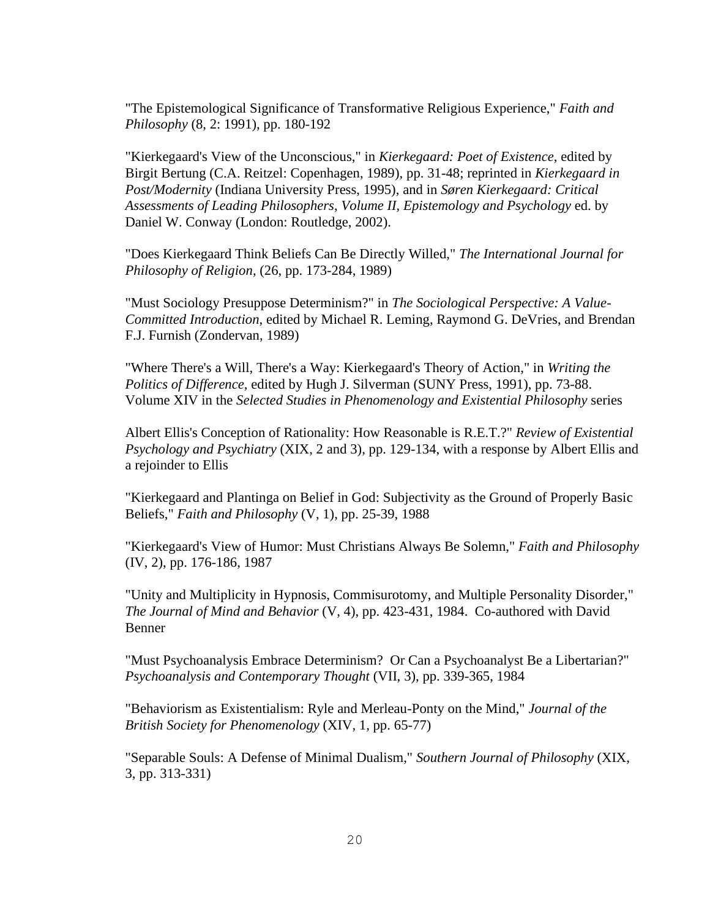"The Epistemological Significance of Transformative Religious Experience," *Faith and Philosophy* (8, 2: 1991), pp. 180-192

"Kierkegaard's View of the Unconscious," in *Kierkegaard: Poet of Existence*, edited by Birgit Bertung (C.A. Reitzel: Copenhagen, 1989), pp. 31-48; reprinted in *Kierkegaard in Post/Modernity* (Indiana University Press, 1995), and in *Søren Kierkegaard: Critical Assessments of Leading Philosophers, Volume II, Epistemology and Psychology* ed. by Daniel W. Conway (London: Routledge, 2002).

"Does Kierkegaard Think Beliefs Can Be Directly Willed," *The International Journal for Philosophy of Religion*, (26, pp. 173-284, 1989)

"Must Sociology Presuppose Determinism?" in *The Sociological Perspective: A Value-Committed Introduction*, edited by Michael R. Leming, Raymond G. DeVries, and Brendan F.J. Furnish (Zondervan, 1989)

"Where There's a Will, There's a Way: Kierkegaard's Theory of Action," in *Writing the Politics of Difference,* edited by Hugh J. Silverman (SUNY Press, 1991), pp. 73-88. Volume XIV in the *Selected Studies in Phenomenology and Existential Philosophy* series

Albert Ellis's Conception of Rationality: How Reasonable is R.E.T.?" *Review of Existential Psychology and Psychiatry* (XIX, 2 and 3), pp. 129-134, with a response by Albert Ellis and a rejoinder to Ellis

"Kierkegaard and Plantinga on Belief in God: Subjectivity as the Ground of Properly Basic Beliefs," *Faith and Philosophy* (V, 1), pp. 25-39, 1988

"Kierkegaard's View of Humor: Must Christians Always Be Solemn," *Faith and Philosophy* (IV, 2), pp. 176-186, 1987

"Unity and Multiplicity in Hypnosis, Commisurotomy, and Multiple Personality Disorder," *The Journal of Mind and Behavior* (V, 4), pp. 423-431, 1984. Co-authored with David Benner

"Must Psychoanalysis Embrace Determinism? Or Can a Psychoanalyst Be a Libertarian?" *Psychoanalysis and Contemporary Thought* (VII, 3), pp. 339-365, 1984

"Behaviorism as Existentialism: Ryle and Merleau-Ponty on the Mind," *Journal of the British Society for Phenomenology* (XIV, 1, pp. 65-77)

"Separable Souls: A Defense of Minimal Dualism," *Southern Journal of Philosophy* (XIX, 3, pp. 313-331)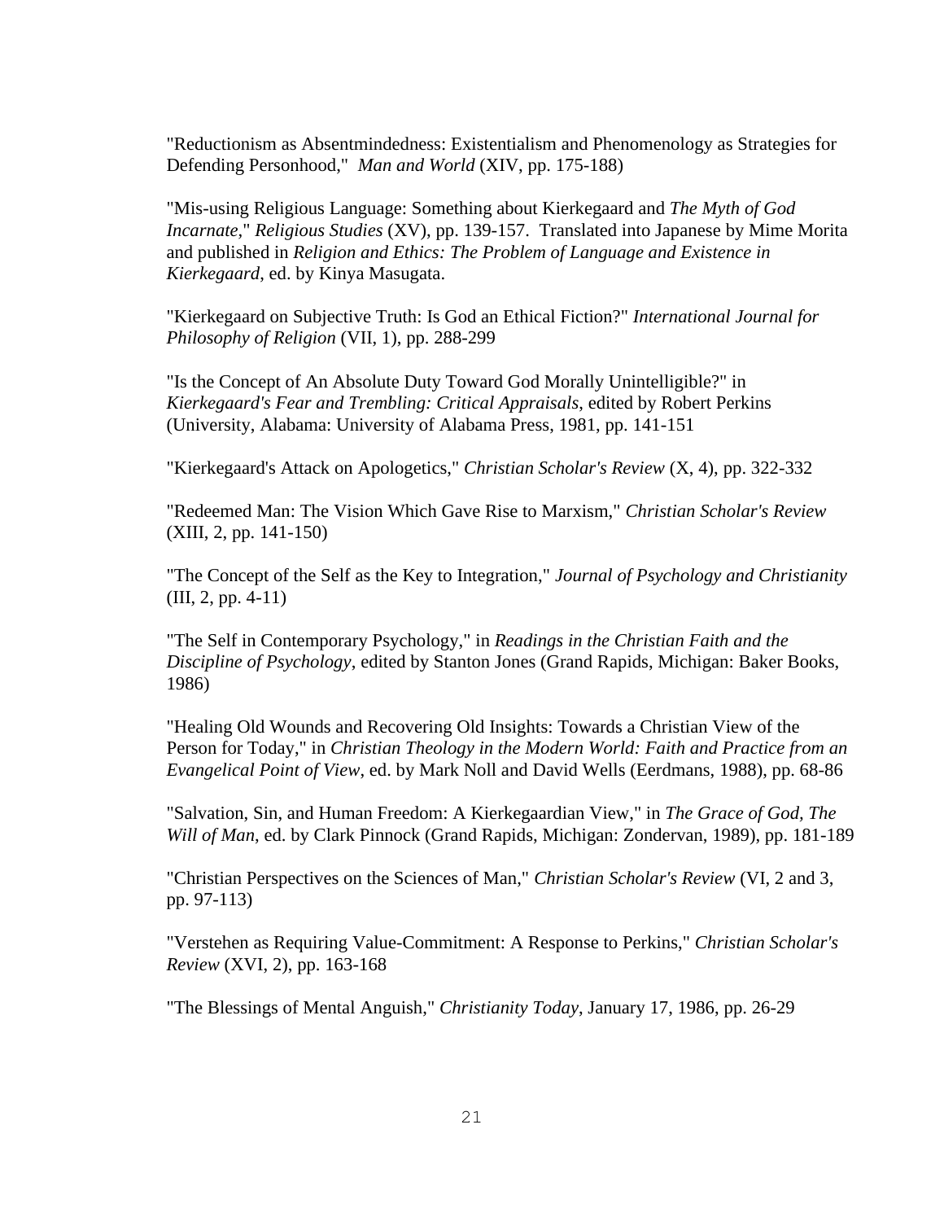"Reductionism as Absentmindedness: Existentialism and Phenomenology as Strategies for Defending Personhood," *Man and World* (XIV, pp. 175-188)

"Mis-using Religious Language: Something about Kierkegaard and *The Myth of God Incarnate*," *Religious Studies* (XV), pp. 139-157. Translated into Japanese by Mime Morita and published in *Religion and Ethics: The Problem of Language and Existence in Kierkegaard*, ed. by Kinya Masugata.

"Kierkegaard on Subjective Truth: Is God an Ethical Fiction?" *International Journal for Philosophy of Religion* (VII, 1), pp. 288-299

"Is the Concept of An Absolute Duty Toward God Morally Unintelligible?" in *Kierkegaard's Fear and Trembling: Critical Appraisals*, edited by Robert Perkins (University, Alabama: University of Alabama Press, 1981, pp. 141-151

"Kierkegaard's Attack on Apologetics," *Christian Scholar's Review* (X, 4), pp. 322-332

"Redeemed Man: The Vision Which Gave Rise to Marxism," *Christian Scholar's Review* (XIII, 2, pp. 141-150)

"The Concept of the Self as the Key to Integration," *Journal of Psychology and Christianity* (III, 2, pp. 4-11)

"The Self in Contemporary Psychology," in *Readings in the Christian Faith and the Discipline of Psychology*, edited by Stanton Jones (Grand Rapids, Michigan: Baker Books, 1986)

"Healing Old Wounds and Recovering Old Insights: Towards a Christian View of the Person for Today," in *Christian Theology in the Modern World: Faith and Practice from an Evangelical Point of View*, ed. by Mark Noll and David Wells (Eerdmans, 1988), pp. 68-86

"Salvation, Sin, and Human Freedom: A Kierkegaardian View," in *The Grace of God, The Will of Man*, ed. by Clark Pinnock (Grand Rapids, Michigan: Zondervan, 1989), pp. 181-189

"Christian Perspectives on the Sciences of Man," *Christian Scholar's Review* (VI, 2 and 3, pp. 97-113)

"Verstehen as Requiring Value-Commitment: A Response to Perkins," *Christian Scholar's Review* (XVI, 2), pp. 163-168

"The Blessings of Mental Anguish," *Christianity Today*, January 17, 1986, pp. 26-29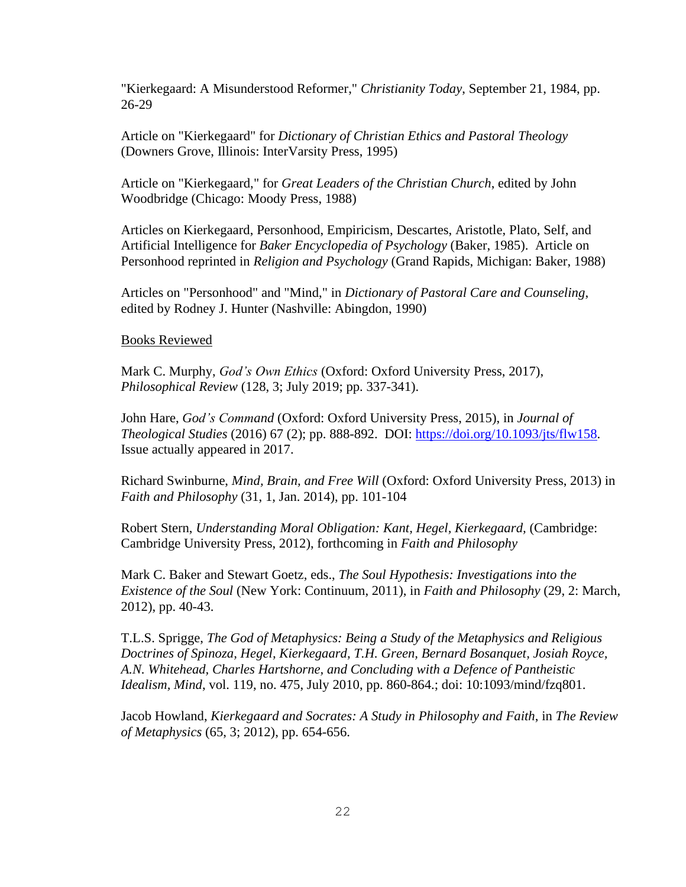"Kierkegaard: A Misunderstood Reformer," *Christianity Today*, September 21, 1984, pp. 26-29

Article on "Kierkegaard" for *Dictionary of Christian Ethics and Pastoral Theology* (Downers Grove, Illinois: InterVarsity Press, 1995)

Article on "Kierkegaard," for *Great Leaders of the Christian Church*, edited by John Woodbridge (Chicago: Moody Press, 1988)

Articles on Kierkegaard, Personhood, Empiricism, Descartes, Aristotle, Plato, Self, and Artificial Intelligence for *Baker Encyclopedia of Psychology* (Baker, 1985). Article on Personhood reprinted in *Religion and Psychology* (Grand Rapids, Michigan: Baker, 1988)

Articles on "Personhood" and "Mind," in *Dictionary of Pastoral Care and Counseling*, edited by Rodney J. Hunter (Nashville: Abingdon, 1990)

Books Reviewed

Mark C. Murphy, *God's Own Ethics* (Oxford: Oxford University Press, 2017), *Philosophical Review* (128, 3; July 2019; pp. 337-341).

John Hare, *God's Command* (Oxford: Oxford University Press, 2015), in *Journal of Theological Studies* (2016) 67 (2); pp. 888-892. DOI: https://doi.org/10.1093/jts/flw158. Issue actually appeared in 2017.

Richard Swinburne, *Mind, Brain, and Free Will* (Oxford: Oxford University Press, 2013) in *Faith and Philosophy* (31, 1, Jan. 2014), pp. 101-104

Robert Stern, *Understanding Moral Obligation: Kant, Hegel, Kierkegaard*, (Cambridge: Cambridge University Press, 2012), forthcoming in *Faith and Philosophy*

Mark C. Baker and Stewart Goetz, eds., *The Soul Hypothesis: Investigations into the Existence of the Soul* (New York: Continuum, 2011), in *Faith and Philosophy* (29, 2: March, 2012), pp. 40-43.

T.L.S. Sprigge, *The God of Metaphysics: Being a Study of the Metaphysics and Religious Doctrines of Spinoza, Hegel, Kierkegaard, T.H. Green, Bernard Bosanquet, Josiah Royce, A.N. Whitehead, Charles Hartshorne, and Concluding with a Defence of Pantheistic Idealism*, *Mind*, vol. 119, no. 475, July 2010, pp. 860-864.; doi: 10:1093/mind/fzq801.

Jacob Howland, *Kierkegaard and Socrates: A Study in Philosophy and Faith*, in *The Review of Metaphysics* (65, 3; 2012), pp. 654-656.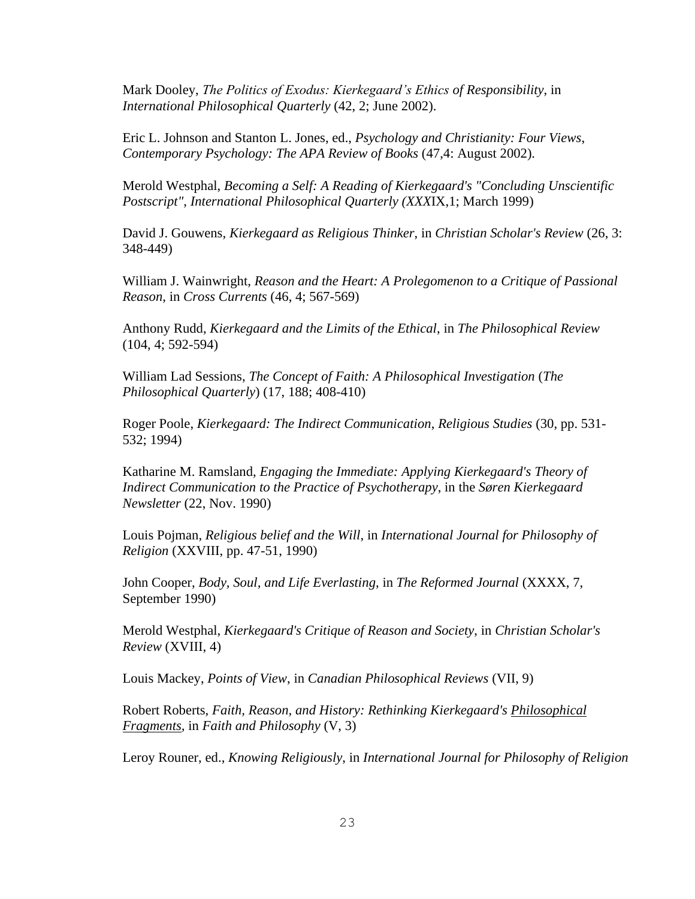Mark Dooley, *The Politics of Exodus: Kierkegaard's Ethics of Responsibility*, in *International Philosophical Quarterly* (42, 2; June 2002).

Eric L. Johnson and Stanton L. Jones, ed., *Psychology and Christianity: Four Views*, *Contemporary Psychology: The APA Review of Books* (47,4: August 2002).

Merold Westphal, *Becoming a Self: A Reading of Kierkegaard's "Concluding Unscientific Postscript", International Philosophical Quarterly (XXX*IX,1; March 1999)

David J. Gouwens, *Kierkegaard as Religious Thinker*, in *Christian Scholar's Review* (26, 3: 348-449)

William J. Wainwright, *Reason and the Heart: A Prolegomenon to a Critique of Passional Reason*, in *Cross Currents* (46, 4; 567-569)

Anthony Rudd, *Kierkegaard and the Limits of the Ethical*, in *The Philosophical Review* (104, 4; 592-594)

William Lad Sessions, *The Concept of Faith: A Philosophical Investigation* (*The Philosophical Quarterly*) (17, 188; 408-410)

Roger Poole, *Kierkegaard: The Indirect Communication*, *Religious Studies* (30, pp. 531-532; 1994)

Katharine M. Ramsland, *Engaging the Immediate: Applying Kierkegaard's Theory of Indirect Communication to the Practice of Psychotherapy*, in the *Søren Kierkegaard Newsletter* (22, Nov. 1990)

Louis Pojman, *Religious belief and the Will*, in *International Journal for Philosophy of Religion* (XXVIII, pp. 47-51, 1990)

John Cooper, *Body, Soul, and Life Everlasting*, in *The Reformed Journal* (XXXX, 7, September 1990)

Merold Westphal, *Kierkegaard's Critique of Reason and Society*, in *Christian Scholar's Review* (XVIII, 4)

Louis Mackey, *Points of View*, in *Canadian Philosophical Reviews* (VII, 9)

Robert Roberts, *Faith, Reason, and History: Rethinking Kierkegaard's Philosophical Fragments*, in *Faith and Philosophy* (V, 3)

Leroy Rouner, ed., *Knowing Religiously*, in *International Journal for Philosophy of Religion*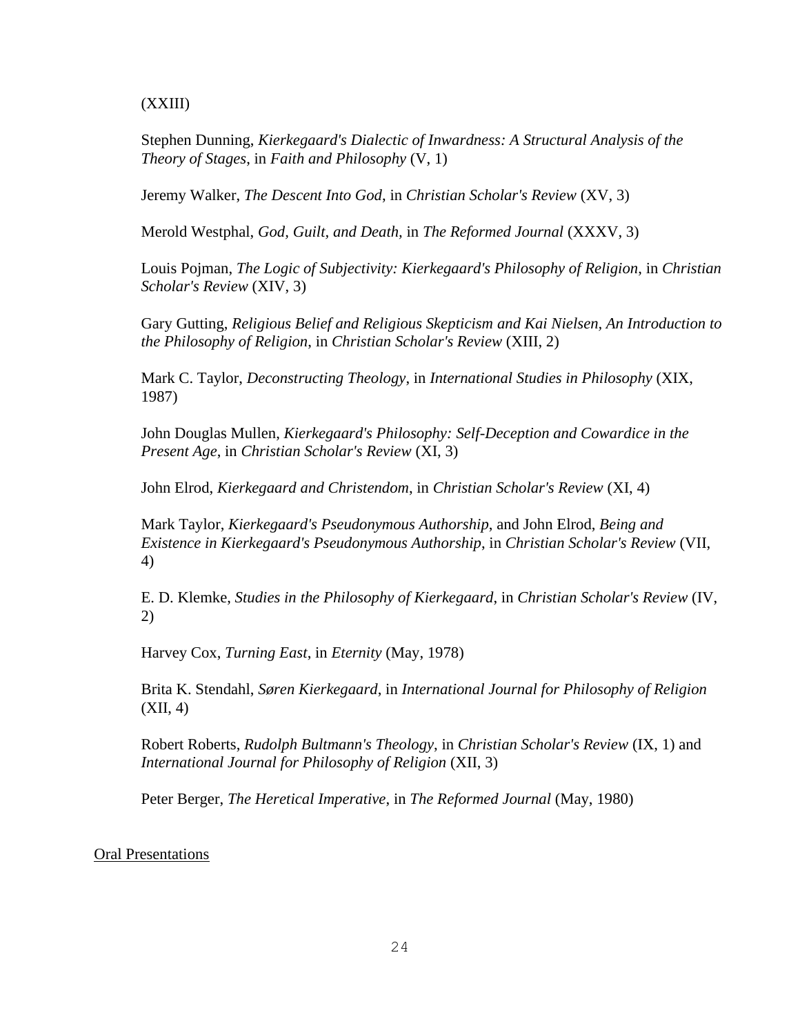(XXIII)

Stephen Dunning, *Kierkegaard's Dialectic of Inwardness: A Structural Analysis of the Theory of Stages*, in *Faith and Philosophy* (V, 1)

Jeremy Walker, *The Descent Into God*, in *Christian Scholar's Review* (XV, 3)

Merold Westphal, *God, Guilt, and Death*, in *The Reformed Journal* (XXXV, 3)

Louis Pojman, *The Logic of Subjectivity: Kierkegaard's Philosophy of Religion*, in *Christian Scholar's Review* (XIV, 3)

Gary Gutting, *Religious Belief and Religious Skepticism and Kai Nielsen, An Introduction to the Philosophy of Religion*, in *Christian Scholar's Review* (XIII, 2)

Mark C. Taylor, *Deconstructing Theology*, in *International Studies in Philosophy* (XIX, 1987)

John Douglas Mullen, *Kierkegaard's Philosophy: Self-Deception and Cowardice in the Present Age*, in *Christian Scholar's Review* (XI, 3)

John Elrod, *Kierkegaard and Christendom*, in *Christian Scholar's Review* (XI, 4)

Mark Taylor, *Kierkegaard's Pseudonymous Authorship*, and John Elrod, *Being and Existence in Kierkegaard's Pseudonymous Authorship*, in *Christian Scholar's Review* (VII, 4)

E. D. Klemke, *Studies in the Philosophy of Kierkegaard*, in *Christian Scholar's Review* (IV, 2)

Harvey Cox, *Turning East*, in *Eternity* (May, 1978)

Brita K. Stendahl, *Søren Kierkegaard*, in *International Journal for Philosophy of Religion* (XII, 4)

Robert Roberts, *Rudolph Bultmann's Theology*, in *Christian Scholar's Review* (IX, 1) and *International Journal for Philosophy of Religion* (XII, 3)

Peter Berger, *The Heretical Imperative*, in *The Reformed Journal* (May, 1980)

<u>Oral Presentations</u>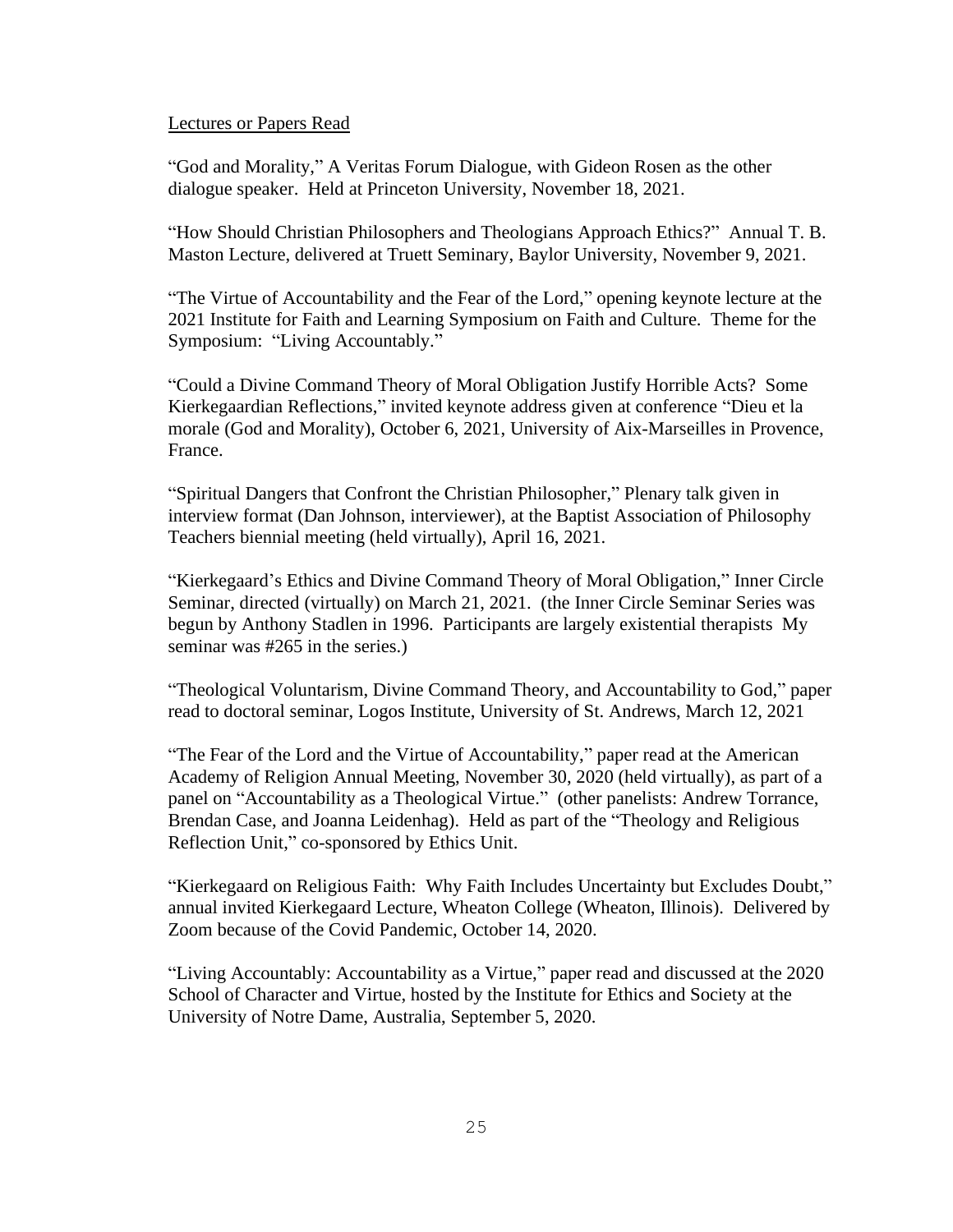<u>Lectures or Papers Read</u>

"God and Morality," A Veritas Forum Dialogue, with Gideon Rosen as the other dialogue speaker. Held at Princeton University, November 18, 2021.

"How Should Christian Philosophers and Theologians Approach Ethics?" Annual T. B. Maston Lecture, delivered at Truett Seminary, Baylor University, November 9, 2021.

"The Virtue of Accountability and the Fear of the Lord," opening keynote lecture at the 2021 Institute for Faith and Learning Symposium on Faith and Culture. Theme for the Symposium: "Living Accountably."

"Could a Divine Command Theory of Moral Obligation Justify Horrible Acts? Some Kierkegaardian Reflections," invited keynote address given at conference "Dieu et la morale (God and Morality), October 6, 2021, University of Aix-Marseilles in Provence, France.

"Spiritual Dangers that Confront the Christian Philosopher," Plenary talk given in interview format (Dan Johnson, interviewer), at the Baptist Association of Philosophy Teachers biennial meeting (held virtually), April 16, 2021.

"Kierkegaard's Ethics and Divine Command Theory of Moral Obligation," Inner Circle Seminar, directed (virtually) on March 21, 2021. (the Inner Circle Seminar Series was begun by Anthony Stadlen in 1996. Participants are largely existential therapists My seminar was #265 in the series.)

"Theological Voluntarism, Divine Command Theory, and Accountability to God," paper read to doctoral seminar, Logos Institute, University of St. Andrews, March 12, 2021

"The Fear of the Lord and the Virtue of Accountability," paper read at the American Academy of Religion Annual Meeting, November 30, 2020 (held virtually), as part of a panel on "Accountability as a Theological Virtue." (other panelists: Andrew Torrance, Brendan Case, and Joanna Leidenhag). Held as part of the "Theology and Religious Reflection Unit," co-sponsored by Ethics Unit.

"Kierkegaard on Religious Faith: Why Faith Includes Uncertainty but Excludes Doubt," annual invited Kierkegaard Lecture, Wheaton College (Wheaton, Illinois). Delivered by Zoom because of the Covid Pandemic, October 14, 2020.

"Living Accountably: Accountability as a Virtue," paper read and discussed at the 2020 School of Character and Virtue, hosted by the Institute for Ethics and Society at the University of Notre Dame, Australia, September 5, 2020.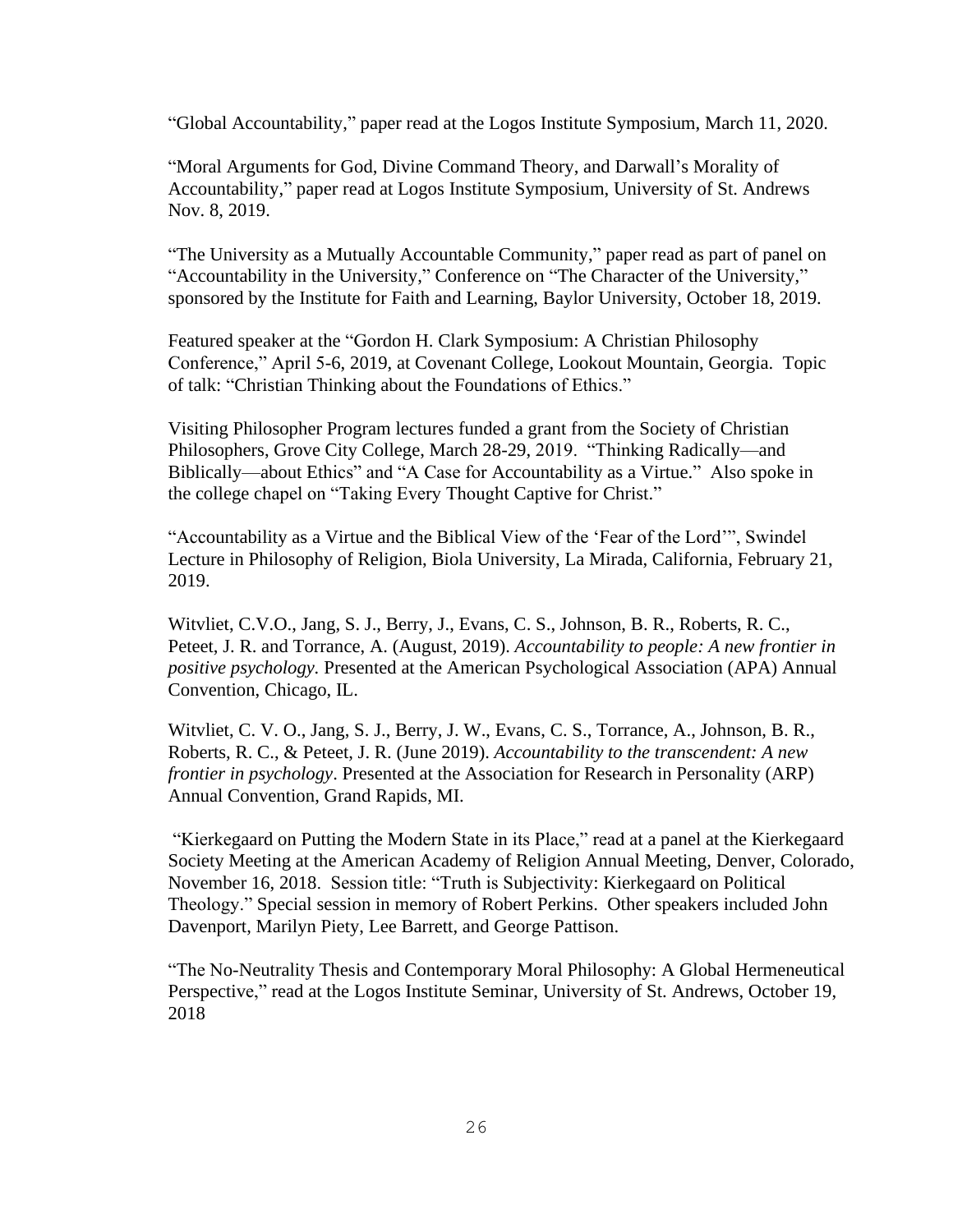“Global Accountability,” paper read at the Logos Institute Symposium, March 11, 2020.

“Moral Arguments for God, Divine Command Theory, and Darwall’s Morality of Accountability,” paper read at Logos Institute Symposium, University of St. Andrews Nov. 8, 2019.

“The University as a Mutually Accountable Community,” paper read as part of panel on “Accountability in the University,” Conference on “The Character of the University,” sponsored by the Institute for Faith and Learning, Baylor University, October 18, 2019.

Featured speaker at the “Gordon H. Clark Symposium: A Christian Philosophy Conference,” April 5-6, 2019, at Covenant College, Lookout Mountain, Georgia. Topic of talk: “Christian Thinking about the Foundations of Ethics.”

Visiting Philosopher Program lectures funded a grant from the Society of Christian Philosophers, Grove City College, March 28-29, 2019. “Thinking Radically—and Biblically—about Ethics” and “A Case for Accountability as a Virtue.” Also spoke in the college chapel on “Taking Every Thought Captive for Christ.”

“Accountability as a Virtue and the Biblical View of the ‘Fear of the Lord’”, Swindel Lecture in Philosophy of Religion, Biola University, La Mirada, California, February 21, 2019.

Witvliet, C.V.O., Jang, S. J., Berry, J., Evans, C. S., Johnson, B. R., Roberts, R. C., Peteet, J. R. and Torrance, A. (August, 2019). *Accountability to people: A new frontier in positive psychology.* Presented at the American Psychological Association (APA) Annual Convention, Chicago, IL.

Witvliet, C. V. O., Jang, S. J., Berry, J. W., Evans, C. S., Torrance, A., Johnson, B. R., Roberts, R. C., & Peteet, J. R. (June 2019). *Accountability to the transcendent: A new frontier in psychology*. Presented at the Association for Research in Personality (ARP) Annual Convention, Grand Rapids, MI.

“Kierkegaard on Putting the Modern State in its Place,” read at a panel at the Kierkegaard Society Meeting at the American Academy of Religion Annual Meeting, Denver, Colorado, November 16, 2018. Session title: “Truth is Subjectivity: Kierkegaard on Political Theology.” Special session in memory of Robert Perkins. Other speakers included John Davenport, Marilyn Piety, Lee Barrett, and George Pattison.

“The No-Neutrality Thesis and Contemporary Moral Philosophy: A Global Hermeneutical Perspective,” read at the Logos Institute Seminar, University of St. Andrews, October 19, 2018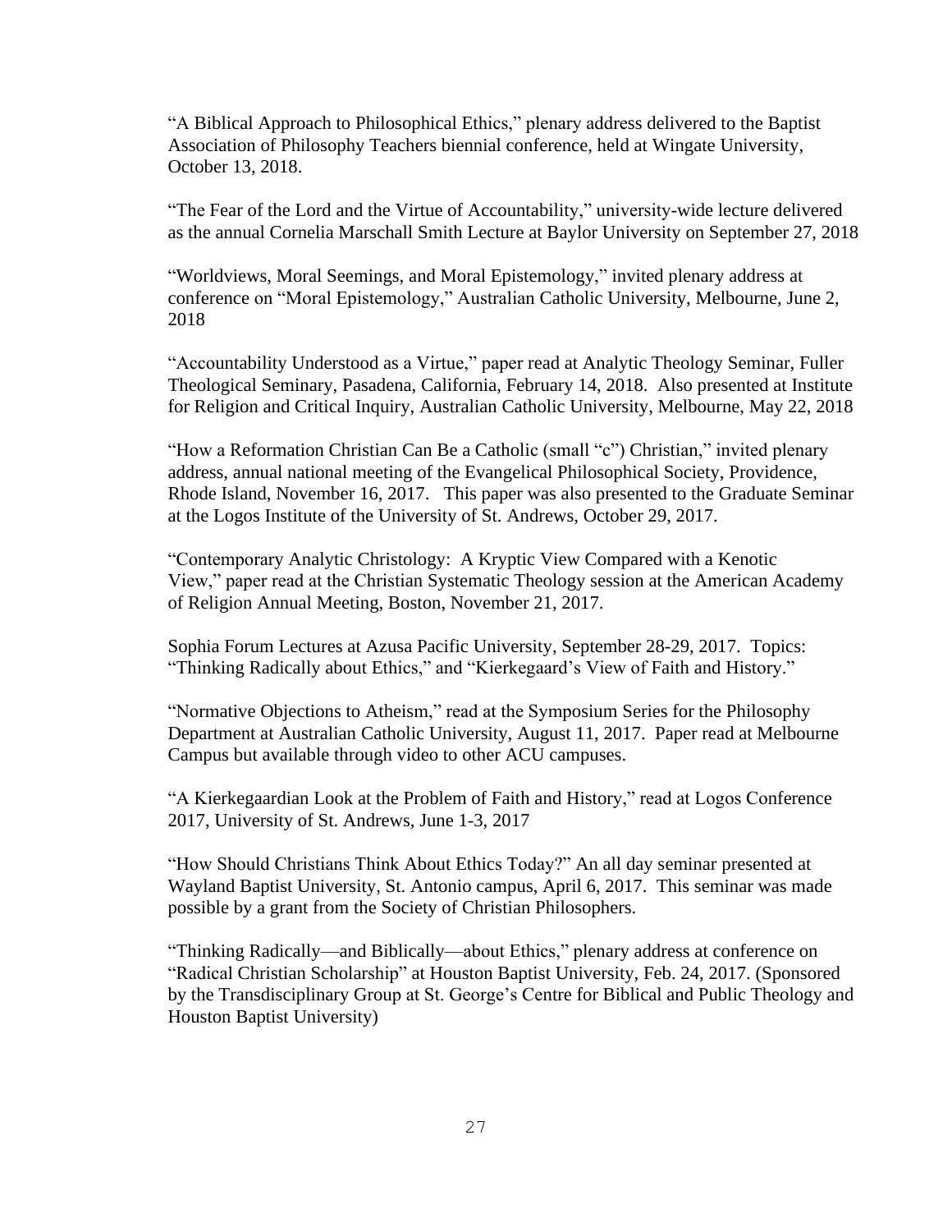"A Biblical Approach to Philosophical Ethics," plenary address delivered to the Baptist Association of Philosophy Teachers biennial conference, held at Wingate University, October 13, 2018.

"The Fear of the Lord and the Virtue of Accountability," university-wide lecture delivered as the annual Cornelia Marschall Smith Lecture at Baylor University on September 27, 2018

"Worldviews, Moral Seemings, and Moral Epistemology," invited plenary address at conference on "Moral Epistemology," Australian Catholic University, Melbourne, June 2, 2018

"Accountability Understood as a Virtue," paper read at Analytic Theology Seminar, Fuller Theological Seminary, Pasadena, California, February 14, 2018. Also presented at Institute for Religion and Critical Inquiry, Australian Catholic University, Melbourne, May 22, 2018

"How a Reformation Christian Can Be a Catholic (small "c") Christian," invited plenary address, annual national meeting of the Evangelical Philosophical Society, Providence, Rhode Island, November 16, 2017. This paper was also presented to the Graduate Seminar at the Logos Institute of the University of St. Andrews, October 29, 2017.

"Contemporary Analytic Christology: A Kryptic View Compared with a Kenotic View," paper read at the Christian Systematic Theology session at the American Academy of Religion Annual Meeting, Boston, November 21, 2017.

Sophia Forum Lectures at Azusa Pacific University, September 28-29, 2017. Topics: "Thinking Radically about Ethics," and "Kierkegaard's View of Faith and History."

"Normative Objections to Atheism," read at the Symposium Series for the Philosophy Department at Australian Catholic University, August 11, 2017. Paper read at Melbourne Campus but available through video to other ACU campuses.

"A Kierkegaardian Look at the Problem of Faith and History," read at Logos Conference 2017, University of St. Andrews, June 1-3, 2017

"How Should Christians Think About Ethics Today?" An all day seminar presented at Wayland Baptist University, St. Antonio campus, April 6, 2017. This seminar was made possible by a grant from the Society of Christian Philosophers.

"Thinking Radically—and Biblically—about Ethics," plenary address at conference on "Radical Christian Scholarship" at Houston Baptist University, Feb. 24, 2017. (Sponsored by the Transdisciplinary Group at St. George's Centre for Biblical and Public Theology and Houston Baptist University)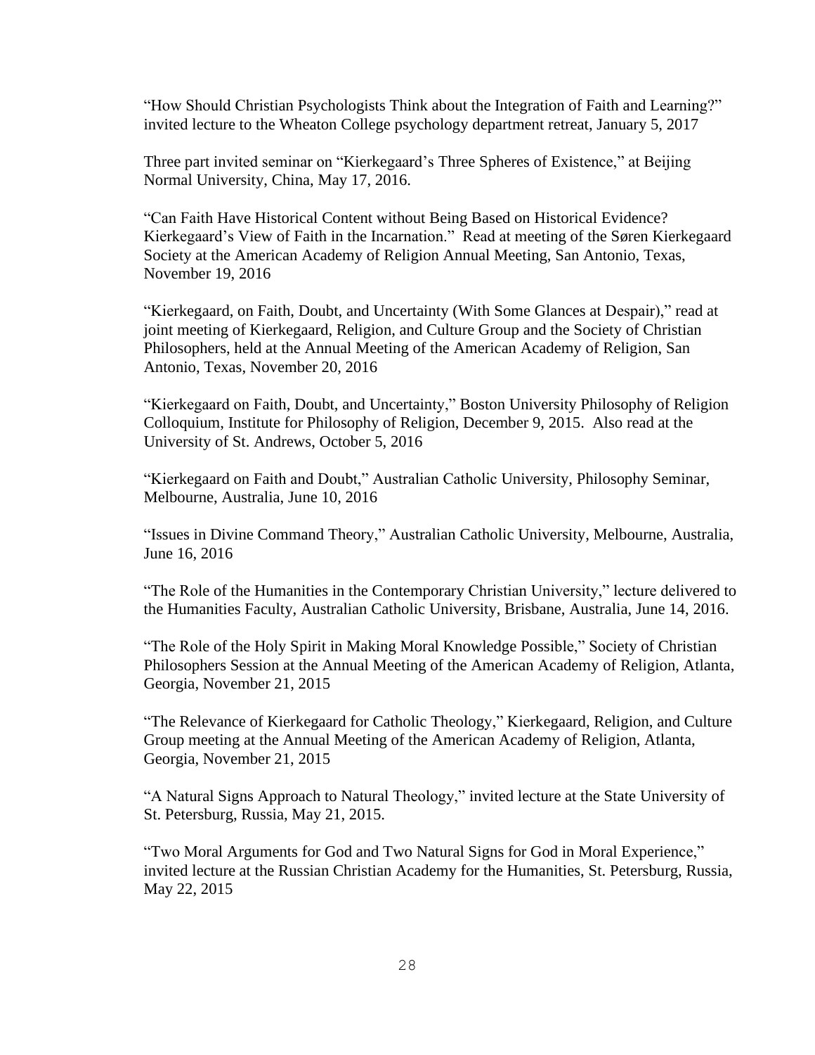"How Should Christian Psychologists Think about the Integration of Faith and Learning?" invited lecture to the Wheaton College psychology department retreat, January 5, 2017

Three part invited seminar on "Kierkegaard's Three Spheres of Existence," at Beijing Normal University, China, May 17, 2016.

"Can Faith Have Historical Content without Being Based on Historical Evidence? Kierkegaard's View of Faith in the Incarnation." Read at meeting of the Søren Kierkegaard Society at the American Academy of Religion Annual Meeting, San Antonio, Texas, November 19, 2016

"Kierkegaard, on Faith, Doubt, and Uncertainty (With Some Glances at Despair)," read at joint meeting of Kierkegaard, Religion, and Culture Group and the Society of Christian Philosophers, held at the Annual Meeting of the American Academy of Religion, San Antonio, Texas, November 20, 2016

"Kierkegaard on Faith, Doubt, and Uncertainty," Boston University Philosophy of Religion Colloquium, Institute for Philosophy of Religion, December 9, 2015. Also read at the University of St. Andrews, October 5, 2016

"Kierkegaard on Faith and Doubt," Australian Catholic University, Philosophy Seminar, Melbourne, Australia, June 10, 2016

"Issues in Divine Command Theory," Australian Catholic University, Melbourne, Australia, June 16, 2016

"The Role of the Humanities in the Contemporary Christian University," lecture delivered to the Humanities Faculty, Australian Catholic University, Brisbane, Australia, June 14, 2016.

"The Role of the Holy Spirit in Making Moral Knowledge Possible," Society of Christian Philosophers Session at the Annual Meeting of the American Academy of Religion, Atlanta, Georgia, November 21, 2015

"The Relevance of Kierkegaard for Catholic Theology," Kierkegaard, Religion, and Culture Group meeting at the Annual Meeting of the American Academy of Religion, Atlanta, Georgia, November 21, 2015

"A Natural Signs Approach to Natural Theology," invited lecture at the State University of St. Petersburg, Russia, May 21, 2015.

"Two Moral Arguments for God and Two Natural Signs for God in Moral Experience," invited lecture at the Russian Christian Academy for the Humanities, St. Petersburg, Russia, May 22, 2015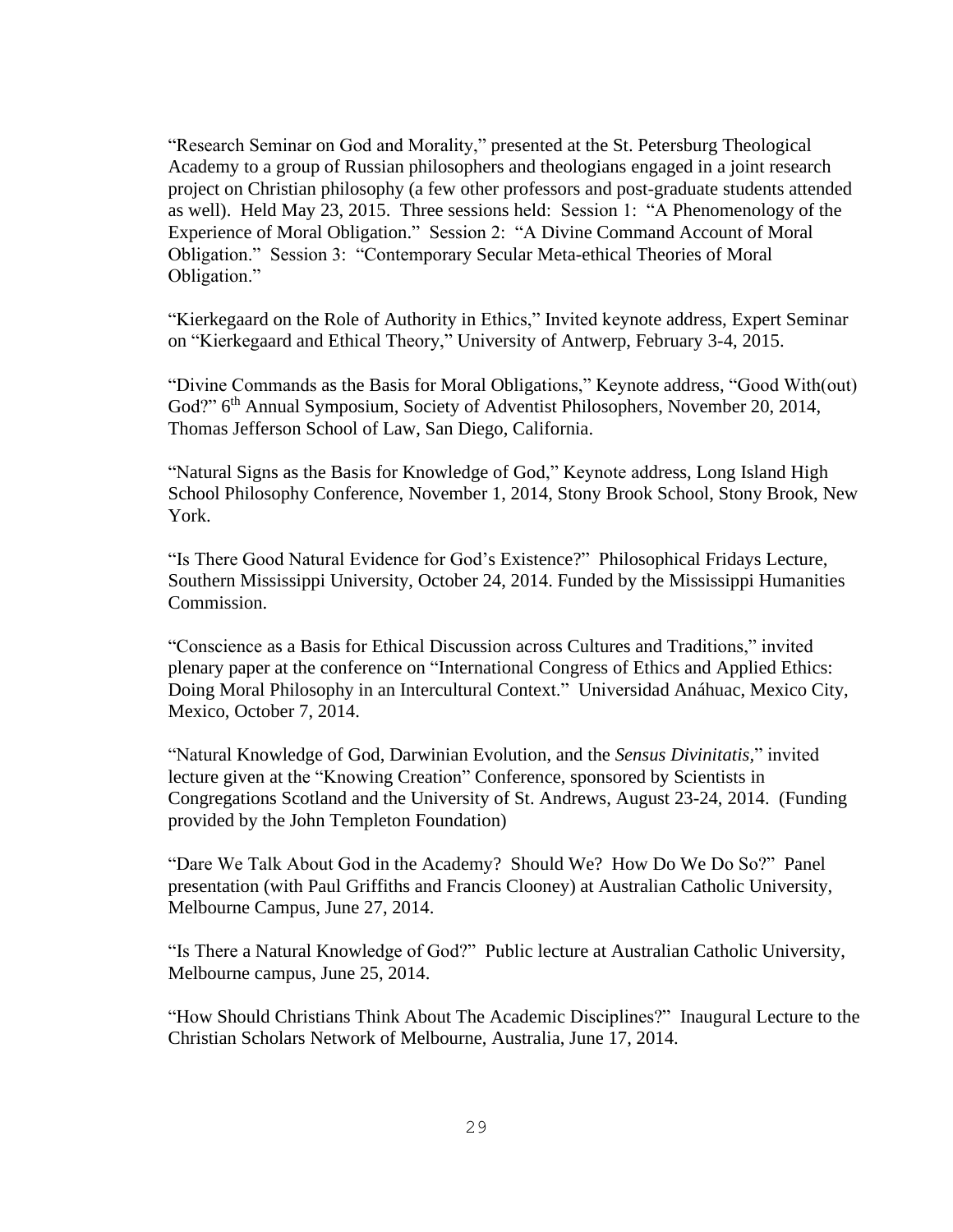"Research Seminar on God and Morality," presented at the St. Petersburg Theological Academy to a group of Russian philosophers and theologians engaged in a joint research project on Christian philosophy (a few other professors and post-graduate students attended as well). Held May 23, 2015. Three sessions held: Session 1: "A Phenomenology of the Experience of Moral Obligation." Session 2: "A Divine Command Account of Moral Obligation." Session 3: "Contemporary Secular Meta-ethical Theories of Moral Obligation."

"Kierkegaard on the Role of Authority in Ethics," Invited keynote address, Expert Seminar on "Kierkegaard and Ethical Theory," University of Antwerp, February 3-4, 2015.

"Divine Commands as the Basis for Moral Obligations," Keynote address, "Good With(out) God?" 6th Annual Symposium, Society of Adventist Philosophers, November 20, 2014, Thomas Jefferson School of Law, San Diego, California.

"Natural Signs as the Basis for Knowledge of God," Keynote address, Long Island High School Philosophy Conference, November 1, 2014, Stony Brook School, Stony Brook, New York.

"Is There Good Natural Evidence for God's Existence?" Philosophical Fridays Lecture, Southern Mississippi University, October 24, 2014. Funded by the Mississippi Humanities Commission.

"Conscience as a Basis for Ethical Discussion across Cultures and Traditions," invited plenary paper at the conference on "International Congress of Ethics and Applied Ethics: Doing Moral Philosophy in an Intercultural Context." Universidad Anáhuac, Mexico City, Mexico, October 7, 2014.

"Natural Knowledge of God, Darwinian Evolution, and the *Sensus Divinitatis*," invited lecture given at the "Knowing Creation" Conference, sponsored by Scientists in Congregations Scotland and the University of St. Andrews, August 23-24, 2014. (Funding provided by the John Templeton Foundation)

"Dare We Talk About God in the Academy? Should We? How Do We Do So?" Panel presentation (with Paul Griffiths and Francis Clooney) at Australian Catholic University, Melbourne Campus, June 27, 2014.

"Is There a Natural Knowledge of God?" Public lecture at Australian Catholic University, Melbourne campus, June 25, 2014.

"How Should Christians Think About The Academic Disciplines?" Inaugural Lecture to the Christian Scholars Network of Melbourne, Australia, June 17, 2014.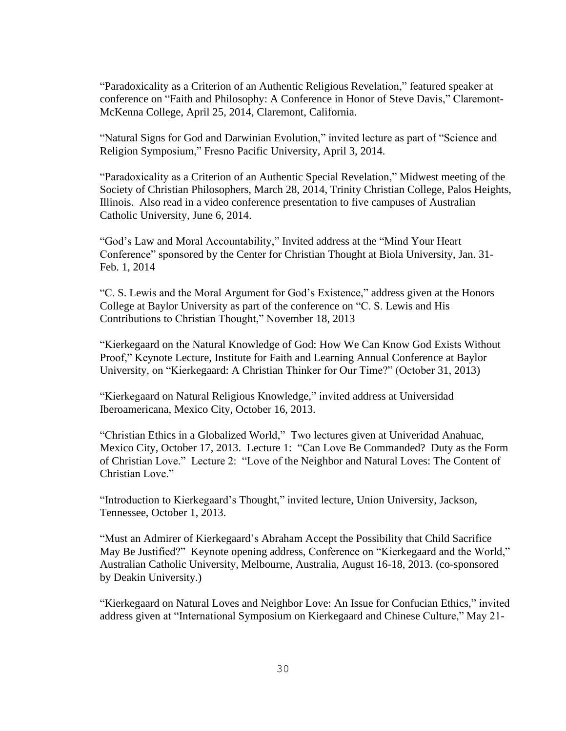"Paradoxicality as a Criterion of an Authentic Religious Revelation," featured speaker at conference on "Faith and Philosophy: A Conference in Honor of Steve Davis," Claremont-McKenna College, April 25, 2014, Claremont, California.

"Natural Signs for God and Darwinian Evolution," invited lecture as part of "Science and Religion Symposium," Fresno Pacific University, April 3, 2014.

"Paradoxicality as a Criterion of an Authentic Special Revelation," Midwest meeting of the Society of Christian Philosophers, March 28, 2014, Trinity Christian College, Palos Heights, Illinois. Also read in a video conference presentation to five campuses of Australian Catholic University, June 6, 2014.

"God's Law and Moral Accountability," Invited address at the "Mind Your Heart Conference" sponsored by the Center for Christian Thought at Biola University, Jan. 31-Feb. 1, 2014

"C. S. Lewis and the Moral Argument for God's Existence," address given at the Honors College at Baylor University as part of the conference on "C. S. Lewis and His Contributions to Christian Thought," November 18, 2013

"Kierkegaard on the Natural Knowledge of God: How We Can Know God Exists Without Proof," Keynote Lecture, Institute for Faith and Learning Annual Conference at Baylor University, on "Kierkegaard: A Christian Thinker for Our Time?" (October 31, 2013)

"Kierkegaard on Natural Religious Knowledge," invited address at Universidad Iberoamericana, Mexico City, October 16, 2013.

"Christian Ethics in a Globalized World," Two lectures given at Univeridad Anahuac, Mexico City, October 17, 2013. Lecture 1: "Can Love Be Commanded? Duty as the Form of Christian Love." Lecture 2: "Love of the Neighbor and Natural Loves: The Content of Christian Love."

"Introduction to Kierkegaard's Thought," invited lecture, Union University, Jackson, Tennessee, October 1, 2013.

"Must an Admirer of Kierkegaard's Abraham Accept the Possibility that Child Sacrifice May Be Justified?" Keynote opening address, Conference on "Kierkegaard and the World," Australian Catholic University, Melbourne, Australia, August 16-18, 2013. (co-sponsored by Deakin University.)

"Kierkegaard on Natural Loves and Neighbor Love: An Issue for Confucian Ethics," invited address given at "International Symposium on Kierkegaard and Chinese Culture," May 21-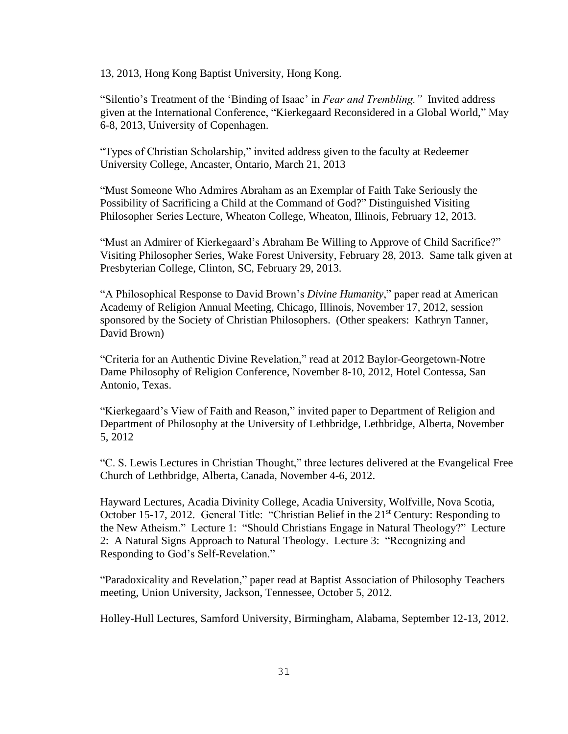13, 2013, Hong Kong Baptist University, Hong Kong.

"Silentio's Treatment of the 'Binding of Isaac' in *Fear and Trembling."* Invited address given at the International Conference, "Kierkegaard Reconsidered in a Global World," May 6-8, 2013, University of Copenhagen.

"Types of Christian Scholarship," invited address given to the faculty at Redeemer University College, Ancaster, Ontario, March 21, 2013

"Must Someone Who Admires Abraham as an Exemplar of Faith Take Seriously the Possibility of Sacrificing a Child at the Command of God?" Distinguished Visiting Philosopher Series Lecture, Wheaton College, Wheaton, Illinois, February 12, 2013.

"Must an Admirer of Kierkegaard's Abraham Be Willing to Approve of Child Sacrifice?" Visiting Philosopher Series, Wake Forest University, February 28, 2013. Same talk given at Presbyterian College, Clinton, SC, February 29, 2013.

"A Philosophical Response to David Brown's *Divine Humanity*," paper read at American Academy of Religion Annual Meeting, Chicago, Illinois, November 17, 2012, session sponsored by the Society of Christian Philosophers. (Other speakers: Kathryn Tanner, David Brown)

"Criteria for an Authentic Divine Revelation," read at 2012 Baylor-Georgetown-Notre Dame Philosophy of Religion Conference, November 8-10, 2012, Hotel Contessa, San Antonio, Texas.

"Kierkegaard's View of Faith and Reason," invited paper to Department of Religion and Department of Philosophy at the University of Lethbridge, Lethbridge, Alberta, November 5, 2012

"C. S. Lewis Lectures in Christian Thought," three lectures delivered at the Evangelical Free Church of Lethbridge, Alberta, Canada, November 4-6, 2012.

Hayward Lectures, Acadia Divinity College, Acadia University, Wolfville, Nova Scotia, October 15-17, 2012. General Title: "Christian Belief in the 21st Century: Responding to the New Atheism." Lecture 1: "Should Christians Engage in Natural Theology?" Lecture 2: A Natural Signs Approach to Natural Theology. Lecture 3: "Recognizing and Responding to God's Self-Revelation."

"Paradoxicality and Revelation," paper read at Baptist Association of Philosophy Teachers meeting, Union University, Jackson, Tennessee, October 5, 2012.

Holley-Hull Lectures, Samford University, Birmingham, Alabama, September 12-13, 2012.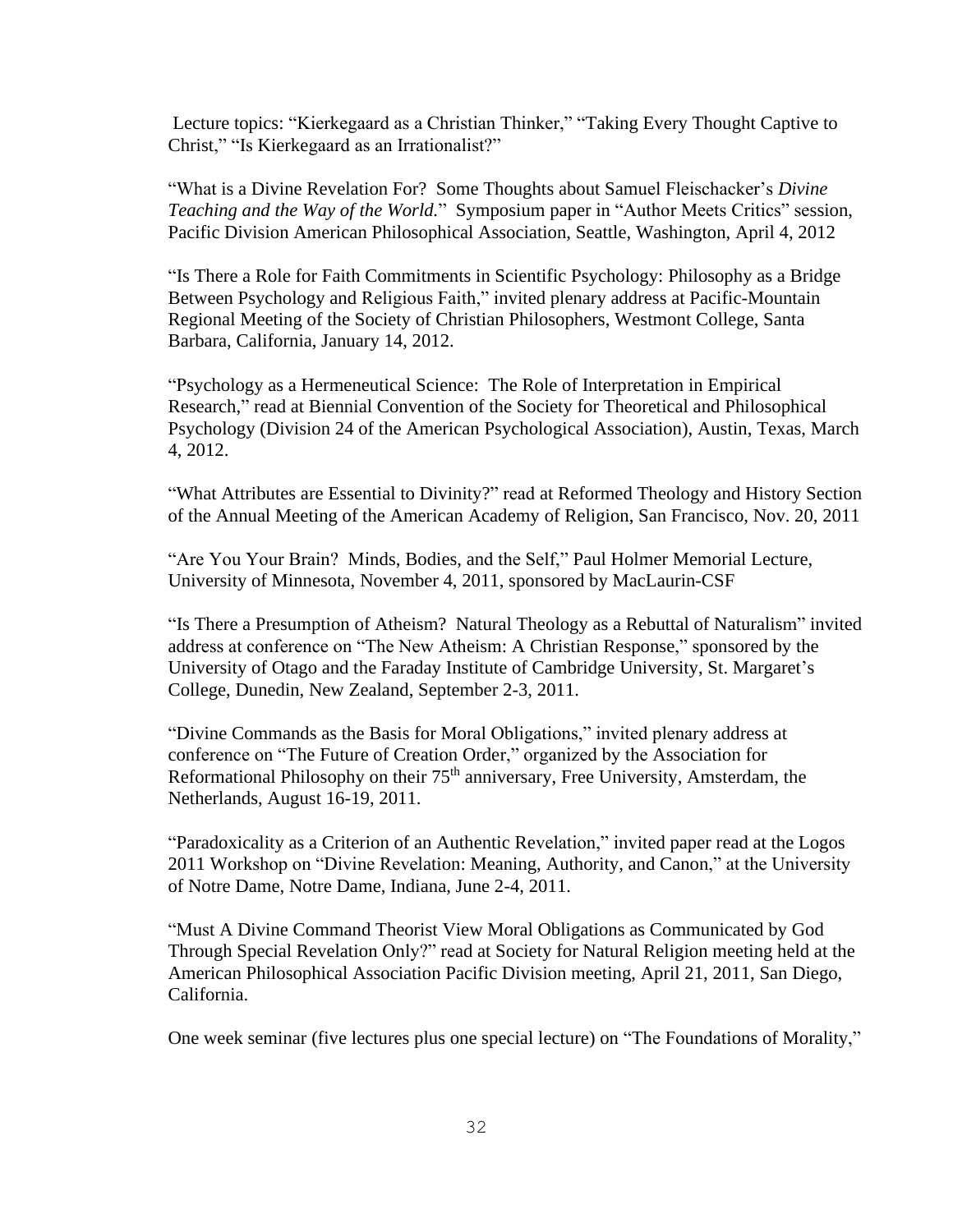Lecture topics: “Kierkegaard as a Christian Thinker,” “Taking Every Thought Captive to Christ,” “Is Kierkegaard as an Irrationalist?”

“What is a Divine Revelation For? Some Thoughts about Samuel Fleischacker’s *Divine Teaching and the Way of the World.*” Symposium paper in “Author Meets Critics” session, Pacific Division American Philosophical Association, Seattle, Washington, April 4, 2012

“Is There a Role for Faith Commitments in Scientific Psychology: Philosophy as a Bridge Between Psychology and Religious Faith,” invited plenary address at Pacific-Mountain Regional Meeting of the Society of Christian Philosophers, Westmont College, Santa Barbara, California, January 14, 2012.

“Psychology as a Hermeneutical Science: The Role of Interpretation in Empirical Research,” read at Biennial Convention of the Society for Theoretical and Philosophical Psychology (Division 24 of the American Psychological Association), Austin, Texas, March 4, 2012.

“What Attributes are Essential to Divinity?” read at Reformed Theology and History Section of the Annual Meeting of the American Academy of Religion, San Francisco, Nov. 20, 2011

“Are You Your Brain? Minds, Bodies, and the Self,” Paul Holmer Memorial Lecture, University of Minnesota, November 4, 2011, sponsored by MacLaurin-CSF

“Is There a Presumption of Atheism? Natural Theology as a Rebuttal of Naturalism” invited address at conference on “The New Atheism: A Christian Response,” sponsored by the University of Otago and the Faraday Institute of Cambridge University, St. Margaret’s College, Dunedin, New Zealand, September 2-3, 2011.

“Divine Commands as the Basis for Moral Obligations,” invited plenary address at conference on “The Future of Creation Order,” organized by the Association for Reformational Philosophy on their 75th anniversary, Free University, Amsterdam, the Netherlands, August 16-19, 2011.

“Paradoxicality as a Criterion of an Authentic Revelation,” invited paper read at the Logos 2011 Workshop on “Divine Revelation: Meaning, Authority, and Canon,” at the University of Notre Dame, Notre Dame, Indiana, June 2-4, 2011.

“Must A Divine Command Theorist View Moral Obligations as Communicated by God Through Special Revelation Only?” read at Society for Natural Religion meeting held at the American Philosophical Association Pacific Division meeting, April 21, 2011, San Diego, California.

One week seminar (five lectures plus one special lecture) on “The Foundations of Morality,”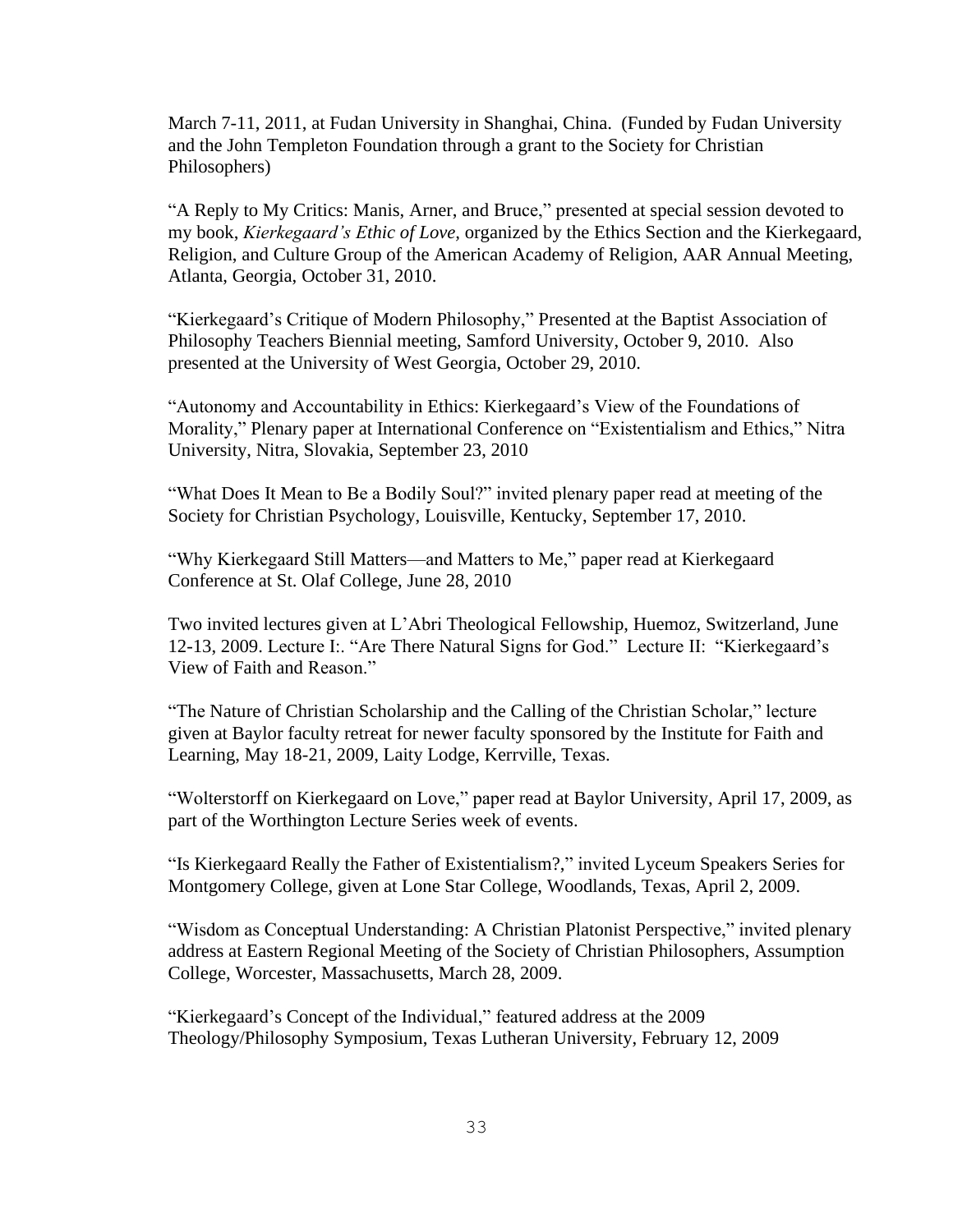March 7-11, 2011, at Fudan University in Shanghai, China. (Funded by Fudan University and the John Templeton Foundation through a grant to the Society for Christian Philosophers)

"A Reply to My Critics: Manis, Arner, and Bruce," presented at special session devoted to my book, *Kierkegaard's Ethic of Love*, organized by the Ethics Section and the Kierkegaard, Religion, and Culture Group of the American Academy of Religion, AAR Annual Meeting, Atlanta, Georgia, October 31, 2010.

"Kierkegaard's Critique of Modern Philosophy," Presented at the Baptist Association of Philosophy Teachers Biennial meeting, Samford University, October 9, 2010. Also presented at the University of West Georgia, October 29, 2010.

"Autonomy and Accountability in Ethics: Kierkegaard's View of the Foundations of Morality," Plenary paper at International Conference on "Existentialism and Ethics," Nitra University, Nitra, Slovakia, September 23, 2010

"What Does It Mean to Be a Bodily Soul?" invited plenary paper read at meeting of the Society for Christian Psychology, Louisville, Kentucky, September 17, 2010.

"Why Kierkegaard Still Matters—and Matters to Me," paper read at Kierkegaard Conference at St. Olaf College, June 28, 2010

Two invited lectures given at L'Abri Theological Fellowship, Huemoz, Switzerland, June 12-13, 2009. Lecture I:. "Are There Natural Signs for God." Lecture II: "Kierkegaard's View of Faith and Reason."

"The Nature of Christian Scholarship and the Calling of the Christian Scholar," lecture given at Baylor faculty retreat for newer faculty sponsored by the Institute for Faith and Learning, May 18-21, 2009, Laity Lodge, Kerrville, Texas.

"Wolterstorff on Kierkegaard on Love," paper read at Baylor University, April 17, 2009, as part of the Worthington Lecture Series week of events.

"Is Kierkegaard Really the Father of Existentialism?," invited Lyceum Speakers Series for Montgomery College, given at Lone Star College, Woodlands, Texas, April 2, 2009.

"Wisdom as Conceptual Understanding: A Christian Platonist Perspective," invited plenary address at Eastern Regional Meeting of the Society of Christian Philosophers, Assumption College, Worcester, Massachusetts, March 28, 2009.

"Kierkegaard's Concept of the Individual," featured address at the 2009 Theology/Philosophy Symposium, Texas Lutheran University, February 12, 2009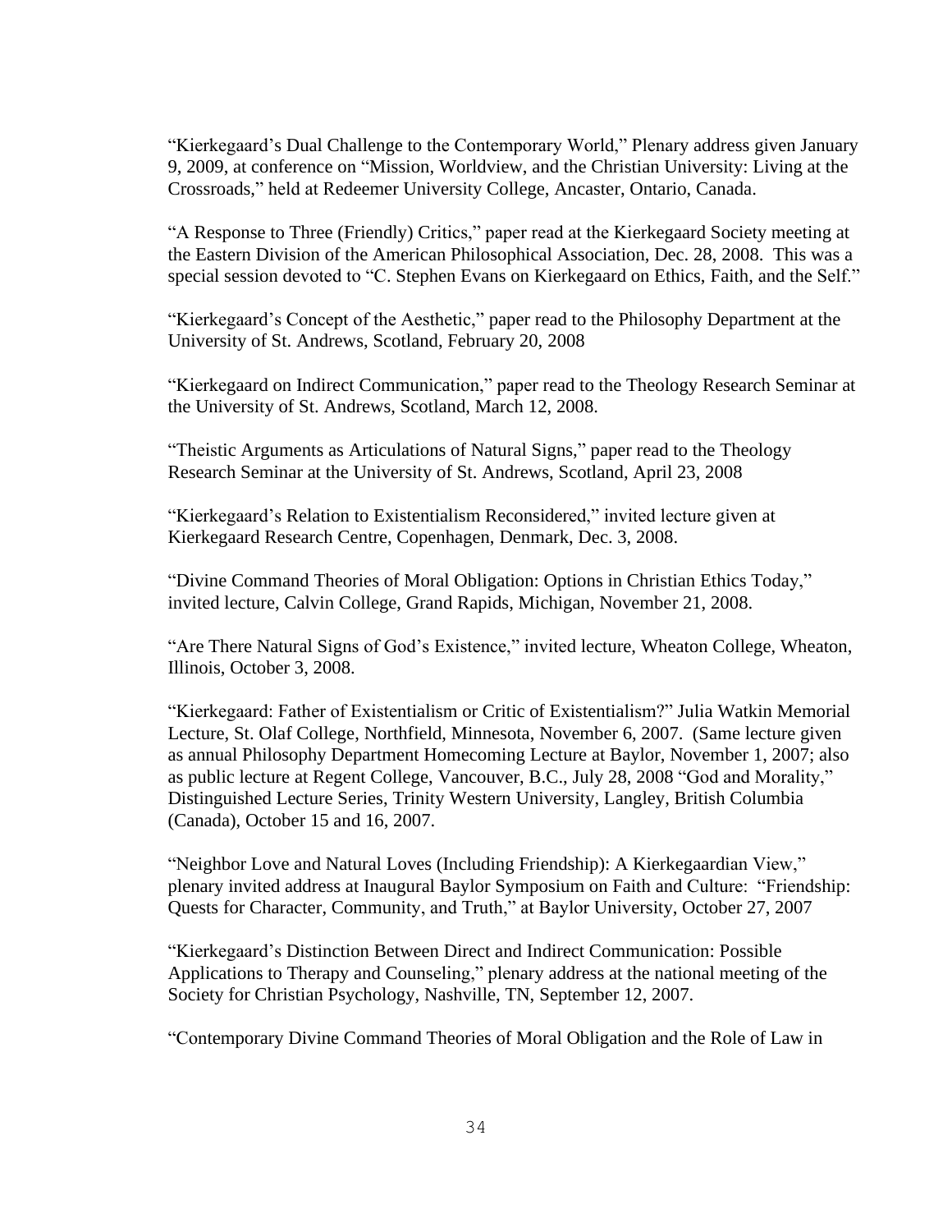"Kierkegaard's Dual Challenge to the Contemporary World," Plenary address given January 9, 2009, at conference on "Mission, Worldview, and the Christian University: Living at the Crossroads," held at Redeemer University College, Ancaster, Ontario, Canada.

"A Response to Three (Friendly) Critics," paper read at the Kierkegaard Society meeting at the Eastern Division of the American Philosophical Association, Dec. 28, 2008. This was a special session devoted to "C. Stephen Evans on Kierkegaard on Ethics, Faith, and the Self."

"Kierkegaard's Concept of the Aesthetic," paper read to the Philosophy Department at the University of St. Andrews, Scotland, February 20, 2008

"Kierkegaard on Indirect Communication," paper read to the Theology Research Seminar at the University of St. Andrews, Scotland, March 12, 2008.

"Theistic Arguments as Articulations of Natural Signs," paper read to the Theology Research Seminar at the University of St. Andrews, Scotland, April 23, 2008

"Kierkegaard's Relation to Existentialism Reconsidered," invited lecture given at Kierkegaard Research Centre, Copenhagen, Denmark, Dec. 3, 2008.

"Divine Command Theories of Moral Obligation: Options in Christian Ethics Today," invited lecture, Calvin College, Grand Rapids, Michigan, November 21, 2008.

"Are There Natural Signs of God's Existence," invited lecture, Wheaton College, Wheaton, Illinois, October 3, 2008.

"Kierkegaard: Father of Existentialism or Critic of Existentialism?" Julia Watkin Memorial Lecture, St. Olaf College, Northfield, Minnesota, November 6, 2007. (Same lecture given as annual Philosophy Department Homecoming Lecture at Baylor, November 1, 2007; also as public lecture at Regent College, Vancouver, B.C., July 28, 2008 "God and Morality," Distinguished Lecture Series, Trinity Western University, Langley, British Columbia (Canada), October 15 and 16, 2007.

"Neighbor Love and Natural Loves (Including Friendship): A Kierkegaardian View," plenary invited address at Inaugural Baylor Symposium on Faith and Culture: "Friendship: Quests for Character, Community, and Truth," at Baylor University, October 27, 2007

"Kierkegaard's Distinction Between Direct and Indirect Communication: Possible Applications to Therapy and Counseling," plenary address at the national meeting of the Society for Christian Psychology, Nashville, TN, September 12, 2007.

"Contemporary Divine Command Theories of Moral Obligation and the Role of Law in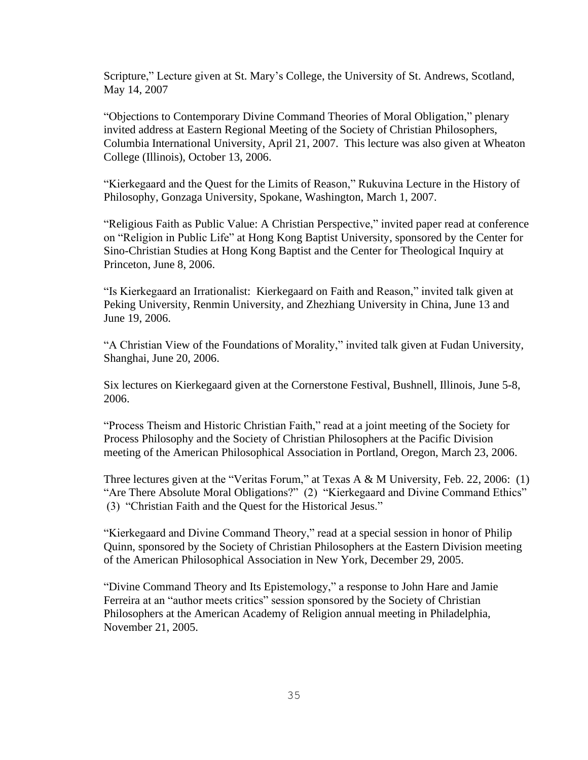Scripture," Lecture given at St. Mary's College, the University of St. Andrews, Scotland, May 14, 2007

"Objections to Contemporary Divine Command Theories of Moral Obligation," plenary invited address at Eastern Regional Meeting of the Society of Christian Philosophers, Columbia International University, April 21, 2007. This lecture was also given at Wheaton College (Illinois), October 13, 2006.

"Kierkegaard and the Quest for the Limits of Reason," Rukuvina Lecture in the History of Philosophy, Gonzaga University, Spokane, Washington, March 1, 2007.

"Religious Faith as Public Value: A Christian Perspective," invited paper read at conference on "Religion in Public Life" at Hong Kong Baptist University, sponsored by the Center for Sino-Christian Studies at Hong Kong Baptist and the Center for Theological Inquiry at Princeton, June 8, 2006.

"Is Kierkegaard an Irrationalist: Kierkegaard on Faith and Reason," invited talk given at Peking University, Renmin University, and Zhezhiang University in China, June 13 and June 19, 2006.

"A Christian View of the Foundations of Morality," invited talk given at Fudan University, Shanghai, June 20, 2006.

Six lectures on Kierkegaard given at the Cornerstone Festival, Bushnell, Illinois, June 5-8, 2006.

"Process Theism and Historic Christian Faith," read at a joint meeting of the Society for Process Philosophy and the Society of Christian Philosophers at the Pacific Division meeting of the American Philosophical Association in Portland, Oregon, March 23, 2006.

Three lectures given at the "Veritas Forum," at Texas A & M University, Feb. 22, 2006: (1) "Are There Absolute Moral Obligations?" (2) "Kierkegaard and Divine Command Ethics" (3) "Christian Faith and the Quest for the Historical Jesus."

"Kierkegaard and Divine Command Theory," read at a special session in honor of Philip Quinn, sponsored by the Society of Christian Philosophers at the Eastern Division meeting of the American Philosophical Association in New York, December 29, 2005.

"Divine Command Theory and Its Epistemology," a response to John Hare and Jamie Ferreira at an "author meets critics" session sponsored by the Society of Christian Philosophers at the American Academy of Religion annual meeting in Philadelphia, November 21, 2005.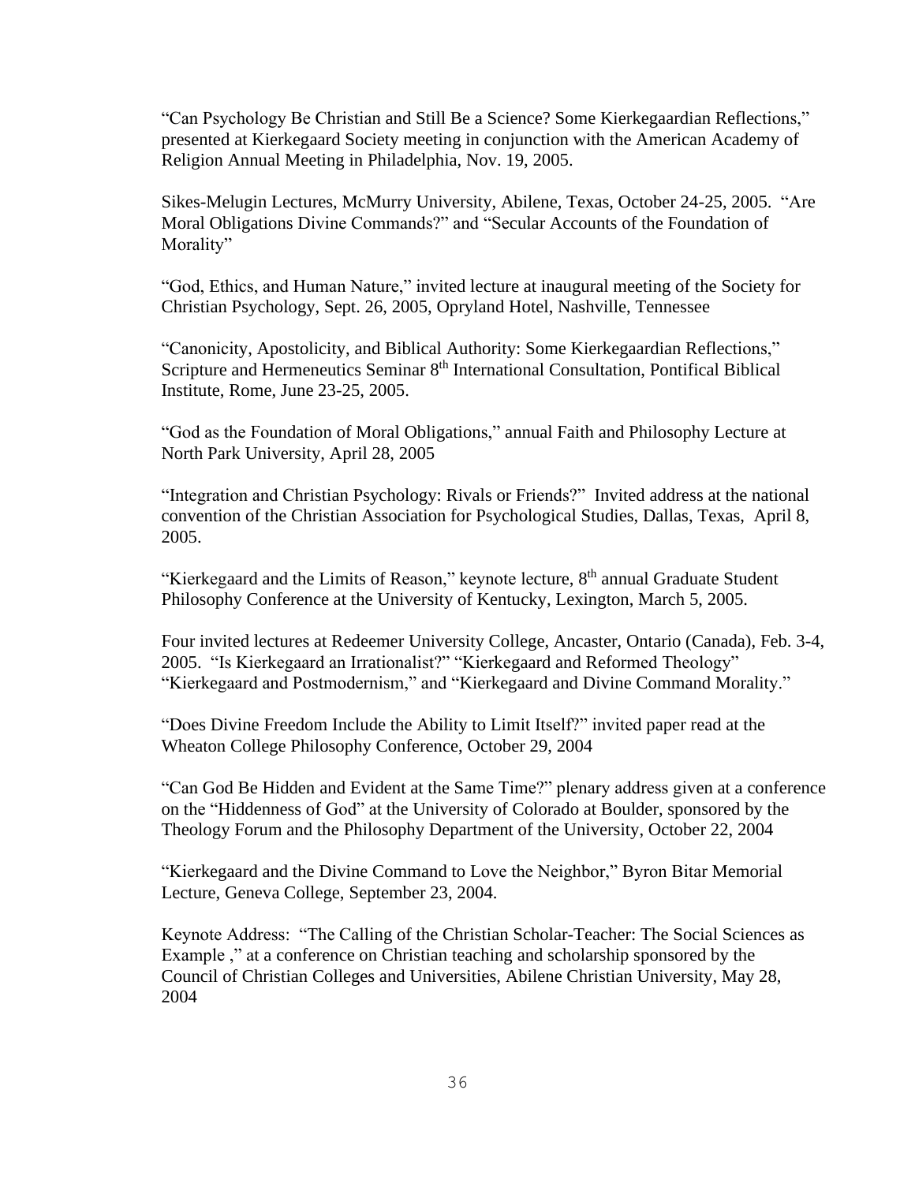"Can Psychology Be Christian and Still Be a Science? Some Kierkegaardian Reflections," presented at Kierkegaard Society meeting in conjunction with the American Academy of Religion Annual Meeting in Philadelphia, Nov. 19, 2005.

Sikes-Melugin Lectures, McMurry University, Abilene, Texas, October 24-25, 2005. "Are Moral Obligations Divine Commands?" and "Secular Accounts of the Foundation of Morality"

"God, Ethics, and Human Nature," invited lecture at inaugural meeting of the Society for Christian Psychology, Sept. 26, 2005, Opryland Hotel, Nashville, Tennessee

"Canonicity, Apostolicity, and Biblical Authority: Some Kierkegaardian Reflections," Scripture and Hermeneutics Seminar 8th International Consultation, Pontifical Biblical Institute, Rome, June 23-25, 2005.

"God as the Foundation of Moral Obligations," annual Faith and Philosophy Lecture at North Park University, April 28, 2005

"Integration and Christian Psychology: Rivals or Friends?" Invited address at the national convention of the Christian Association for Psychological Studies, Dallas, Texas, April 8, 2005.

"Kierkegaard and the Limits of Reason," keynote lecture, 8th annual Graduate Student Philosophy Conference at the University of Kentucky, Lexington, March 5, 2005.

Four invited lectures at Redeemer University College, Ancaster, Ontario (Canada), Feb. 3-4, 2005. "Is Kierkegaard an Irrationalist?" "Kierkegaard and Reformed Theology" "Kierkegaard and Postmodernism," and "Kierkegaard and Divine Command Morality."

"Does Divine Freedom Include the Ability to Limit Itself?" invited paper read at the Wheaton College Philosophy Conference, October 29, 2004

"Can God Be Hidden and Evident at the Same Time?" plenary address given at a conference on the "Hiddenness of God" at the University of Colorado at Boulder, sponsored by the Theology Forum and the Philosophy Department of the University, October 22, 2004

"Kierkegaard and the Divine Command to Love the Neighbor," Byron Bitar Memorial Lecture, Geneva College, September 23, 2004.

Keynote Address: "The Calling of the Christian Scholar-Teacher: The Social Sciences as Example ," at a conference on Christian teaching and scholarship sponsored by the Council of Christian Colleges and Universities, Abilene Christian University, May 28, 2004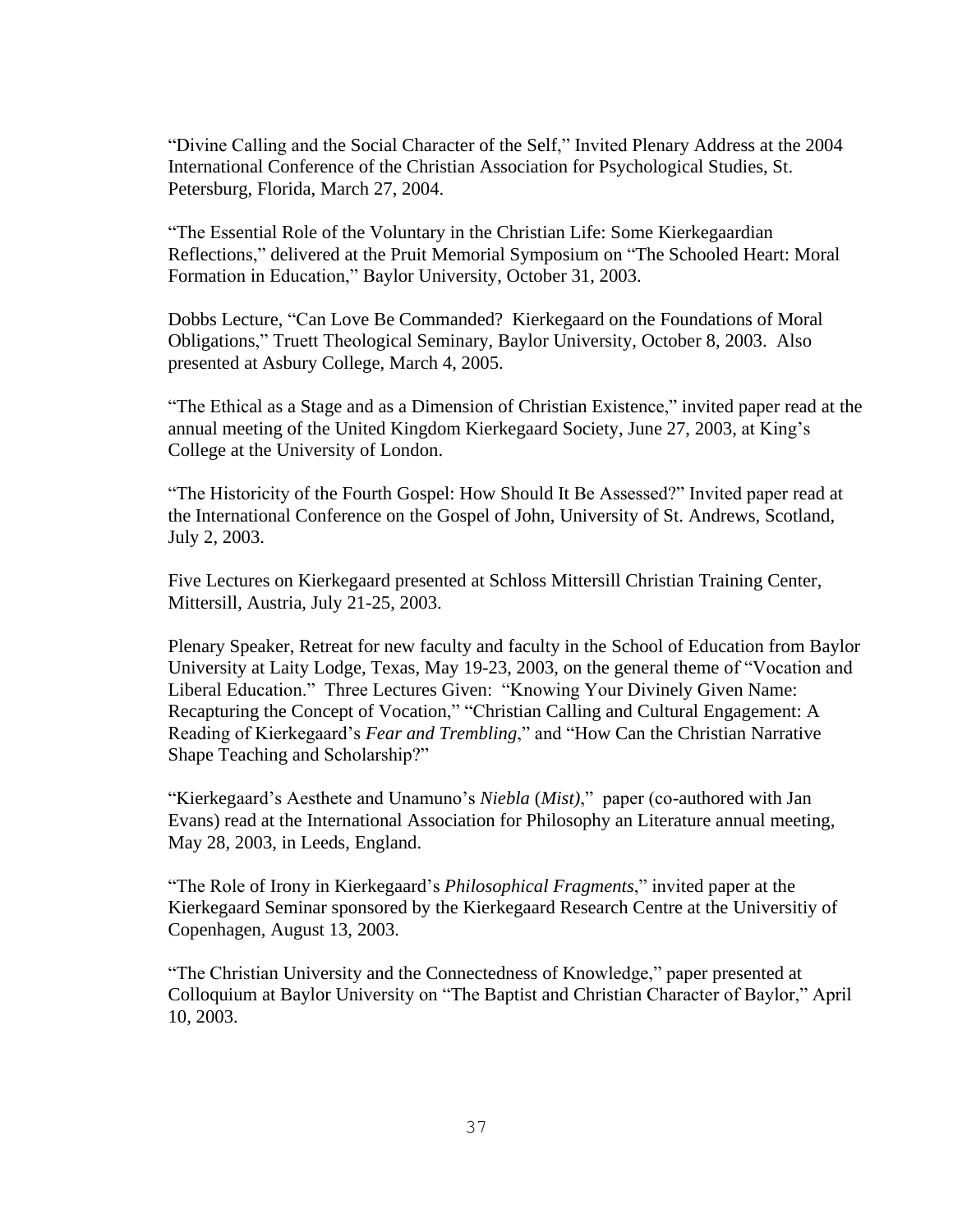"Divine Calling and the Social Character of the Self," Invited Plenary Address at the 2004 International Conference of the Christian Association for Psychological Studies, St. Petersburg, Florida, March 27, 2004.

"The Essential Role of the Voluntary in the Christian Life: Some Kierkegaardian Reflections," delivered at the Pruit Memorial Symposium on "The Schooled Heart: Moral Formation in Education," Baylor University, October 31, 2003.

Dobbs Lecture, "Can Love Be Commanded? Kierkegaard on the Foundations of Moral Obligations," Truett Theological Seminary, Baylor University, October 8, 2003. Also presented at Asbury College, March 4, 2005.

"The Ethical as a Stage and as a Dimension of Christian Existence," invited paper read at the annual meeting of the United Kingdom Kierkegaard Society, June 27, 2003, at King's College at the University of London.

"The Historicity of the Fourth Gospel: How Should It Be Assessed?" Invited paper read at the International Conference on the Gospel of John, University of St. Andrews, Scotland, July 2, 2003.

Five Lectures on Kierkegaard presented at Schloss Mittersill Christian Training Center, Mittersill, Austria, July 21-25, 2003.

Plenary Speaker, Retreat for new faculty and faculty in the School of Education from Baylor University at Laity Lodge, Texas, May 19-23, 2003, on the general theme of "Vocation and Liberal Education." Three Lectures Given: "Knowing Your Divinely Given Name: Recapturing the Concept of Vocation," "Christian Calling and Cultural Engagement: A Reading of Kierkegaard's *Fear and Trembling*," and "How Can the Christian Narrative Shape Teaching and Scholarship?"

"Kierkegaard's Aesthete and Unamuno's *Niebla* (*Mist)*," paper (co-authored with Jan Evans) read at the International Association for Philosophy an Literature annual meeting, May 28, 2003, in Leeds, England.

"The Role of Irony in Kierkegaard's *Philosophical Fragments*," invited paper at the Kierkegaard Seminar sponsored by the Kierkegaard Research Centre at the Universitiy of Copenhagen, August 13, 2003.

"The Christian University and the Connectedness of Knowledge," paper presented at Colloquium at Baylor University on "The Baptist and Christian Character of Baylor," April 10, 2003.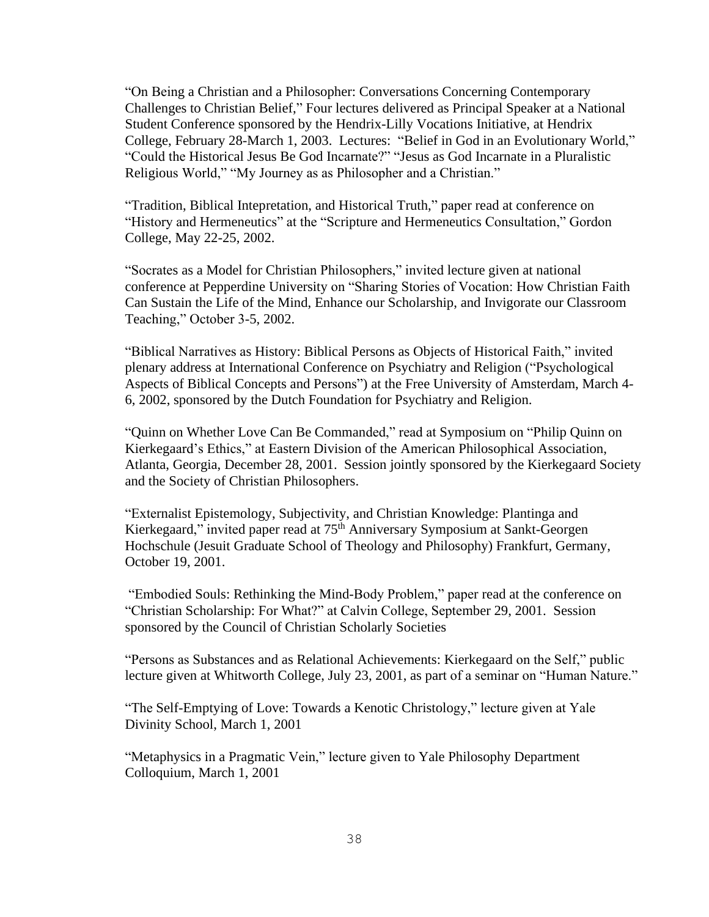"On Being a Christian and a Philosopher: Conversations Concerning Contemporary Challenges to Christian Belief," Four lectures delivered as Principal Speaker at a National Student Conference sponsored by the Hendrix-Lilly Vocations Initiative, at Hendrix College, February 28-March 1, 2003. Lectures: "Belief in God in an Evolutionary World," "Could the Historical Jesus Be God Incarnate?" "Jesus as God Incarnate in a Pluralistic Religious World," "My Journey as as Philosopher and a Christian."

"Tradition, Biblical Intepretation, and Historical Truth," paper read at conference on "History and Hermeneutics" at the "Scripture and Hermeneutics Consultation," Gordon College, May 22-25, 2002.

"Socrates as a Model for Christian Philosophers," invited lecture given at national conference at Pepperdine University on "Sharing Stories of Vocation: How Christian Faith Can Sustain the Life of the Mind, Enhance our Scholarship, and Invigorate our Classroom Teaching," October 3-5, 2002.

"Biblical Narratives as History: Biblical Persons as Objects of Historical Faith," invited plenary address at International Conference on Psychiatry and Religion ("Psychological Aspects of Biblical Concepts and Persons") at the Free University of Amsterdam, March 4-6, 2002, sponsored by the Dutch Foundation for Psychiatry and Religion.

"Quinn on Whether Love Can Be Commanded," read at Symposium on "Philip Quinn on Kierkegaard's Ethics," at Eastern Division of the American Philosophical Association, Atlanta, Georgia, December 28, 2001. Session jointly sponsored by the Kierkegaard Society and the Society of Christian Philosophers.

"Externalist Epistemology, Subjectivity, and Christian Knowledge: Plantinga and Kierkegaard," invited paper read at 75th Anniversary Symposium at Sankt-Georgen Hochschule (Jesuit Graduate School of Theology and Philosophy) Frankfurt, Germany, October 19, 2001.

"Embodied Souls: Rethinking the Mind-Body Problem," paper read at the conference on "Christian Scholarship: For What?" at Calvin College, September 29, 2001. Session sponsored by the Council of Christian Scholarly Societies

"Persons as Substances and as Relational Achievements: Kierkegaard on the Self," public lecture given at Whitworth College, July 23, 2001, as part of a seminar on "Human Nature."

"The Self-Emptying of Love: Towards a Kenotic Christology," lecture given at Yale Divinity School, March 1, 2001

"Metaphysics in a Pragmatic Vein," lecture given to Yale Philosophy Department Colloquium, March 1, 2001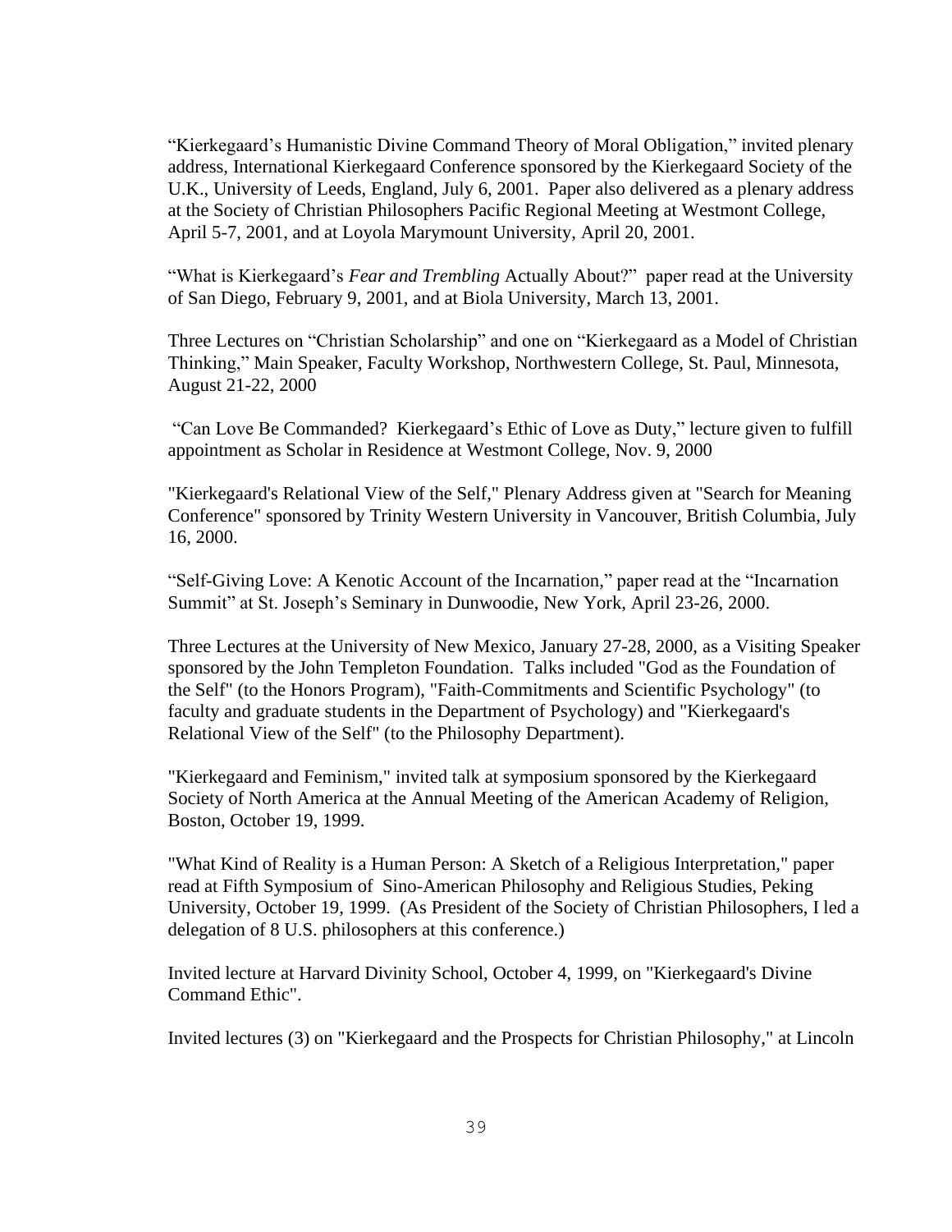"Kierkegaard's Humanistic Divine Command Theory of Moral Obligation," invited plenary address, International Kierkegaard Conference sponsored by the Kierkegaard Society of the U.K., University of Leeds, England, July 6, 2001. Paper also delivered as a plenary address at the Society of Christian Philosophers Pacific Regional Meeting at Westmont College, April 5-7, 2001, and at Loyola Marymount University, April 20, 2001.

"What is Kierkegaard's *Fear and Trembling* Actually About?" paper read at the University of San Diego, February 9, 2001, and at Biola University, March 13, 2001.

Three Lectures on "Christian Scholarship" and one on "Kierkegaard as a Model of Christian Thinking," Main Speaker, Faculty Workshop, Northwestern College, St. Paul, Minnesota, August 21-22, 2000

"Can Love Be Commanded? Kierkegaard's Ethic of Love as Duty," lecture given to fulfill appointment as Scholar in Residence at Westmont College, Nov. 9, 2000

"Kierkegaard's Relational View of the Self," Plenary Address given at "Search for Meaning Conference" sponsored by Trinity Western University in Vancouver, British Columbia, July 16, 2000.

"Self-Giving Love: A Kenotic Account of the Incarnation," paper read at the "Incarnation Summit" at St. Joseph's Seminary in Dunwoodie, New York, April 23-26, 2000.

Three Lectures at the University of New Mexico, January 27-28, 2000, as a Visiting Speaker sponsored by the John Templeton Foundation. Talks included "God as the Foundation of the Self" (to the Honors Program), "Faith-Commitments and Scientific Psychology" (to faculty and graduate students in the Department of Psychology) and "Kierkegaard's Relational View of the Self" (to the Philosophy Department).

"Kierkegaard and Feminism," invited talk at symposium sponsored by the Kierkegaard Society of North America at the Annual Meeting of the American Academy of Religion, Boston, October 19, 1999.

"What Kind of Reality is a Human Person: A Sketch of a Religious Interpretation," paper read at Fifth Symposium of Sino-American Philosophy and Religious Studies, Peking University, October 19, 1999. (As President of the Society of Christian Philosophers, I led a delegation of 8 U.S. philosophers at this conference.)

Invited lecture at Harvard Divinity School, October 4, 1999, on "Kierkegaard's Divine Command Ethic".

Invited lectures (3) on "Kierkegaard and the Prospects for Christian Philosophy," at Lincoln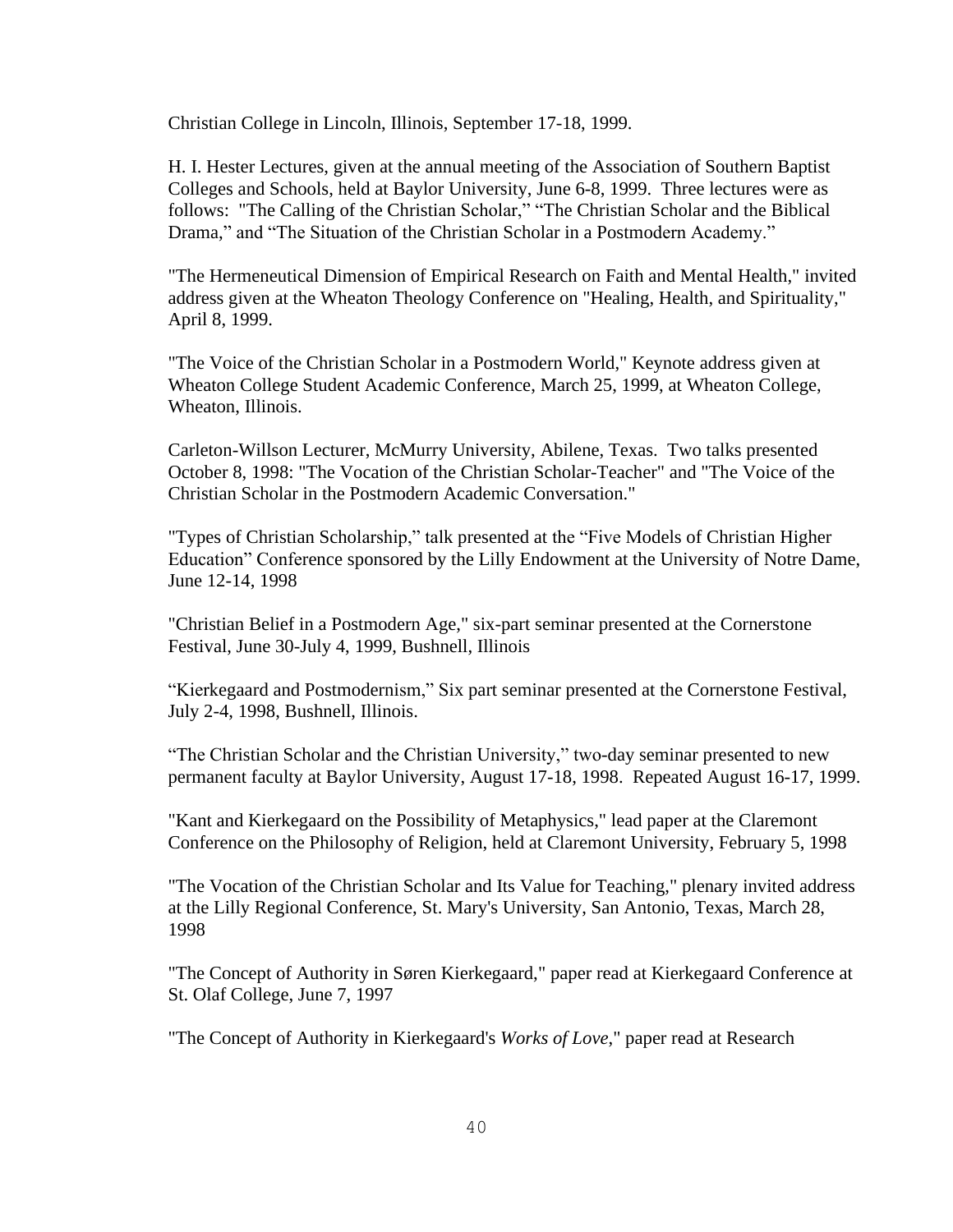Christian College in Lincoln, Illinois, September 17-18, 1999.

H. I. Hester Lectures, given at the annual meeting of the Association of Southern Baptist Colleges and Schools, held at Baylor University, June 6-8, 1999. Three lectures were as follows: "The Calling of the Christian Scholar," "The Christian Scholar and the Biblical Drama," and "The Situation of the Christian Scholar in a Postmodern Academy."

"The Hermeneutical Dimension of Empirical Research on Faith and Mental Health," invited address given at the Wheaton Theology Conference on "Healing, Health, and Spirituality," April 8, 1999.

"The Voice of the Christian Scholar in a Postmodern World," Keynote address given at Wheaton College Student Academic Conference, March 25, 1999, at Wheaton College, Wheaton, Illinois.

Carleton-Willson Lecturer, McMurry University, Abilene, Texas. Two talks presented October 8, 1998: "The Vocation of the Christian Scholar-Teacher" and "The Voice of the Christian Scholar in the Postmodern Academic Conversation."

"Types of Christian Scholarship," talk presented at the "Five Models of Christian Higher Education" Conference sponsored by the Lilly Endowment at the University of Notre Dame, June 12-14, 1998

"Christian Belief in a Postmodern Age," six-part seminar presented at the Cornerstone Festival, June 30-July 4, 1999, Bushnell, Illinois

"Kierkegaard and Postmodernism," Six part seminar presented at the Cornerstone Festival, July 2-4, 1998, Bushnell, Illinois.

"The Christian Scholar and the Christian University," two-day seminar presented to new permanent faculty at Baylor University, August 17-18, 1998. Repeated August 16-17, 1999.

"Kant and Kierkegaard on the Possibility of Metaphysics," lead paper at the Claremont Conference on the Philosophy of Religion, held at Claremont University, February 5, 1998

"The Vocation of the Christian Scholar and Its Value for Teaching," plenary invited address at the Lilly Regional Conference, St. Mary's University, San Antonio, Texas, March 28, 1998

"The Concept of Authority in Søren Kierkegaard," paper read at Kierkegaard Conference at St. Olaf College, June 7, 1997

"The Concept of Authority in Kierkegaard's *Works of Love*," paper read at Research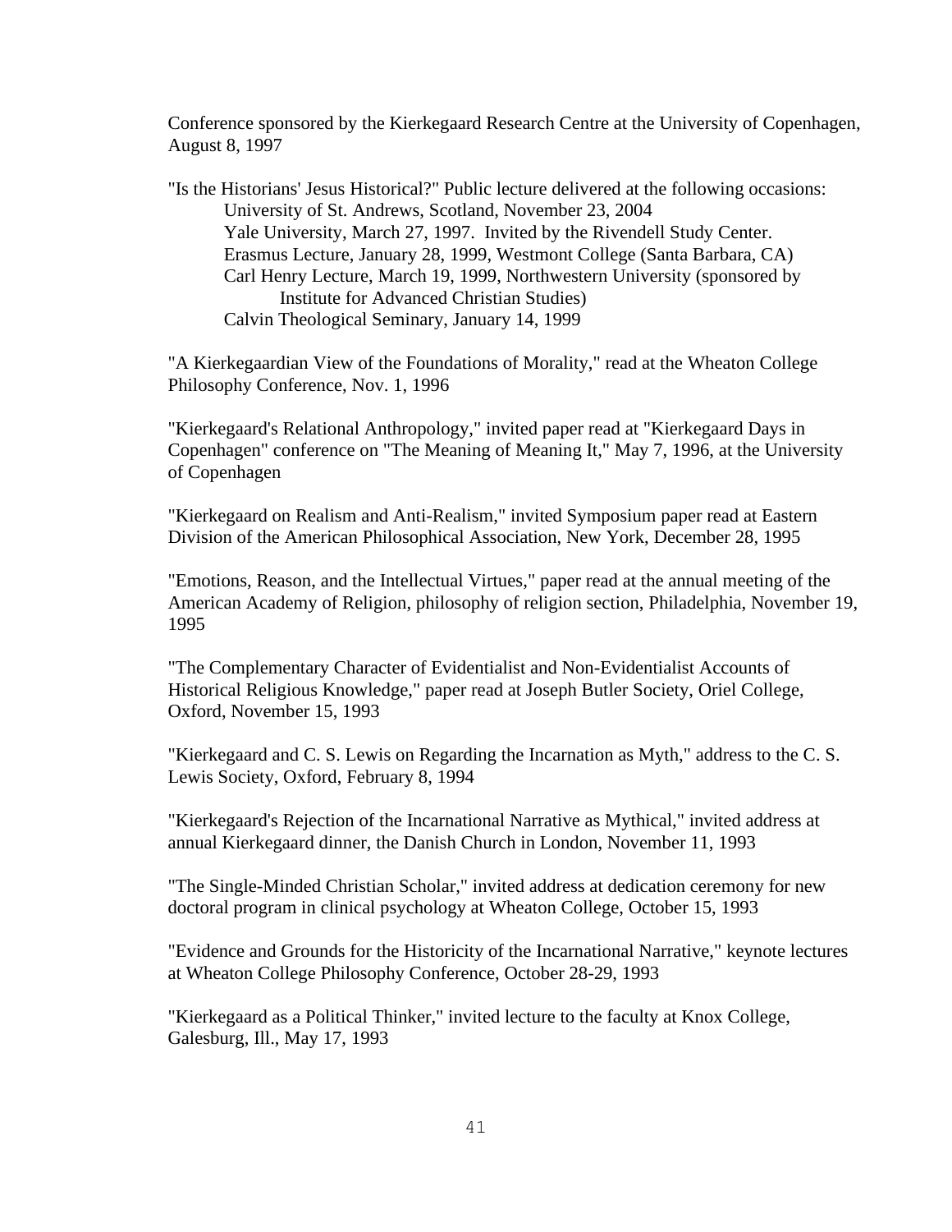Conference sponsored by the Kierkegaard Research Centre at the University of Copenhagen, August 8, 1997

"Is the Historians' Jesus Historical?" Public lecture delivered at the following occasions:

- University of St. Andrews, Scotland, November 23, 2004
- Yale University, March 27, 1997. Invited by the Rivendell Study Center.
- Erasmus Lecture, January 28, 1999, Westmont College (Santa Barbara, CA)
- Carl Henry Lecture, March 19, 1999, Northwestern University (sponsored by Institute for Advanced Christian Studies)
- Calvin Theological Seminary, January 14, 1999

"A Kierkegaardian View of the Foundations of Morality," read at the Wheaton College Philosophy Conference, Nov. 1, 1996

"Kierkegaard's Relational Anthropology," invited paper read at "Kierkegaard Days in Copenhagen" conference on "The Meaning of Meaning It," May 7, 1996, at the University of Copenhagen

"Kierkegaard on Realism and Anti-Realism," invited Symposium paper read at Eastern Division of the American Philosophical Association, New York, December 28, 1995

"Emotions, Reason, and the Intellectual Virtues," paper read at the annual meeting of the American Academy of Religion, philosophy of religion section, Philadelphia, November 19, 1995

"The Complementary Character of Evidentialist and Non-Evidentialist Accounts of Historical Religious Knowledge," paper read at Joseph Butler Society, Oriel College, Oxford, November 15, 1993

"Kierkegaard and C. S. Lewis on Regarding the Incarnation as Myth," address to the C. S. Lewis Society, Oxford, February 8, 1994

"Kierkegaard's Rejection of the Incarnational Narrative as Mythical," invited address at annual Kierkegaard dinner, the Danish Church in London, November 11, 1993

"The Single-Minded Christian Scholar," invited address at dedication ceremony for new doctoral program in clinical psychology at Wheaton College, October 15, 1993

"Evidence and Grounds for the Historicity of the Incarnational Narrative," keynote lectures at Wheaton College Philosophy Conference, October 28-29, 1993

"Kierkegaard as a Political Thinker," invited lecture to the faculty at Knox College, Galesburg, Ill., May 17, 1993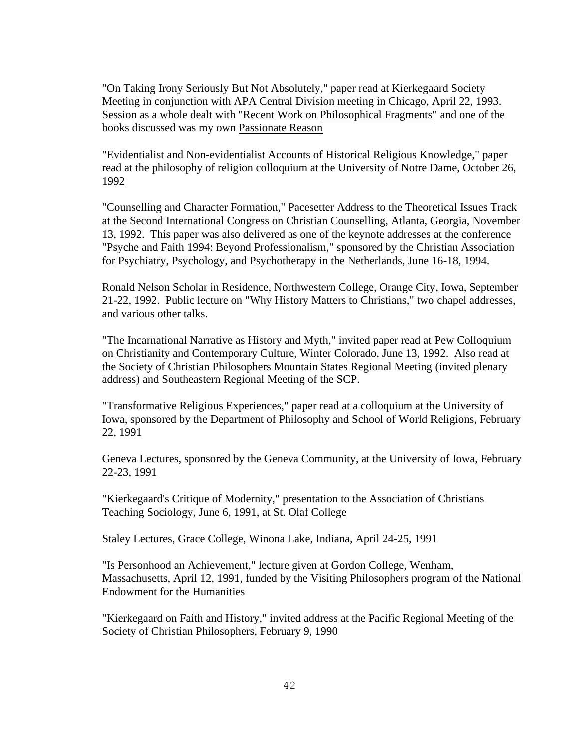"On Taking Irony Seriously But Not Absolutely," paper read at Kierkegaard Society Meeting in conjunction with APA Central Division meeting in Chicago, April 22, 1993. Session as a whole dealt with "Recent Work on Philosophical Fragments" and one of the books discussed was my own Passionate Reason

"Evidentialist and Non-evidentialist Accounts of Historical Religious Knowledge," paper read at the philosophy of religion colloquium at the University of Notre Dame, October 26, 1992

"Counselling and Character Formation," Pacesetter Address to the Theoretical Issues Track at the Second International Congress on Christian Counselling, Atlanta, Georgia, November 13, 1992. This paper was also delivered as one of the keynote addresses at the conference "Psyche and Faith 1994: Beyond Professionalism," sponsored by the Christian Association for Psychiatry, Psychology, and Psychotherapy in the Netherlands, June 16-18, 1994.

Ronald Nelson Scholar in Residence, Northwestern College, Orange City, Iowa, September 21-22, 1992. Public lecture on "Why History Matters to Christians," two chapel addresses, and various other talks.

"The Incarnational Narrative as History and Myth," invited paper read at Pew Colloquium on Christianity and Contemporary Culture, Winter Colorado, June 13, 1992. Also read at the Society of Christian Philosophers Mountain States Regional Meeting (invited plenary address) and Southeastern Regional Meeting of the SCP.

"Transformative Religious Experiences," paper read at a colloquium at the University of Iowa, sponsored by the Department of Philosophy and School of World Religions, February 22, 1991

Geneva Lectures, sponsored by the Geneva Community, at the University of Iowa, February 22-23, 1991

"Kierkegaard's Critique of Modernity," presentation to the Association of Christians Teaching Sociology, June 6, 1991, at St. Olaf College

Staley Lectures, Grace College, Winona Lake, Indiana, April 24-25, 1991

"Is Personhood an Achievement," lecture given at Gordon College, Wenham, Massachusetts, April 12, 1991, funded by the Visiting Philosophers program of the National Endowment for the Humanities

"Kierkegaard on Faith and History," invited address at the Pacific Regional Meeting of the Society of Christian Philosophers, February 9, 1990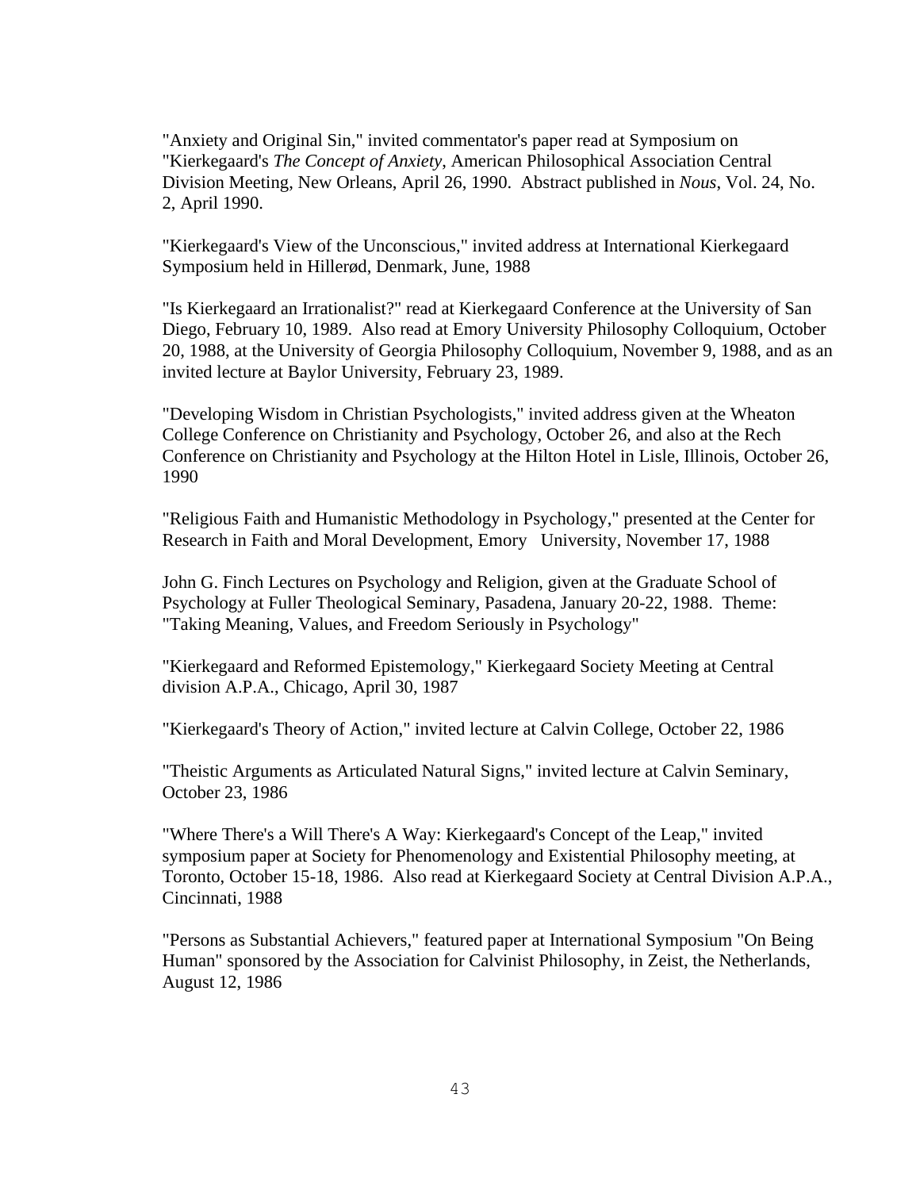"Anxiety and Original Sin," invited commentator's paper read at Symposium on "Kierkegaard's *The Concept of Anxiety*, American Philosophical Association Central Division Meeting, New Orleans, April 26, 1990. Abstract published in *Nous*, Vol. 24, No. 2, April 1990.

"Kierkegaard's View of the Unconscious," invited address at International Kierkegaard Symposium held in Hillerød, Denmark, June, 1988

"Is Kierkegaard an Irrationalist?" read at Kierkegaard Conference at the University of San Diego, February 10, 1989. Also read at Emory University Philosophy Colloquium, October 20, 1988, at the University of Georgia Philosophy Colloquium, November 9, 1988, and as an invited lecture at Baylor University, February 23, 1989.

"Developing Wisdom in Christian Psychologists," invited address given at the Wheaton College Conference on Christianity and Psychology, October 26, and also at the Rech Conference on Christianity and Psychology at the Hilton Hotel in Lisle, Illinois, October 26, 1990

"Religious Faith and Humanistic Methodology in Psychology," presented at the Center for Research in Faith and Moral Development, Emory University, November 17, 1988

John G. Finch Lectures on Psychology and Religion, given at the Graduate School of Psychology at Fuller Theological Seminary, Pasadena, January 20-22, 1988. Theme: "Taking Meaning, Values, and Freedom Seriously in Psychology"

"Kierkegaard and Reformed Epistemology," Kierkegaard Society Meeting at Central division A.P.A., Chicago, April 30, 1987

"Kierkegaard's Theory of Action," invited lecture at Calvin College, October 22, 1986

"Theistic Arguments as Articulated Natural Signs," invited lecture at Calvin Seminary, October 23, 1986

"Where There's a Will There's A Way: Kierkegaard's Concept of the Leap," invited symposium paper at Society for Phenomenology and Existential Philosophy meeting, at Toronto, October 15-18, 1986. Also read at Kierkegaard Society at Central Division A.P.A., Cincinnati, 1988

"Persons as Substantial Achievers," featured paper at International Symposium "On Being Human" sponsored by the Association for Calvinist Philosophy, in Zeist, the Netherlands, August 12, 1986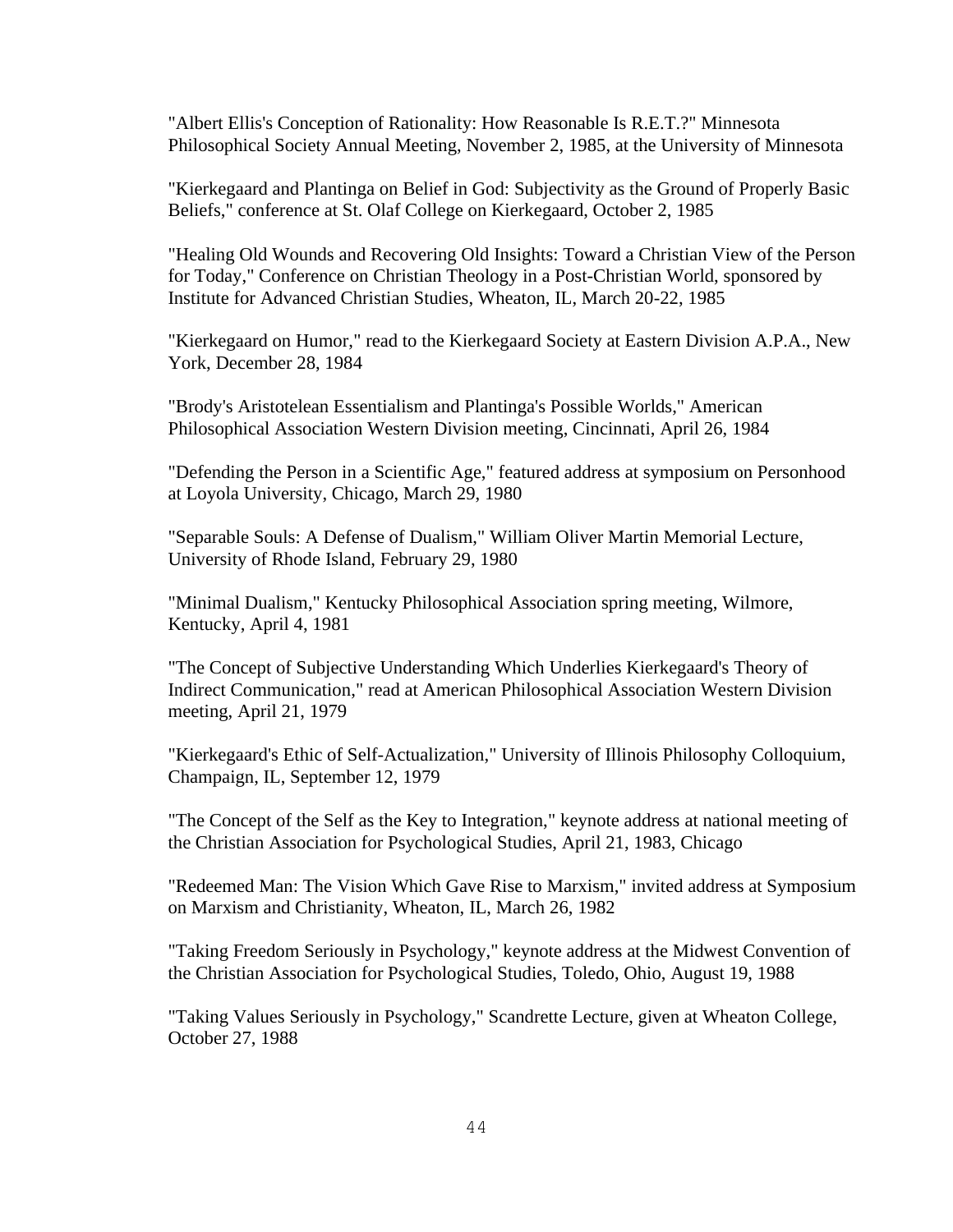"Albert Ellis's Conception of Rationality: How Reasonable Is R.E.T.?" Minnesota Philosophical Society Annual Meeting, November 2, 1985, at the University of Minnesota

"Kierkegaard and Plantinga on Belief in God: Subjectivity as the Ground of Properly Basic Beliefs," conference at St. Olaf College on Kierkegaard, October 2, 1985

"Healing Old Wounds and Recovering Old Insights: Toward a Christian View of the Person for Today," Conference on Christian Theology in a Post-Christian World, sponsored by Institute for Advanced Christian Studies, Wheaton, IL, March 20-22, 1985

"Kierkegaard on Humor," read to the Kierkegaard Society at Eastern Division A.P.A., New York, December 28, 1984

"Brody's Aristotelean Essentialism and Plantinga's Possible Worlds," American Philosophical Association Western Division meeting, Cincinnati, April 26, 1984

"Defending the Person in a Scientific Age," featured address at symposium on Personhood at Loyola University, Chicago, March 29, 1980

"Separable Souls: A Defense of Dualism," William Oliver Martin Memorial Lecture, University of Rhode Island, February 29, 1980

"Minimal Dualism," Kentucky Philosophical Association spring meeting, Wilmore, Kentucky, April 4, 1981

"The Concept of Subjective Understanding Which Underlies Kierkegaard's Theory of Indirect Communication," read at American Philosophical Association Western Division meeting, April 21, 1979

"Kierkegaard's Ethic of Self-Actualization," University of Illinois Philosophy Colloquium, Champaign, IL, September 12, 1979

"The Concept of the Self as the Key to Integration," keynote address at national meeting of the Christian Association for Psychological Studies, April 21, 1983, Chicago

"Redeemed Man: The Vision Which Gave Rise to Marxism," invited address at Symposium on Marxism and Christianity, Wheaton, IL, March 26, 1982

"Taking Freedom Seriously in Psychology," keynote address at the Midwest Convention of the Christian Association for Psychological Studies, Toledo, Ohio, August 19, 1988

"Taking Values Seriously in Psychology," Scandrette Lecture, given at Wheaton College, October 27, 1988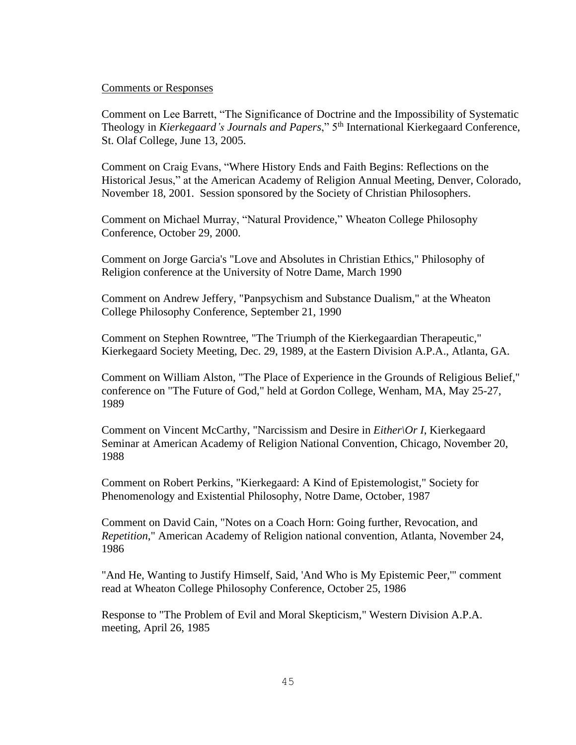Comments or Responses

Comment on Lee Barrett, "The Significance of Doctrine and the Impossibility of Systematic Theology in *Kierkegaard's Journals and Papers*," 5th International Kierkegaard Conference, St. Olaf College, June 13, 2005.

Comment on Craig Evans, "Where History Ends and Faith Begins: Reflections on the Historical Jesus," at the American Academy of Religion Annual Meeting, Denver, Colorado, November 18, 2001. Session sponsored by the Society of Christian Philosophers.

Comment on Michael Murray, "Natural Providence," Wheaton College Philosophy Conference, October 29, 2000.

Comment on Jorge Garcia's "Love and Absolutes in Christian Ethics," Philosophy of Religion conference at the University of Notre Dame, March 1990

Comment on Andrew Jeffery, "Panpsychism and Substance Dualism," at the Wheaton College Philosophy Conference, September 21, 1990

Comment on Stephen Rowntree, "The Triumph of the Kierkegaardian Therapeutic," Kierkegaard Society Meeting, Dec. 29, 1989, at the Eastern Division A.P.A., Atlanta, GA.

Comment on William Alston, "The Place of Experience in the Grounds of Religious Belief," conference on "The Future of God," held at Gordon College, Wenham, MA, May 25-27, 1989

Comment on Vincent McCarthy, "Narcissism and Desire in *Either\Or I*, Kierkegaard Seminar at American Academy of Religion National Convention, Chicago, November 20, 1988

Comment on Robert Perkins, "Kierkegaard: A Kind of Epistemologist," Society for Phenomenology and Existential Philosophy, Notre Dame, October, 1987

Comment on David Cain, "Notes on a Coach Horn: Going further, Revocation, and *Repetition*," American Academy of Religion national convention, Atlanta, November 24, 1986

"And He, Wanting to Justify Himself, Said, 'And Who is My Epistemic Peer,'" comment read at Wheaton College Philosophy Conference, October 25, 1986

Response to "The Problem of Evil and Moral Skepticism," Western Division A.P.A. meeting, April 26, 1985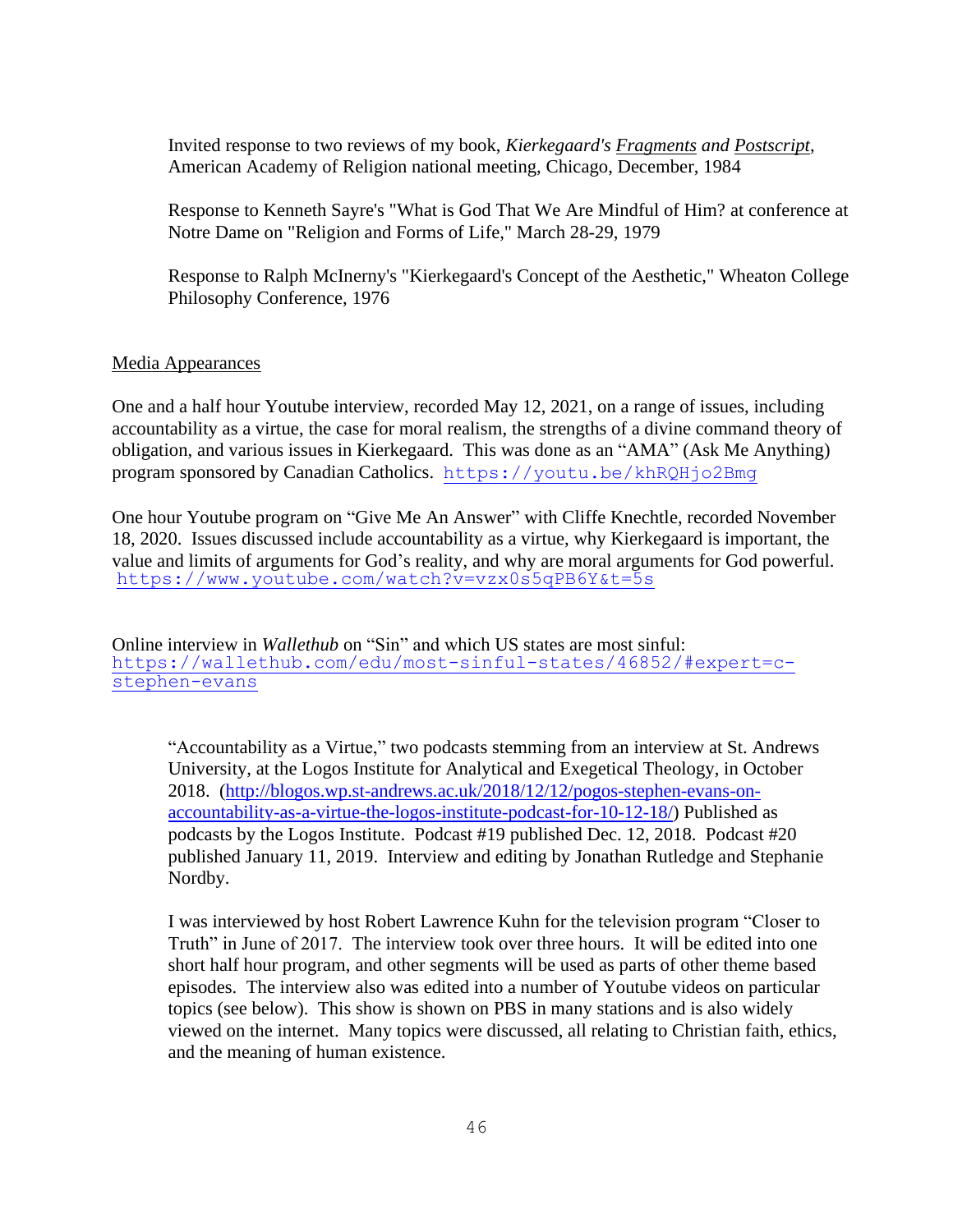Invited response to two reviews of my book, *Kierkegaard's Fragments and Postscript*, American Academy of Religion national meeting, Chicago, December, 1984

Response to Kenneth Sayre's "What is God That We Are Mindful of Him? at conference at Notre Dame on "Religion and Forms of Life," March 28-29, 1979

Response to Ralph McInerny's "Kierkegaard's Concept of the Aesthetic," Wheaton College Philosophy Conference, 1976

Media Appearances

One and a half hour Youtube interview, recorded May 12, 2021, on a range of issues, including accountability as a virtue, the case for moral realism, the strengths of a divine command theory of obligation, and various issues in Kierkegaard. This was done as an "AMA" (Ask Me Anything) program sponsored by Canadian Catholics. https://youtu.be/khRQHjo2Bmg

One hour Youtube program on "Give Me An Answer" with Cliffe Knechtle, recorded November 18, 2020. Issues discussed include accountability as a virtue, why Kierkegaard is important, the value and limits of arguments for God's reality, and why are moral arguments for God powerful. https://www.youtube.com/watch?v=vzx0s5qPB6Y&t=5s

Online interview in *Wallethub* on "Sin" and which US states are most sinful: https://wallethub.com/edu/most-sinful-states/46852/#expert=c-stephen-evans

"Accountability as a Virtue," two podcasts stemming from an interview at St. Andrews University, at the Logos Institute for Analytical and Exegetical Theology, in October 2018. (http://blogos.wp.st-andrews.ac.uk/2018/12/12/pogos-stephen-evans-on-accountability-as-a-virtue-the-logos-institute-podcast-for-10-12-18/) Published as podcasts by the Logos Institute. Podcast #19 published Dec. 12, 2018. Podcast #20 published January 11, 2019. Interview and editing by Jonathan Rutledge and Stephanie Nordby.

I was interviewed by host Robert Lawrence Kuhn for the television program "Closer to Truth" in June of 2017. The interview took over three hours. It will be edited into one short half hour program, and other segments will be used as parts of other theme based episodes. The interview also was edited into a number of Youtube videos on particular topics (see below). This show is shown on PBS in many stations and is also widely viewed on the internet. Many topics were discussed, all relating to Christian faith, ethics, and the meaning of human existence.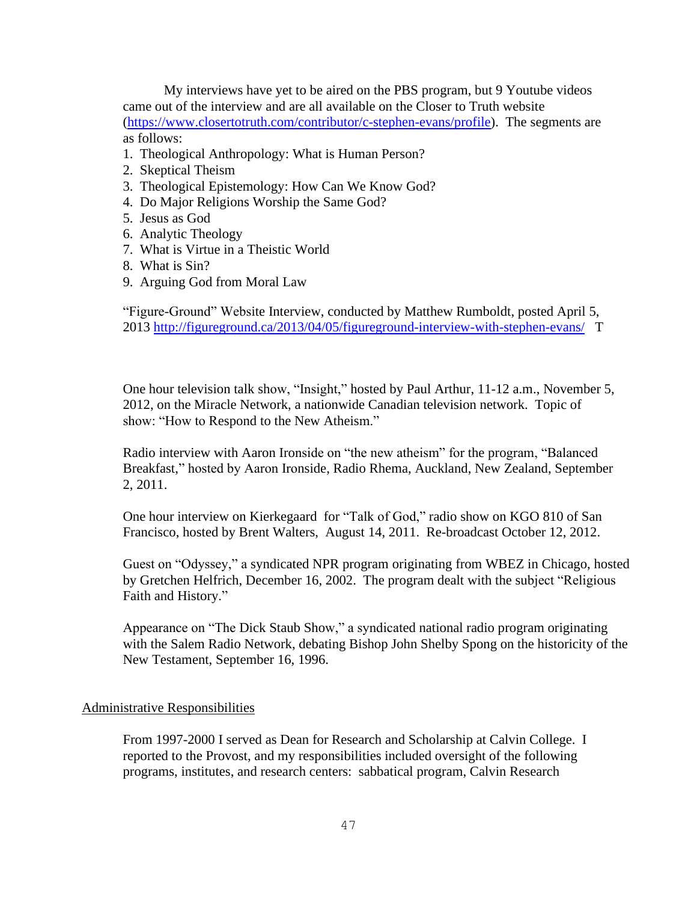My interviews have yet to be aired on the PBS program, but 9 Youtube videos came out of the interview and are all available on the Closer to Truth website (https://www.closertotruth.com/contributor/c-stephen-evans/profile). The segments are as follows:

1. Theological Anthropology: What is Human Person?
2. Skeptical Theism
3. Theological Epistemology: How Can We Know God?
4. Do Major Religions Worship the Same God?
5. Jesus as God
6. Analytic Theology
7. What is Virtue in a Theistic World
8. What is Sin?
9. Arguing God from Moral Law

"Figure-Ground" Website Interview, conducted by Matthew Rumboldt, posted April 5, 2013 http://figureground.ca/2013/04/05/figureground-interview-with-stephen-evans/ T

One hour television talk show, "Insight," hosted by Paul Arthur, 11-12 a.m., November 5, 2012, on the Miracle Network, a nationwide Canadian television network. Topic of show: "How to Respond to the New Atheism."

Radio interview with Aaron Ironside on "the new atheism" for the program, "Balanced Breakfast," hosted by Aaron Ironside, Radio Rhema, Auckland, New Zealand, September 2, 2011.

One hour interview on Kierkegaard for "Talk of God," radio show on KGO 810 of San Francisco, hosted by Brent Walters, August 14, 2011. Re-broadcast October 12, 2012.

Guest on "Odyssey," a syndicated NPR program originating from WBEZ in Chicago, hosted by Gretchen Helfrich, December 16, 2002. The program dealt with the subject "Religious Faith and History."

Appearance on "The Dick Staub Show," a syndicated national radio program originating with the Salem Radio Network, debating Bishop John Shelby Spong on the historicity of the New Testament, September 16, 1996.

## Administrative Responsibilities

From 1997-2000 I served as Dean for Research and Scholarship at Calvin College. I reported to the Provost, and my responsibilities included oversight of the following programs, institutes, and research centers: sabbatical program, Calvin Research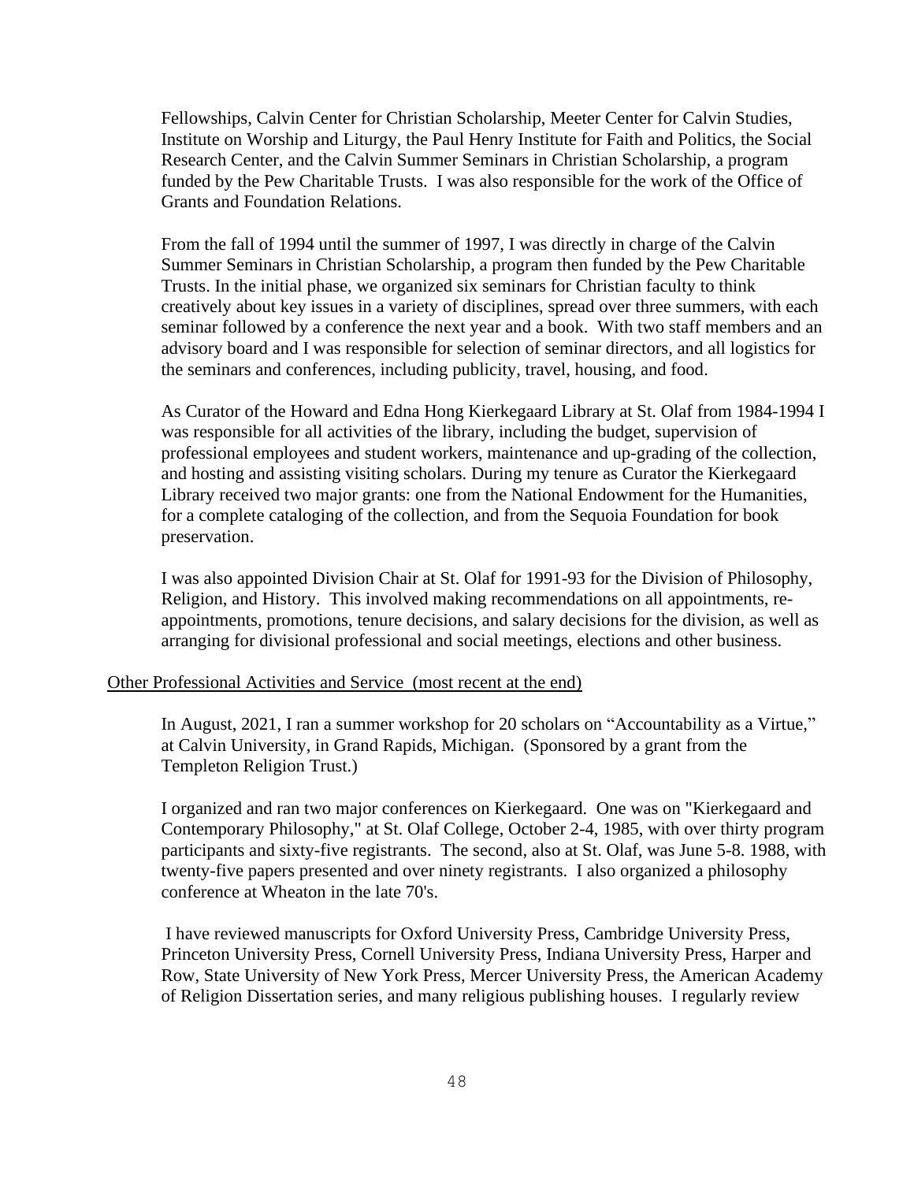Fellowships, Calvin Center for Christian Scholarship, Meeter Center for Calvin Studies, Institute on Worship and Liturgy, the Paul Henry Institute for Faith and Politics, the Social Research Center, and the Calvin Summer Seminars in Christian Scholarship, a program funded by the Pew Charitable Trusts. I was also responsible for the work of the Office of Grants and Foundation Relations.

From the fall of 1994 until the summer of 1997, I was directly in charge of the Calvin Summer Seminars in Christian Scholarship, a program then funded by the Pew Charitable Trusts. In the initial phase, we organized six seminars for Christian faculty to think creatively about key issues in a variety of disciplines, spread over three summers, with each seminar followed by a conference the next year and a book. With two staff members and an advisory board and I was responsible for selection of seminar directors, and all logistics for the seminars and conferences, including publicity, travel, housing, and food.

As Curator of the Howard and Edna Hong Kierkegaard Library at St. Olaf from 1984-1994 I was responsible for all activities of the library, including the budget, supervision of professional employees and student workers, maintenance and up-grading of the collection, and hosting and assisting visiting scholars. During my tenure as Curator the Kierkegaard Library received two major grants: one from the National Endowment for the Humanities, for a complete cataloging of the collection, and from the Sequoia Foundation for book preservation.

I was also appointed Division Chair at St. Olaf for 1991-93 for the Division of Philosophy, Religion, and History. This involved making recommendations on all appointments, re-appointments, promotions, tenure decisions, and salary decisions for the division, as well as arranging for divisional professional and social meetings, elections and other business.

<u>Other Professional Activities and Service (most recent at the end)</u>

In August, 2021, I ran a summer workshop for 20 scholars on "Accountability as a Virtue," at Calvin University, in Grand Rapids, Michigan. (Sponsored by a grant from the Templeton Religion Trust.)

I organized and ran two major conferences on Kierkegaard. One was on "Kierkegaard and Contemporary Philosophy," at St. Olaf College, October 2-4, 1985, with over thirty program participants and sixty-five registrants. The second, also at St. Olaf, was June 5-8. 1988, with twenty-five papers presented and over ninety registrants. I also organized a philosophy conference at Wheaton in the late 70's.

I have reviewed manuscripts for Oxford University Press, Cambridge University Press, Princeton University Press, Cornell University Press, Indiana University Press, Harper and Row, State University of New York Press, Mercer University Press, the American Academy of Religion Dissertation series, and many religious publishing houses. I regularly review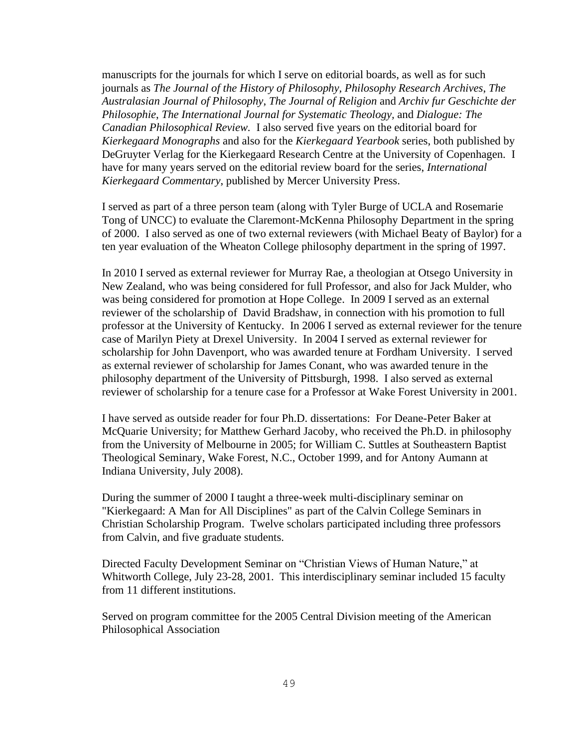manuscripts for the journals for which I serve on editorial boards, as well as for such journals as *The Journal of the History of Philosophy*, *Philosophy Research Archives*, *The Australasian Journal of Philosophy*, *The Journal of Religion* and *Archiv fur Geschichte der Philosophie*, *The International Journal for Systematic Theology*, and *Dialogue: The Canadian Philosophical Review.* I also served five years on the editorial board for *Kierkegaard Monographs* and also for the *Kierkegaard Yearbook* series, both published by DeGruyter Verlag for the Kierkegaard Research Centre at the University of Copenhagen. I have for many years served on the editorial review board for the series, *International Kierkegaard Commentary*, published by Mercer University Press.

I served as part of a three person team (along with Tyler Burge of UCLA and Rosemarie Tong of UNCC) to evaluate the Claremont-McKenna Philosophy Department in the spring of 2000. I also served as one of two external reviewers (with Michael Beaty of Baylor) for a ten year evaluation of the Wheaton College philosophy department in the spring of 1997.

In 2010 I served as external reviewer for Murray Rae, a theologian at Otsego University in New Zealand, who was being considered for full Professor, and also for Jack Mulder, who was being considered for promotion at Hope College. In 2009 I served as an external reviewer of the scholarship of David Bradshaw, in connection with his promotion to full professor at the University of Kentucky. In 2006 I served as external reviewer for the tenure case of Marilyn Piety at Drexel University. In 2004 I served as external reviewer for scholarship for John Davenport, who was awarded tenure at Fordham University. I served as external reviewer of scholarship for James Conant, who was awarded tenure in the philosophy department of the University of Pittsburgh, 1998. I also served as external reviewer of scholarship for a tenure case for a Professor at Wake Forest University in 2001.

I have served as outside reader for four Ph.D. dissertations: For Deane-Peter Baker at McQuarie University; for Matthew Gerhard Jacoby, who received the Ph.D. in philosophy from the University of Melbourne in 2005; for William C. Suttles at Southeastern Baptist Theological Seminary, Wake Forest, N.C., October 1999, and for Antony Aumann at Indiana University, July 2008).

During the summer of 2000 I taught a three-week multi-disciplinary seminar on "Kierkegaard: A Man for All Disciplines" as part of the Calvin College Seminars in Christian Scholarship Program. Twelve scholars participated including three professors from Calvin, and five graduate students.

Directed Faculty Development Seminar on "Christian Views of Human Nature," at Whitworth College, July 23-28, 2001. This interdisciplinary seminar included 15 faculty from 11 different institutions.

Served on program committee for the 2005 Central Division meeting of the American Philosophical Association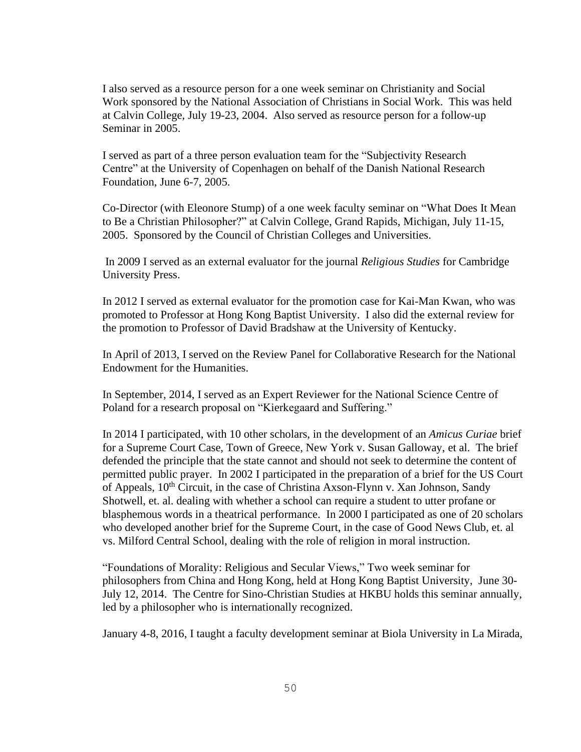I also served as a resource person for a one week seminar on Christianity and Social Work sponsored by the National Association of Christians in Social Work. This was held at Calvin College, July 19-23, 2004. Also served as resource person for a follow-up Seminar in 2005.

I served as part of a three person evaluation team for the "Subjectivity Research Centre" at the University of Copenhagen on behalf of the Danish National Research Foundation, June 6-7, 2005.

Co-Director (with Eleonore Stump) of a one week faculty seminar on "What Does It Mean to Be a Christian Philosopher?" at Calvin College, Grand Rapids, Michigan, July 11-15, 2005. Sponsored by the Council of Christian Colleges and Universities.

In 2009 I served as an external evaluator for the journal *Religious Studies* for Cambridge University Press.

In 2012 I served as external evaluator for the promotion case for Kai-Man Kwan, who was promoted to Professor at Hong Kong Baptist University. I also did the external review for the promotion to Professor of David Bradshaw at the University of Kentucky.

In April of 2013, I served on the Review Panel for Collaborative Research for the National Endowment for the Humanities.

In September, 2014, I served as an Expert Reviewer for the National Science Centre of Poland for a research proposal on "Kierkegaard and Suffering."

In 2014 I participated, with 10 other scholars, in the development of an *Amicus Curiae* brief for a Supreme Court Case, Town of Greece, New York v. Susan Galloway, et al. The brief defended the principle that the state cannot and should not seek to determine the content of permitted public prayer. In 2002 I participated in the preparation of a brief for the US Court of Appeals, 10th Circuit, in the case of Christina Axson-Flynn v. Xan Johnson, Sandy Shotwell, et. al. dealing with whether a school can require a student to utter profane or blasphemous words in a theatrical performance. In 2000 I participated as one of 20 scholars who developed another brief for the Supreme Court, in the case of Good News Club, et. al vs. Milford Central School, dealing with the role of religion in moral instruction.

"Foundations of Morality: Religious and Secular Views," Two week seminar for philosophers from China and Hong Kong, held at Hong Kong Baptist University, June 30-July 12, 2014. The Centre for Sino-Christian Studies at HKBU holds this seminar annually, led by a philosopher who is internationally recognized.

January 4-8, 2016, I taught a faculty development seminar at Biola University in La Mirada,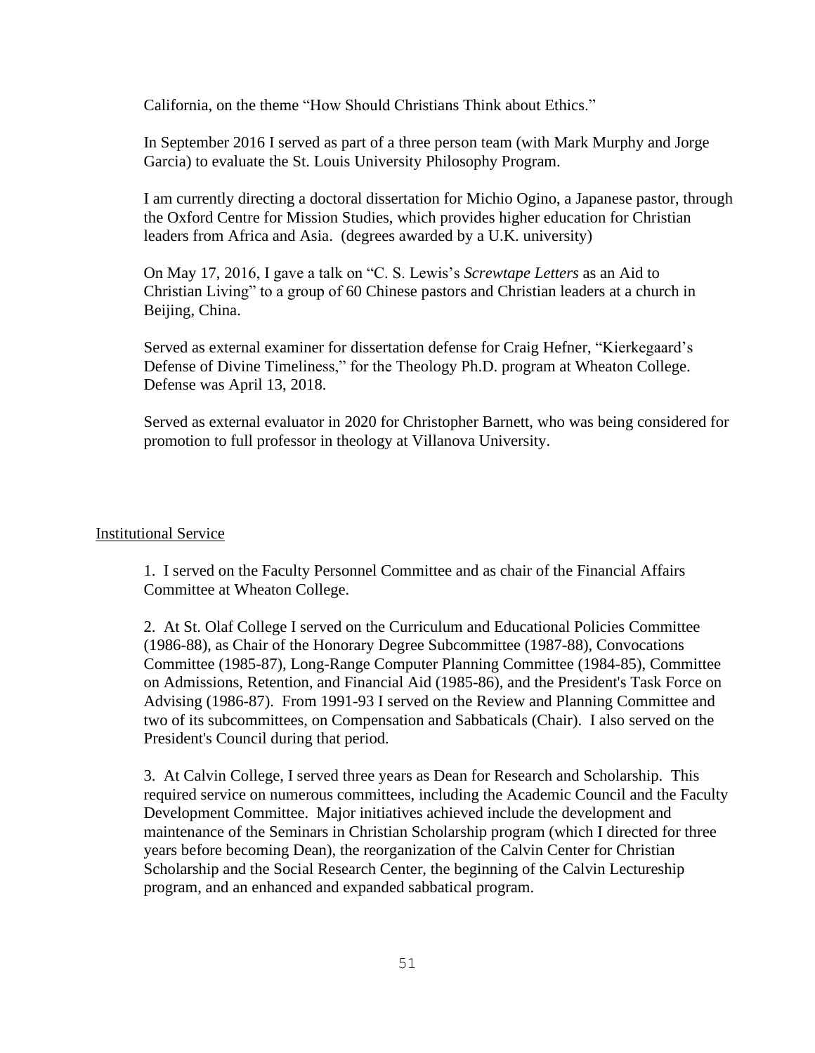California, on the theme "How Should Christians Think about Ethics."

In September 2016 I served as part of a three person team (with Mark Murphy and Jorge Garcia) to evaluate the St. Louis University Philosophy Program.

I am currently directing a doctoral dissertation for Michio Ogino, a Japanese pastor, through the Oxford Centre for Mission Studies, which provides higher education for Christian leaders from Africa and Asia. (degrees awarded by a U.K. university)

On May 17, 2016, I gave a talk on "C. S. Lewis's *Screwtape Letters* as an Aid to Christian Living" to a group of 60 Chinese pastors and Christian leaders at a church in Beijing, China.

Served as external examiner for dissertation defense for Craig Hefner, "Kierkegaard's Defense of Divine Timeliness," for the Theology Ph.D. program at Wheaton College. Defense was April 13, 2018.

Served as external evaluator in 2020 for Christopher Barnett, who was being considered for promotion to full professor in theology at Villanova University.

## Institutional Service

1. I served on the Faculty Personnel Committee and as chair of the Financial Affairs Committee at Wheaton College.

2. At St. Olaf College I served on the Curriculum and Educational Policies Committee (1986-88), as Chair of the Honorary Degree Subcommittee (1987-88), Convocations Committee (1985-87), Long-Range Computer Planning Committee (1984-85), Committee on Admissions, Retention, and Financial Aid (1985-86), and the President's Task Force on Advising (1986-87). From 1991-93 I served on the Review and Planning Committee and two of its subcommittees, on Compensation and Sabbaticals (Chair). I also served on the President's Council during that period.

3. At Calvin College, I served three years as Dean for Research and Scholarship. This required service on numerous committees, including the Academic Council and the Faculty Development Committee. Major initiatives achieved include the development and maintenance of the Seminars in Christian Scholarship program (which I directed for three years before becoming Dean), the reorganization of the Calvin Center for Christian Scholarship and the Social Research Center, the beginning of the Calvin Lectureship program, and an enhanced and expanded sabbatical program.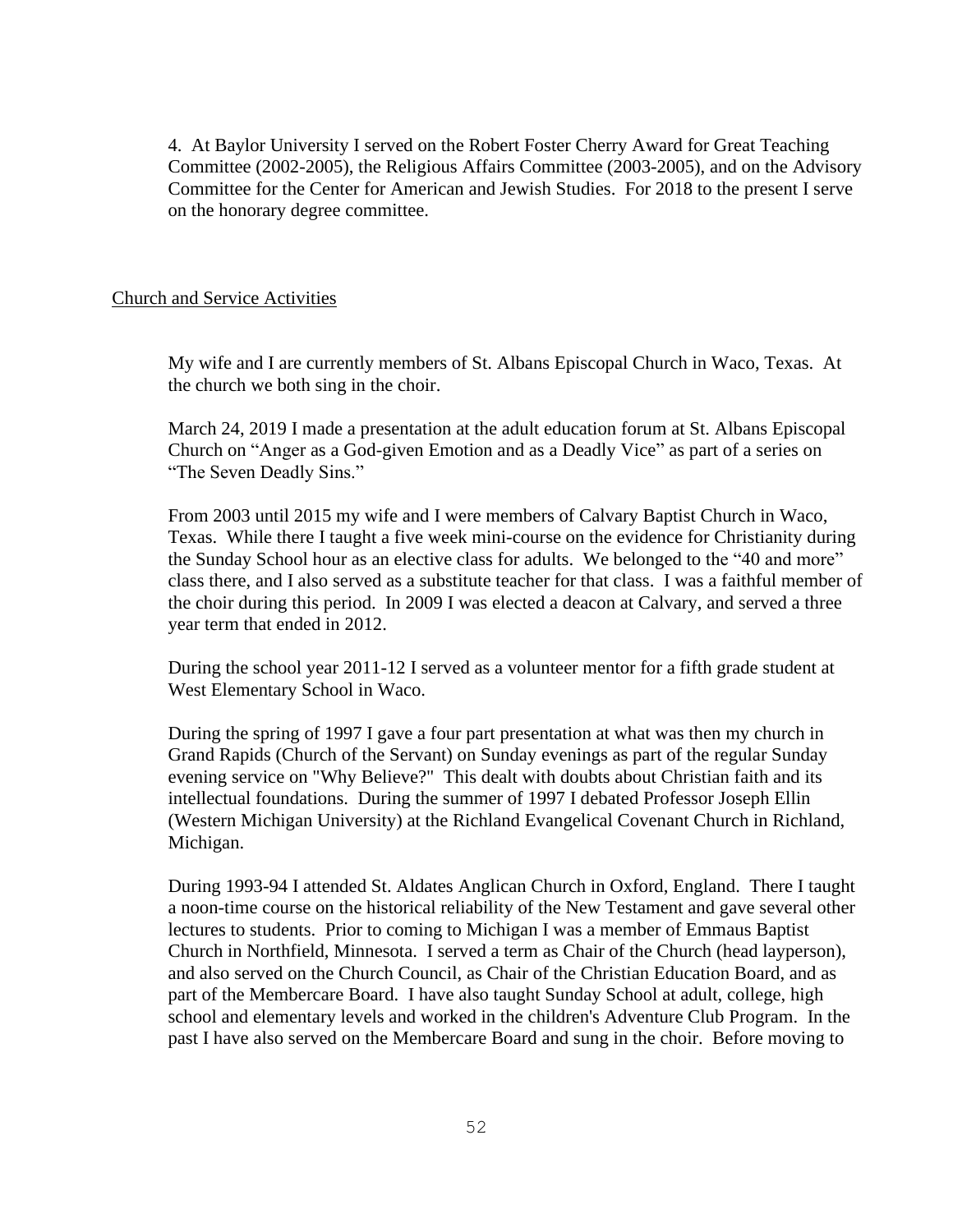4. At Baylor University I served on the Robert Foster Cherry Award for Great Teaching Committee (2002-2005), the Religious Affairs Committee (2003-2005), and on the Advisory Committee for the Center for American and Jewish Studies. For 2018 to the present I serve on the honorary degree committee.

<u>Church and Service Activities</u>

My wife and I are currently members of St. Albans Episcopal Church in Waco, Texas. At the church we both sing in the choir.

March 24, 2019 I made a presentation at the adult education forum at St. Albans Episcopal Church on "Anger as a God-given Emotion and as a Deadly Vice" as part of a series on "The Seven Deadly Sins."

From 2003 until 2015 my wife and I were members of Calvary Baptist Church in Waco, Texas. While there I taught a five week mini-course on the evidence for Christianity during the Sunday School hour as an elective class for adults. We belonged to the "40 and more" class there, and I also served as a substitute teacher for that class. I was a faithful member of the choir during this period. In 2009 I was elected a deacon at Calvary, and served a three year term that ended in 2012.

During the school year 2011-12 I served as a volunteer mentor for a fifth grade student at West Elementary School in Waco.

During the spring of 1997 I gave a four part presentation at what was then my church in Grand Rapids (Church of the Servant) on Sunday evenings as part of the regular Sunday evening service on "Why Believe?" This dealt with doubts about Christian faith and its intellectual foundations. During the summer of 1997 I debated Professor Joseph Ellin (Western Michigan University) at the Richland Evangelical Covenant Church in Richland, Michigan.

During 1993-94 I attended St. Aldates Anglican Church in Oxford, England. There I taught a noon-time course on the historical reliability of the New Testament and gave several other lectures to students. Prior to coming to Michigan I was a member of Emmaus Baptist Church in Northfield, Minnesota. I served a term as Chair of the Church (head layperson), and also served on the Church Council, as Chair of the Christian Education Board, and as part of the Membercare Board. I have also taught Sunday School at adult, college, high school and elementary levels and worked in the children's Adventure Club Program. In the past I have also served on the Membercare Board and sung in the choir. Before moving to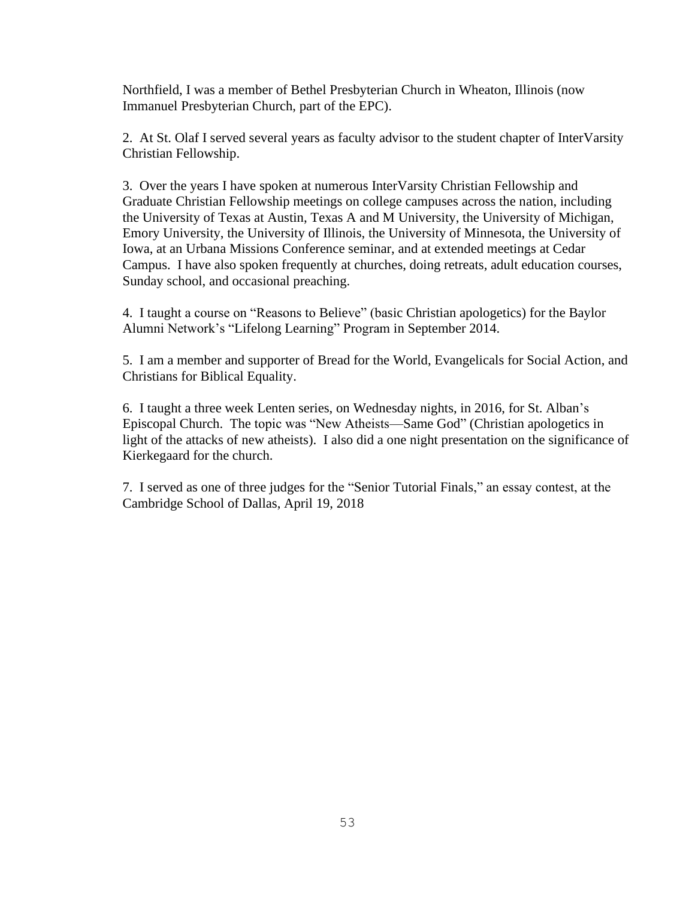Northfield, I was a member of Bethel Presbyterian Church in Wheaton, Illinois (now Immanuel Presbyterian Church, part of the EPC).

2. At St. Olaf I served several years as faculty advisor to the student chapter of InterVarsity Christian Fellowship.

3. Over the years I have spoken at numerous InterVarsity Christian Fellowship and Graduate Christian Fellowship meetings on college campuses across the nation, including the University of Texas at Austin, Texas A and M University, the University of Michigan, Emory University, the University of Illinois, the University of Minnesota, the University of Iowa, at an Urbana Missions Conference seminar, and at extended meetings at Cedar Campus. I have also spoken frequently at churches, doing retreats, adult education courses, Sunday school, and occasional preaching.

4. I taught a course on "Reasons to Believe" (basic Christian apologetics) for the Baylor Alumni Network's "Lifelong Learning" Program in September 2014.

5. I am a member and supporter of Bread for the World, Evangelicals for Social Action, and Christians for Biblical Equality.

6. I taught a three week Lenten series, on Wednesday nights, in 2016, for St. Alban's Episcopal Church. The topic was "New Atheists—Same God" (Christian apologetics in light of the attacks of new atheists). I also did a one night presentation on the significance of Kierkegaard for the church.

7. I served as one of three judges for the "Senior Tutorial Finals," an essay contest, at the Cambridge School of Dallas, April 19, 2018